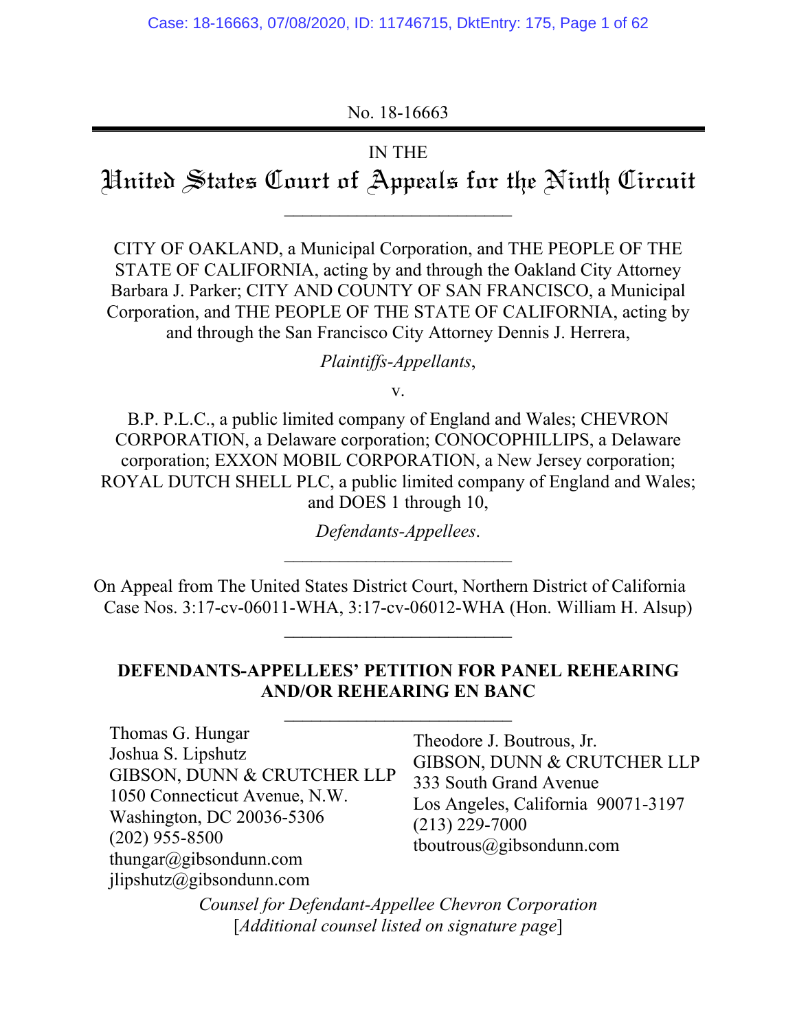No. 18-16663

IN THE

# United States Court of Appeals for the Ninth Circuit

---

CITY OF OAKLAND, a Municipal Corporation, and THE PEOPLE OF THE STATE OF CALIFORNIA, acting by and through the Oakland City Attorney Barbara J. Parker; CITY AND COUNTY OF SAN FRANCISCO, a Municipal Corporation, and THE PEOPLE OF THE STATE OF CALIFORNIA, acting by and through the San Francisco City Attorney Dennis J. Herrera,

*Plaintiffs-Appellants*,

v.

B.P. P.L.C., a public limited company of England and Wales; CHEVRON CORPORATION, a Delaware corporation; CONOCOPHILLIPS, a Delaware corporation; EXXON MOBIL CORPORATION, a New Jersey corporation; ROYAL DUTCH SHELL PLC, a public limited company of England and Wales; and DOES 1 through 10,

*Defendants-Appellees*.

---

On Appeal from The United States District Court, Northern District of California
Case Nos. 3:17-cv-06011-WHA, 3:17-cv-06012-WHA (Hon. William H. Alsup)

---

**DEFENDANTS-APPELLEES' PETITION FOR PANEL REHEARING AND/OR REHEARING EN BANC**

---

Thomas G. Hungar
Joshua S. Lipshutz
GIBSON, DUNN & CRUTCHER LLP
1050 Connecticut Avenue, N.W.
Washington, DC 20036-5306
(202) 955-8500
thungar@gibsondunn.com
jlipshutz@gibsondunn.com

Theodore J. Boutrous, Jr.
GIBSON, DUNN & CRUTCHER LLP
333 South Grand Avenue
Los Angeles, California 90071-3197
(213) 229-7000
tboutrous@gibsondunn.com

*Counsel for Defendant-Appellee Chevron Corporation*
[*Additional counsel listed on signature page*]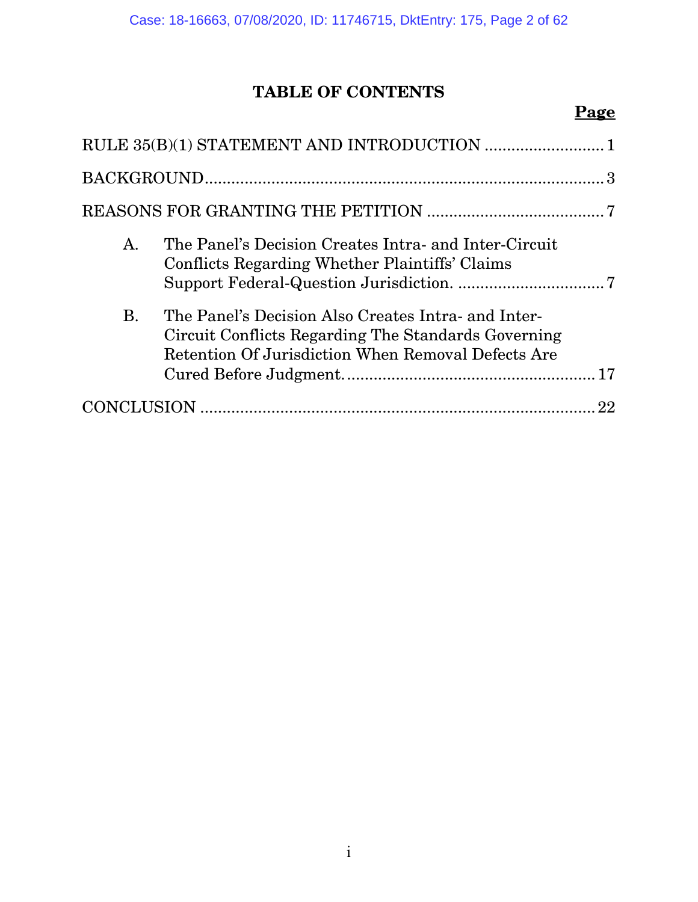# TABLE OF CONTENTS

| | Page |
|---|---|
| RULE 35(B)(1) STATEMENT AND INTRODUCTION | 1 |
| BACKGROUND | 3 |
| REASONS FOR GRANTING THE PETITION | 7 |
| A. The Panel's Decision Creates Intra- and Inter-Circuit Conflicts Regarding Whether Plaintiffs' Claims Support Federal-Question Jurisdiction. | 7 |
| B. The Panel's Decision Also Creates Intra- and Inter-Circuit Conflicts Regarding The Standards Governing Retention Of Jurisdiction When Removal Defects Are Cured Before Judgment. | 17 |
| CONCLUSION | 22 |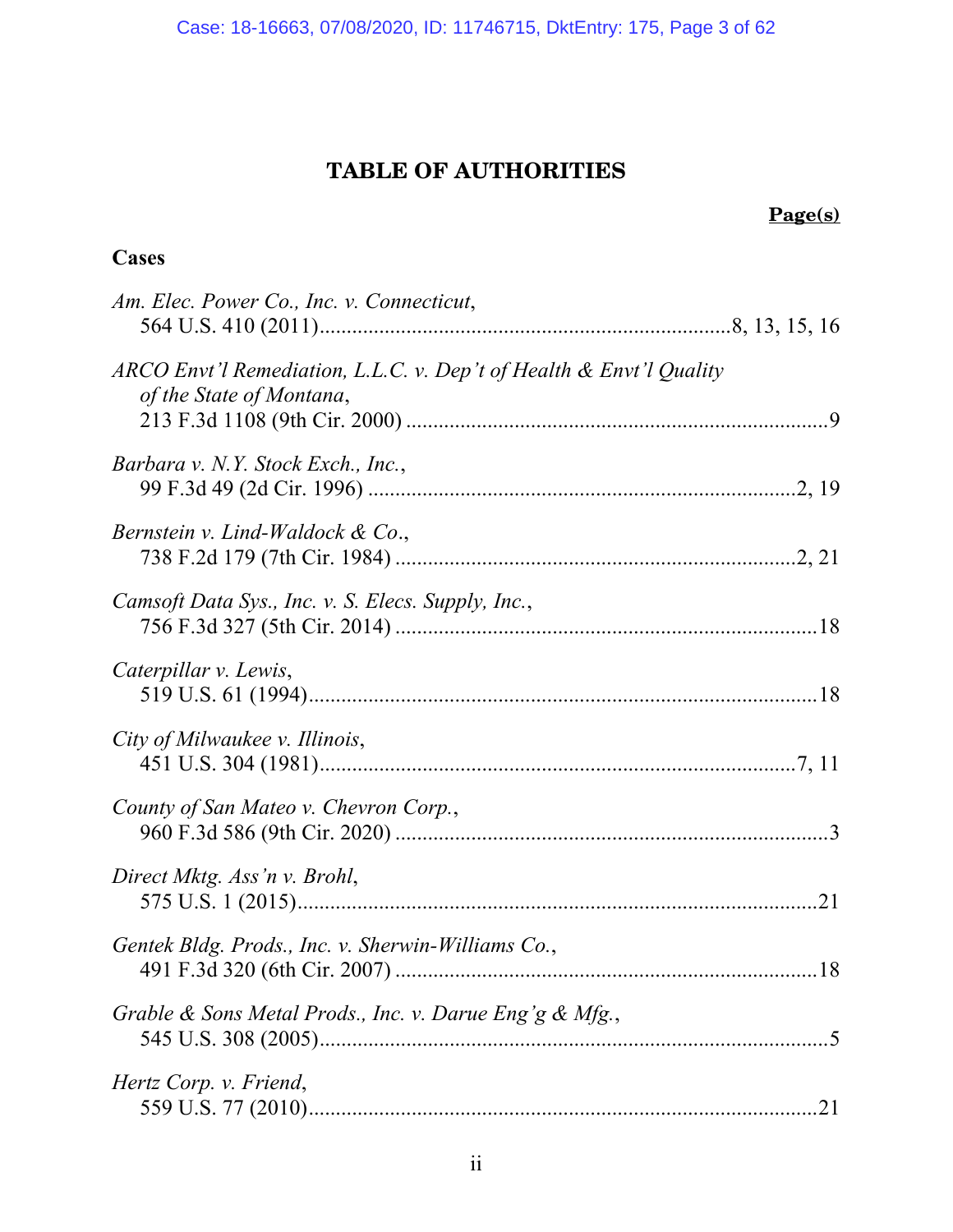# TABLE OF AUTHORITIES

**Page(s)**

**Cases**

*Am. Elec. Power Co., Inc. v. Connecticut*,
564 U.S. 410 (2011).........................................................................8, 13, 15, 16

*ARCO Envt'l Remediation, L.L.C. v. Dep't of Health & Envt'l Quality of the State of Montana*,
213 F.3d 1108 (9th Cir. 2000) ..............................................................................9

*Barbara v. N.Y. Stock Exch., Inc.*,
99 F.3d 49 (2d Cir. 1996) ...............................................................................2, 19

*Bernstein v. Lind-Waldock & Co.*,
738 F.2d 179 (7th Cir. 1984) ..........................................................................2, 21

*Camsoft Data Sys., Inc. v. S. Elecs. Supply, Inc.*,
756 F.3d 327 (5th Cir. 2014) ..............................................................................18

*Caterpillar v. Lewis*,
519 U.S. 61 (1994)..............................................................................................18

*City of Milwaukee v. Illinois*,
451 U.S. 304 (1981).........................................................................................7, 11

*County of San Mateo v. Chevron Corp.*,
960 F.3d 586 (9th Cir. 2020) ................................................................................3

*Direct Mktg. Ass'n v. Brohl*,
575 U.S. 1 (2015)................................................................................................21

*Gentek Bldg. Prods., Inc. v. Sherwin-Williams Co.*,
491 F.3d 320 (6th Cir. 2007) ..............................................................................18

*Grable & Sons Metal Prods., Inc. v. Darue Eng'g & Mfg.*,
545 U.S. 308 (2005)...............................................................................................5

*Hertz Corp. v. Friend*,
559 U.S. 77 (2010)..............................................................................................21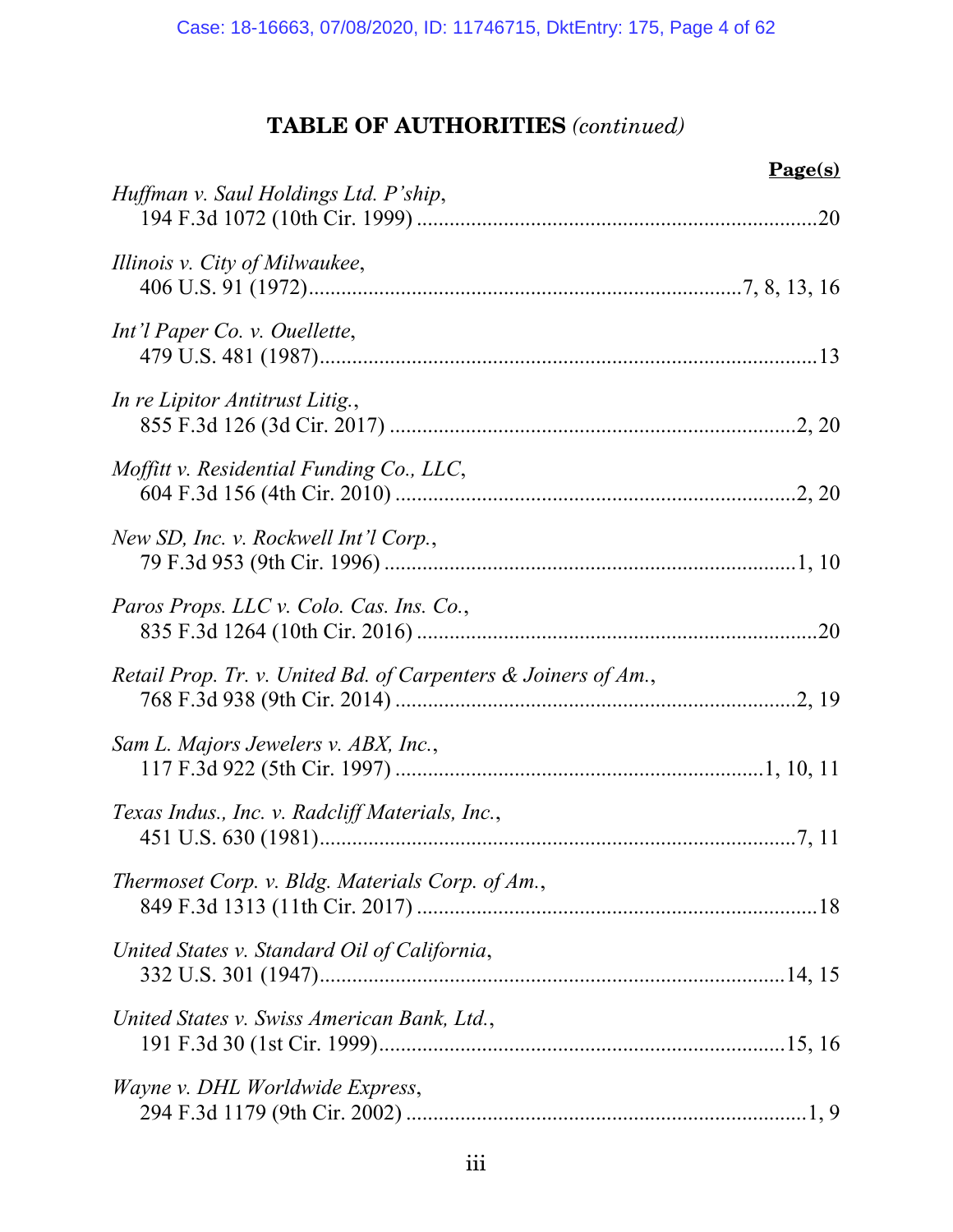# TABLE OF AUTHORITIES *(continued)*

**Page(s)**

*Huffman v. Saul Holdings Ltd. P'ship*,
194 F.3d 1072 (10th Cir. 1999) ....................................................................20

*Illinois v. City of Milwaukee*,
406 U.S. 91 (1972)..........................................................................7, 8, 13, 16

*Int'l Paper Co. v. Ouellette*,
479 U.S. 481 (1987)........................................................................................13

*In re Lipitor Antitrust Litig.*,
855 F.3d 126 (3d Cir. 2017) .......................................................................2, 20

*Moffitt v. Residential Funding Co., LLC*,
604 F.3d 156 (4th Cir. 2010) ......................................................................2, 20

*New SD, Inc. v. Rockwell Int'l Corp.*,
79 F.3d 953 (9th Cir. 1996) ........................................................................1, 10

*Paros Props. LLC v. Colo. Cas. Ins. Co.*,
835 F.3d 1264 (10th Cir. 2016) .....................................................................20

*Retail Prop. Tr. v. United Bd. of Carpenters & Joiners of Am.*,
768 F.3d 938 (9th Cir. 2014) ......................................................................2, 19

*Sam L. Majors Jewelers v. ABX, Inc.*,
117 F.3d 922 (5th Cir. 1997) ...................................................................1, 10, 11

*Texas Indus., Inc. v. Radcliff Materials, Inc.*,
451 U.S. 630 (1981)....................................................................................7, 11

*Thermoset Corp. v. Bldg. Materials Corp. of Am.*,
849 F.3d 1313 (11th Cir. 2017) .....................................................................18

*United States v. Standard Oil of California*,
332 U.S. 301 (1947)..................................................................................14, 15

*United States v. Swiss American Bank, Ltd.*,
191 F.3d 30 (1st Cir. 1999)........................................................................15, 16

*Wayne v. DHL Worldwide Express*,
294 F.3d 1179 (9th Cir. 2002) ......................................................................1, 9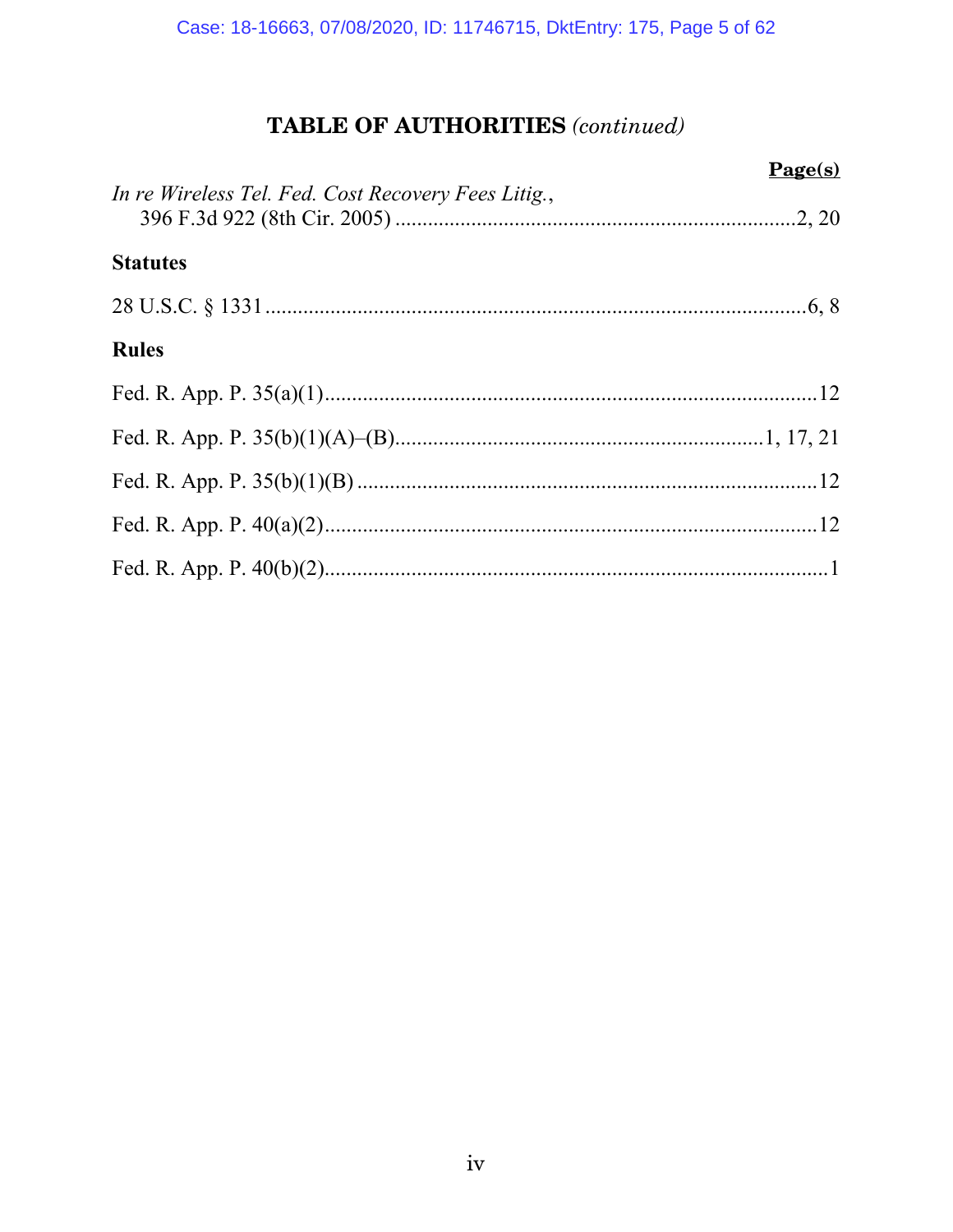# TABLE OF AUTHORITIES *(continued)*

**Page(s)**

*In re Wireless Tel. Fed. Cost Recovery Fees Litig.*,
396 F.3d 922 (8th Cir. 2005) .......... 2, 20

## Statutes

28 U.S.C. § 1331 .......... 6, 8

## Rules

Fed. R. App. P. 35(a)(1) .......... 12

Fed. R. App. P. 35(b)(1)(A)–(B) .......... 1, 17, 21

Fed. R. App. P. 35(b)(1)(B) .......... 12

Fed. R. App. P. 40(a)(2) .......... 12

Fed. R. App. P. 40(b)(2) .......... 1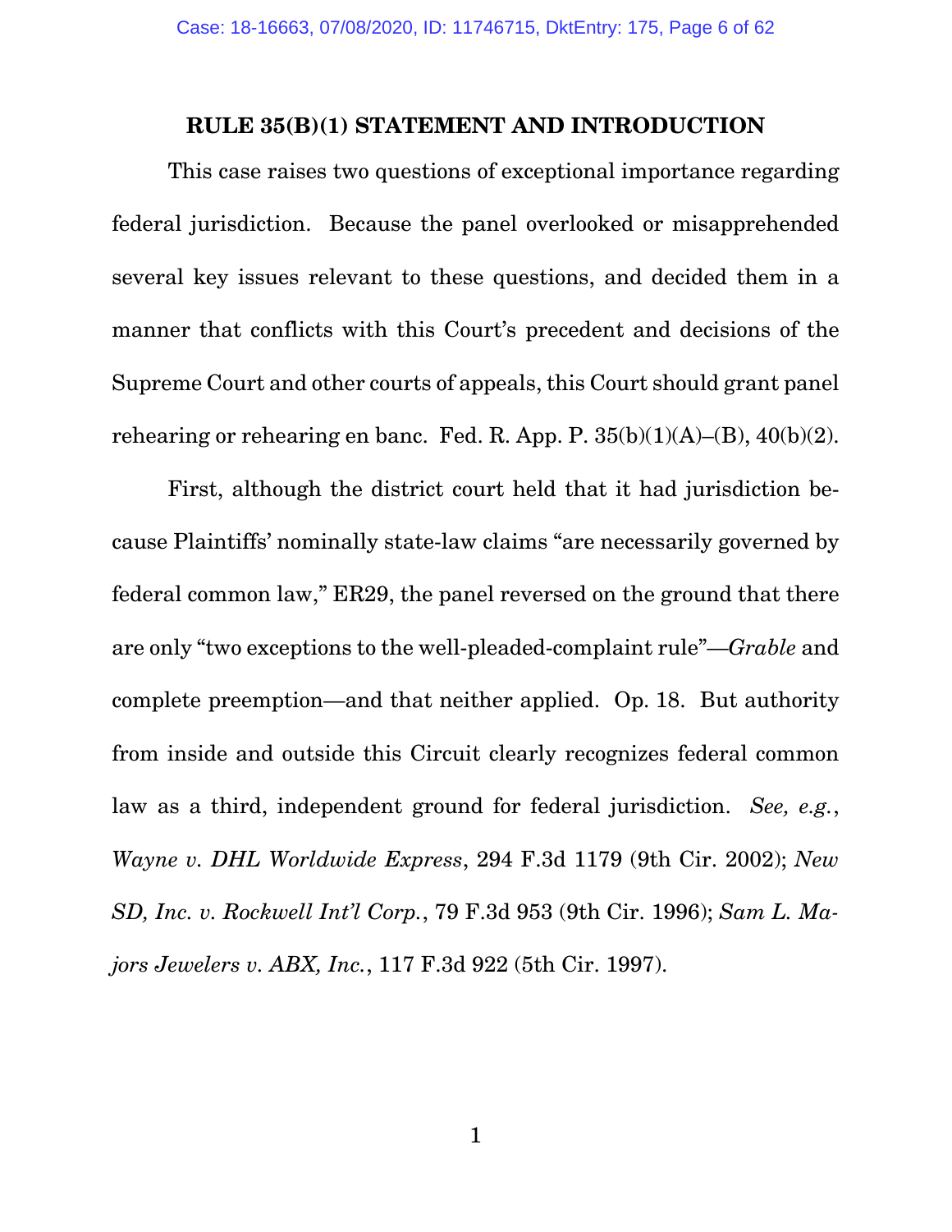## RULE 35(B)(1) STATEMENT AND INTRODUCTION

This case raises two questions of exceptional importance regarding federal jurisdiction. Because the panel overlooked or misapprehended several key issues relevant to these questions, and decided them in a manner that conflicts with this Court's precedent and decisions of the Supreme Court and other courts of appeals, this Court should grant panel rehearing or rehearing en banc. Fed. R. App. P. 35(b)(1)(A)–(B), 40(b)(2).

First, although the district court held that it had jurisdiction because Plaintiffs' nominally state-law claims "are necessarily governed by federal common law," ER29, the panel reversed on the ground that there are only "two exceptions to the well-pleaded-complaint rule"—*Grable* and complete preemption—and that neither applied. Op. 18. But authority from inside and outside this Circuit clearly recognizes federal common law as a third, independent ground for federal jurisdiction. *See, e.g.*, *Wayne v. DHL Worldwide Express*, 294 F.3d 1179 (9th Cir. 2002); *New SD, Inc. v. Rockwell Int'l Corp.*, 79 F.3d 953 (9th Cir. 1996); *Sam L. Majors Jewelers v. ABX, Inc.*, 117 F.3d 922 (5th Cir. 1997).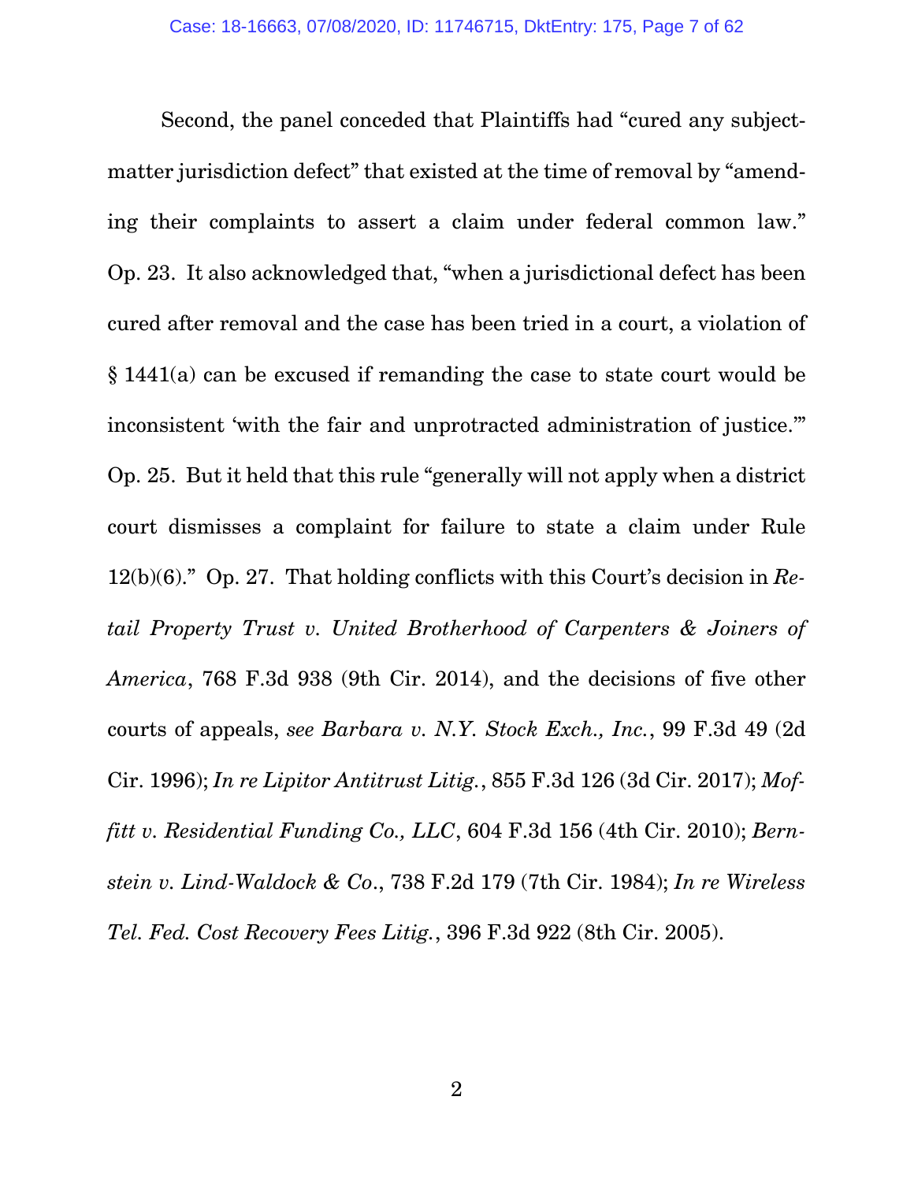Second, the panel conceded that Plaintiffs had "cured any subject-matter jurisdiction defect" that existed at the time of removal by "amending their complaints to assert a claim under federal common law." Op. 23. It also acknowledged that, "when a jurisdictional defect has been cured after removal and the case has been tried in a court, a violation of § 1441(a) can be excused if remanding the case to state court would be inconsistent 'with the fair and unprotracted administration of justice.'" Op. 25. But it held that this rule "generally will not apply when a district court dismisses a complaint for failure to state a claim under Rule 12(b)(6)." Op. 27. That holding conflicts with this Court's decision in *Retail Property Trust v. United Brotherhood of Carpenters & Joiners of America*, 768 F.3d 938 (9th Cir. 2014), and the decisions of five other courts of appeals, *see Barbara v. N.Y. Stock Exch., Inc.*, 99 F.3d 49 (2d Cir. 1996); *In re Lipitor Antitrust Litig.*, 855 F.3d 126 (3d Cir. 2017); *Moffitt v. Residential Funding Co., LLC*, 604 F.3d 156 (4th Cir. 2010); *Bernstein v. Lind-Waldock & Co*., 738 F.2d 179 (7th Cir. 1984); *In re Wireless Tel. Fed. Cost Recovery Fees Litig.*, 396 F.3d 922 (8th Cir. 2005).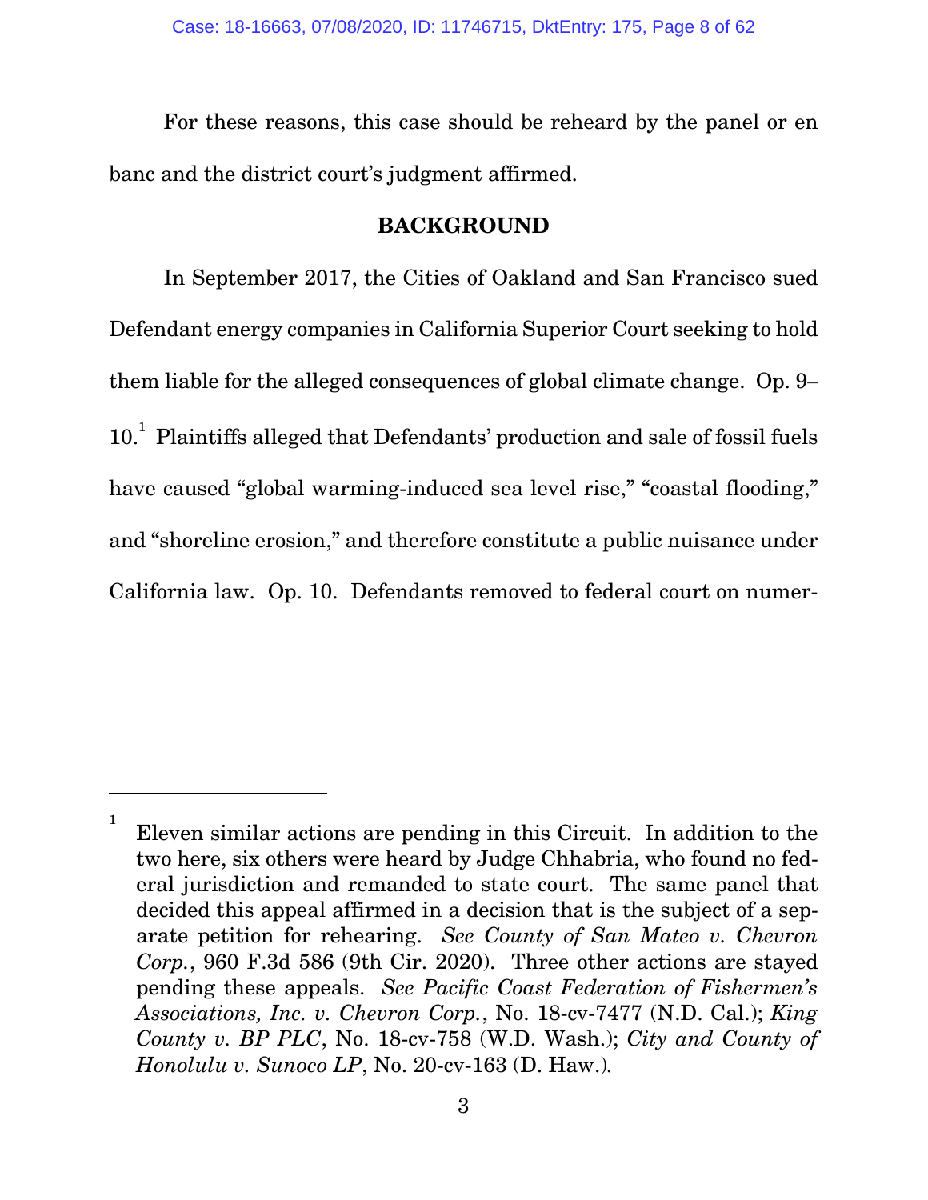For these reasons, this case should be reheard by the panel or en banc and the district court's judgment affirmed.

## BACKGROUND

In September 2017, the Cities of Oakland and San Francisco sued Defendant energy companies in California Superior Court seeking to hold them liable for the alleged consequences of global climate change. Op. 9–10.[1] Plaintiffs alleged that Defendants' production and sale of fossil fuels have caused "global warming-induced sea level rise," "coastal flooding," and "shoreline erosion," and therefore constitute a public nuisance under California law. Op. 10. Defendants removed to federal court on numer-

---

[1] Eleven similar actions are pending in this Circuit. In addition to the two here, six others were heard by Judge Chhabria, who found no federal jurisdiction and remanded to state court. The same panel that decided this appeal affirmed in a decision that is the subject of a separate petition for rehearing. *See County of San Mateo v. Chevron Corp.*, 960 F.3d 586 (9th Cir. 2020). Three other actions are stayed pending these appeals. *See Pacific Coast Federation of Fishermen's Associations, Inc. v. Chevron Corp.*, No. 18-cv-7477 (N.D. Cal.); *King County v. BP PLC*, No. 18-cv-758 (W.D. Wash.); *City and County of Honolulu v. Sunoco LP*, No. 20-cv-163 (D. Haw.).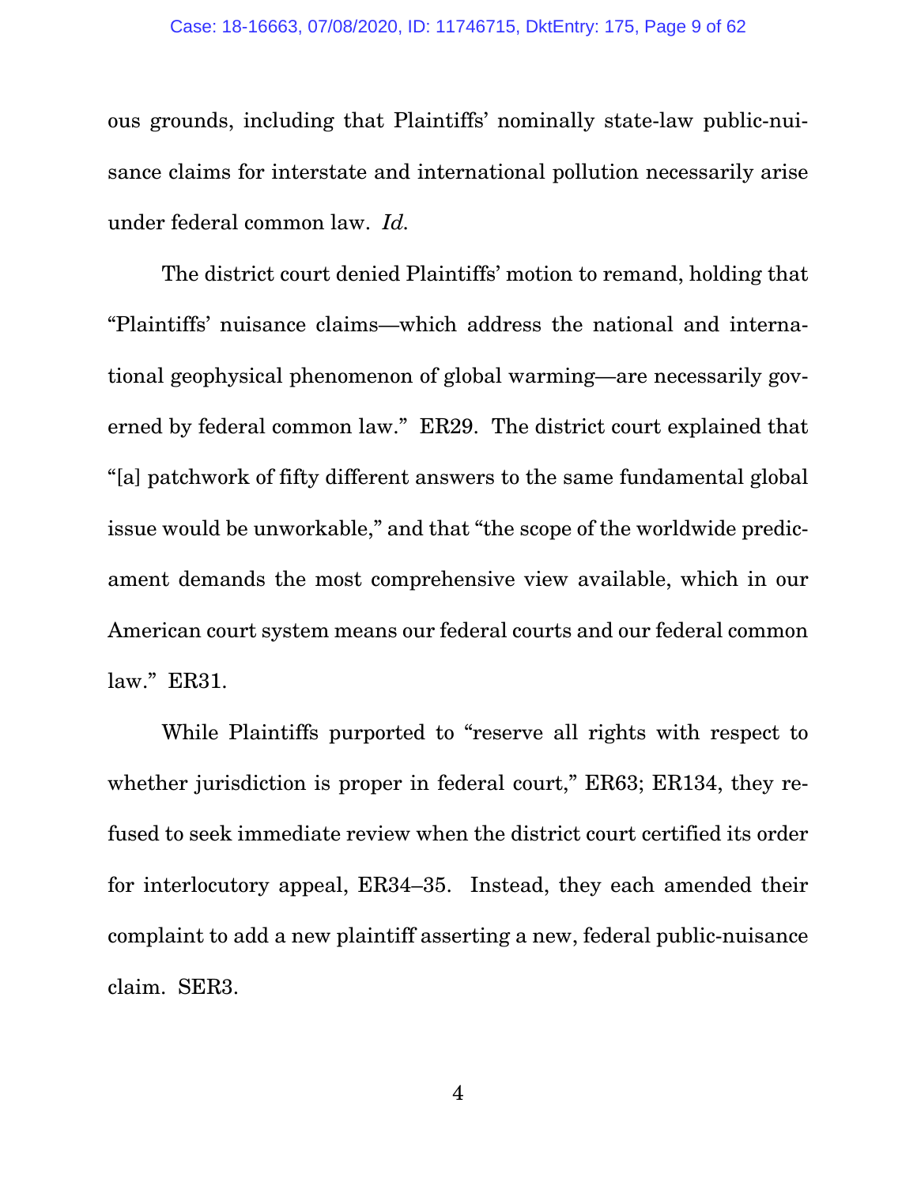ous grounds, including that Plaintiffs' nominally state-law public-nuisance claims for interstate and international pollution necessarily arise under federal common law. *Id.*

The district court denied Plaintiffs' motion to remand, holding that "Plaintiffs' nuisance claims—which address the national and international geophysical phenomenon of global warming—are necessarily governed by federal common law." ER29. The district court explained that "[a] patchwork of fifty different answers to the same fundamental global issue would be unworkable," and that "the scope of the worldwide predicament demands the most comprehensive view available, which in our American court system means our federal courts and our federal common law." ER31.

While Plaintiffs purported to "reserve all rights with respect to whether jurisdiction is proper in federal court," ER63; ER134, they refused to seek immediate review when the district court certified its order for interlocutory appeal, ER34–35. Instead, they each amended their complaint to add a new plaintiff asserting a new, federal public-nuisance claim. SER3.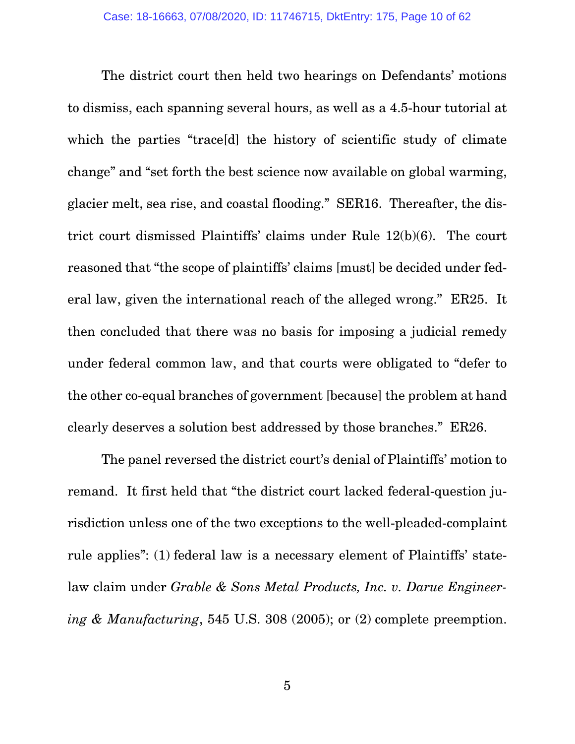The district court then held two hearings on Defendants' motions to dismiss, each spanning several hours, as well as a 4.5-hour tutorial at which the parties "trace[d] the history of scientific study of climate change" and "set forth the best science now available on global warming, glacier melt, sea rise, and coastal flooding." SER16. Thereafter, the district court dismissed Plaintiffs' claims under Rule 12(b)(6). The court reasoned that "the scope of plaintiffs' claims [must] be decided under federal law, given the international reach of the alleged wrong." ER25. It then concluded that there was no basis for imposing a judicial remedy under federal common law, and that courts were obligated to "defer to the other co-equal branches of government [because] the problem at hand clearly deserves a solution best addressed by those branches." ER26.

The panel reversed the district court's denial of Plaintiffs' motion to remand. It first held that "the district court lacked federal-question jurisdiction unless one of the two exceptions to the well-pleaded-complaint rule applies": (1) federal law is a necessary element of Plaintiffs' state-law claim under *Grable & Sons Metal Products, Inc. v. Darue Engineering & Manufacturing*, 545 U.S. 308 (2005); or (2) complete preemption.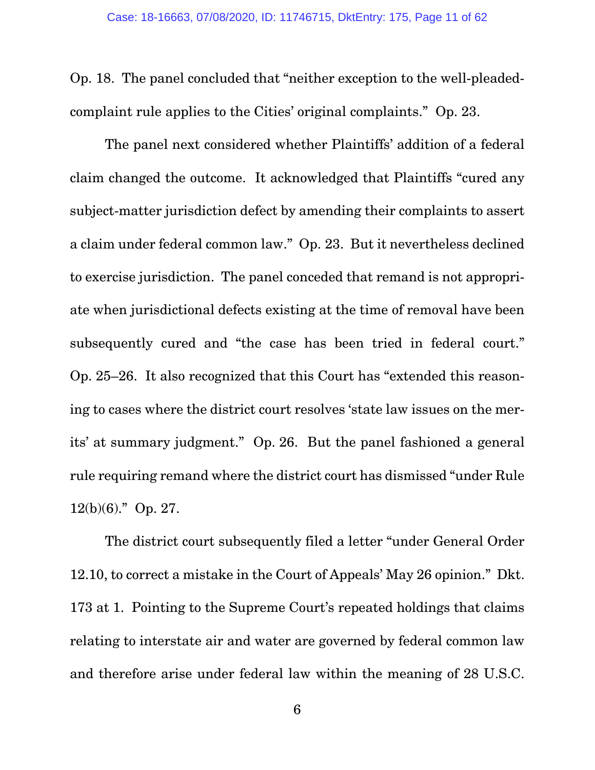Op. 18. The panel concluded that "neither exception to the well-pleaded-complaint rule applies to the Cities' original complaints." Op. 23.

The panel next considered whether Plaintiffs' addition of a federal claim changed the outcome. It acknowledged that Plaintiffs "cured any subject-matter jurisdiction defect by amending their complaints to assert a claim under federal common law." Op. 23. But it nevertheless declined to exercise jurisdiction. The panel conceded that remand is not appropriate when jurisdictional defects existing at the time of removal have been subsequently cured and "the case has been tried in federal court." Op. 25–26. It also recognized that this Court has "extended this reasoning to cases where the district court resolves 'state law issues on the merits' at summary judgment." Op. 26. But the panel fashioned a general rule requiring remand where the district court has dismissed "under Rule 12(b)(6)." Op. 27.

The district court subsequently filed a letter "under General Order 12.10, to correct a mistake in the Court of Appeals' May 26 opinion." Dkt. 173 at 1. Pointing to the Supreme Court's repeated holdings that claims relating to interstate air and water are governed by federal common law and therefore arise under federal law within the meaning of 28 U.S.C.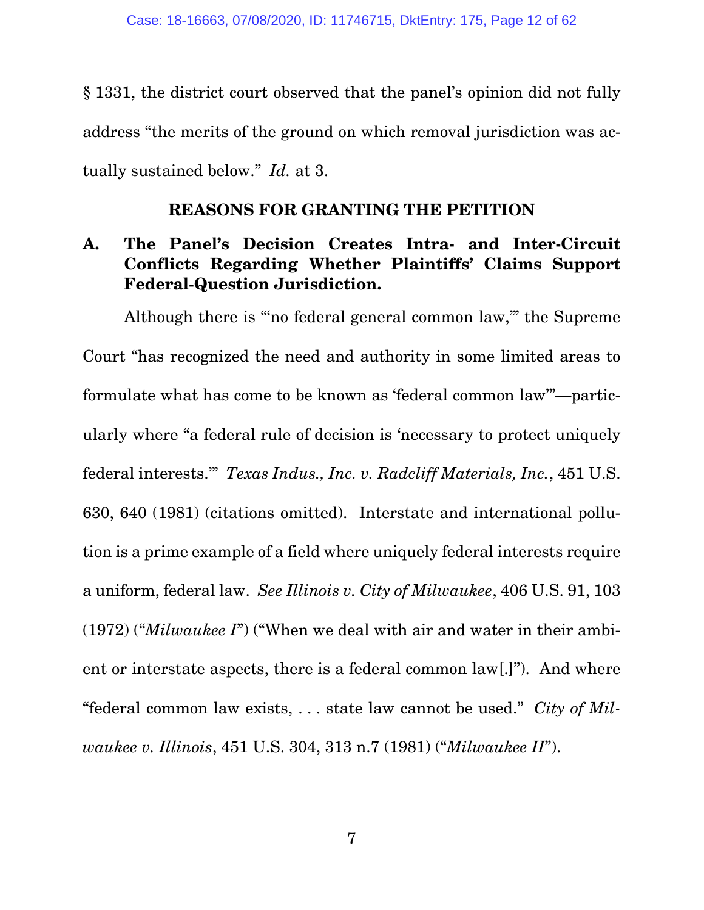§ 1331, the district court observed that the panel's opinion did not fully address "the merits of the ground on which removal jurisdiction was actually sustained below." *Id.* at 3.

## REASONS FOR GRANTING THE PETITION

### A. The Panel's Decision Creates Intra- and Inter-Circuit Conflicts Regarding Whether Plaintiffs' Claims Support Federal-Question Jurisdiction.

Although there is "'no federal general common law,'" the Supreme Court "has recognized the need and authority in some limited areas to formulate what has come to be known as 'federal common law'"—particularly where "a federal rule of decision is 'necessary to protect uniquely federal interests.'" *Texas Indus., Inc. v. Radcliff Materials, Inc.*, 451 U.S. 630, 640 (1981) (citations omitted). Interstate and international pollution is a prime example of a field where uniquely federal interests require a uniform, federal law. *See Illinois v. City of Milwaukee*, 406 U.S. 91, 103 (1972) ("*Milwaukee I*") ("When we deal with air and water in their ambient or interstate aspects, there is a federal common law[.]"). And where "federal common law exists, . . . state law cannot be used." *City of Milwaukee v. Illinois*, 451 U.S. 304, 313 n.7 (1981) ("*Milwaukee II*").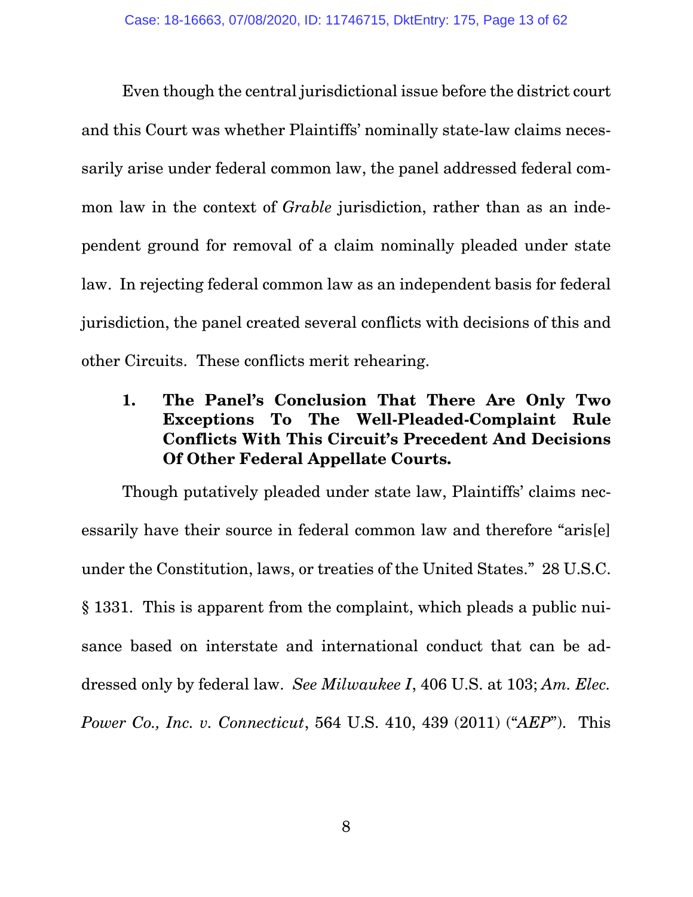Even though the central jurisdictional issue before the district court and this Court was whether Plaintiffs' nominally state-law claims necessarily arise under federal common law, the panel addressed federal common law in the context of *Grable* jurisdiction, rather than as an independent ground for removal of a claim nominally pleaded under state law. In rejecting federal common law as an independent basis for federal jurisdiction, the panel created several conflicts with decisions of this and other Circuits. These conflicts merit rehearing.

**1. The Panel's Conclusion That There Are Only Two Exceptions To The Well-Pleaded-Complaint Rule Conflicts With This Circuit's Precedent And Decisions Of Other Federal Appellate Courts.**

Though putatively pleaded under state law, Plaintiffs' claims necessarily have their source in federal common law and therefore "aris[e] under the Constitution, laws, or treaties of the United States." 28 U.S.C. § 1331. This is apparent from the complaint, which pleads a public nuisance based on interstate and international conduct that can be addressed only by federal law. *See Milwaukee I*, 406 U.S. at 103; *Am. Elec. Power Co., Inc. v. Connecticut*, 564 U.S. 410, 439 (2011) ("*AEP*"). This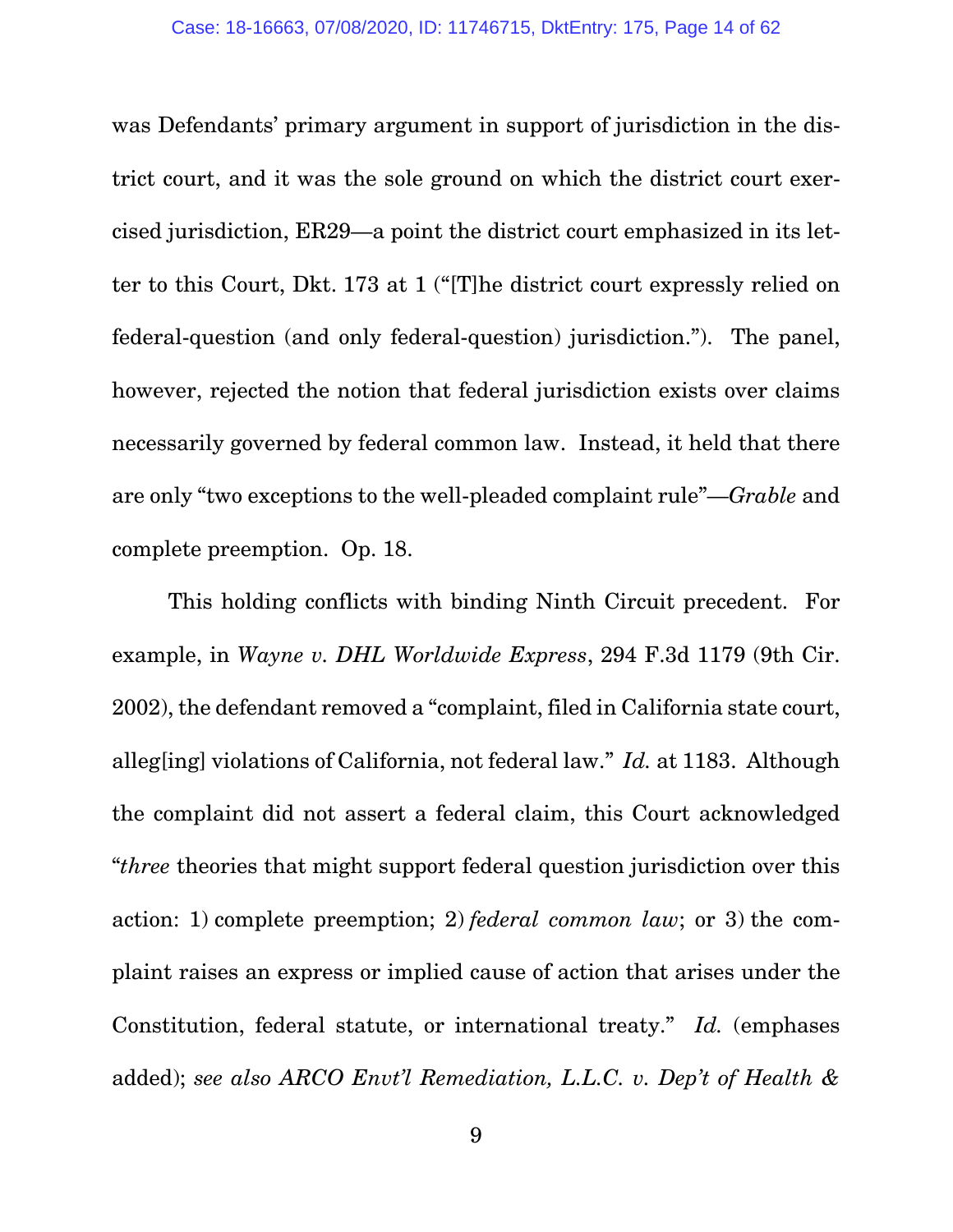was Defendants' primary argument in support of jurisdiction in the district court, and it was the sole ground on which the district court exercised jurisdiction, ER29—a point the district court emphasized in its letter to this Court, Dkt. 173 at 1 ("[T]he district court expressly relied on federal-question (and only federal-question) jurisdiction."). The panel, however, rejected the notion that federal jurisdiction exists over claims necessarily governed by federal common law. Instead, it held that there are only "two exceptions to the well-pleaded complaint rule"—*Grable* and complete preemption. Op. 18.

This holding conflicts with binding Ninth Circuit precedent. For example, in *Wayne v. DHL Worldwide Express*, 294 F.3d 1179 (9th Cir. 2002), the defendant removed a "complaint, filed in California state court, alleg[ing] violations of California, not federal law." *Id.* at 1183. Although the complaint did not assert a federal claim, this Court acknowledged "*three* theories that might support federal question jurisdiction over this action: 1) complete preemption; 2) *federal common law*; or 3) the complaint raises an express or implied cause of action that arises under the Constitution, federal statute, or international treaty." *Id.* (emphases added); *see also ARCO Envt'l Remediation, L.L.C. v. Dep't of Health &*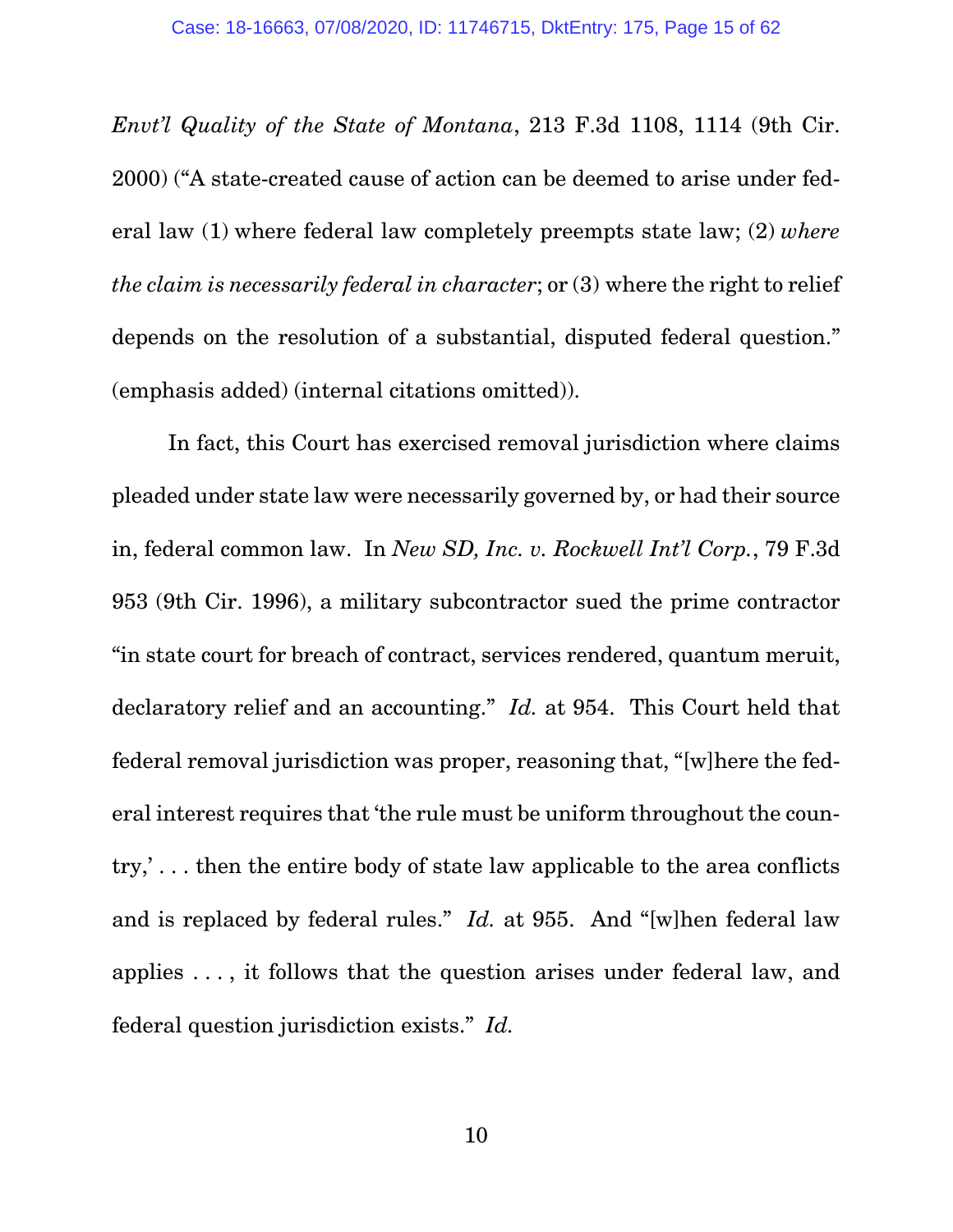*Envt'l Quality of the State of Montana*, 213 F.3d 1108, 1114 (9th Cir. 2000) ("A state-created cause of action can be deemed to arise under federal law (1) where federal law completely preempts state law; (2) *where the claim is necessarily federal in character*; or (3) where the right to relief depends on the resolution of a substantial, disputed federal question." (emphasis added) (internal citations omitted)).

In fact, this Court has exercised removal jurisdiction where claims pleaded under state law were necessarily governed by, or had their source in, federal common law. In *New SD, Inc. v. Rockwell Int'l Corp.*, 79 F.3d 953 (9th Cir. 1996), a military subcontractor sued the prime contractor "in state court for breach of contract, services rendered, quantum meruit, declaratory relief and an accounting." *Id.* at 954. This Court held that federal removal jurisdiction was proper, reasoning that, "[w]here the federal interest requires that 'the rule must be uniform throughout the country,' . . . then the entire body of state law applicable to the area conflicts and is replaced by federal rules." *Id.* at 955. And "[w]hen federal law applies . . . , it follows that the question arises under federal law, and federal question jurisdiction exists." *Id.*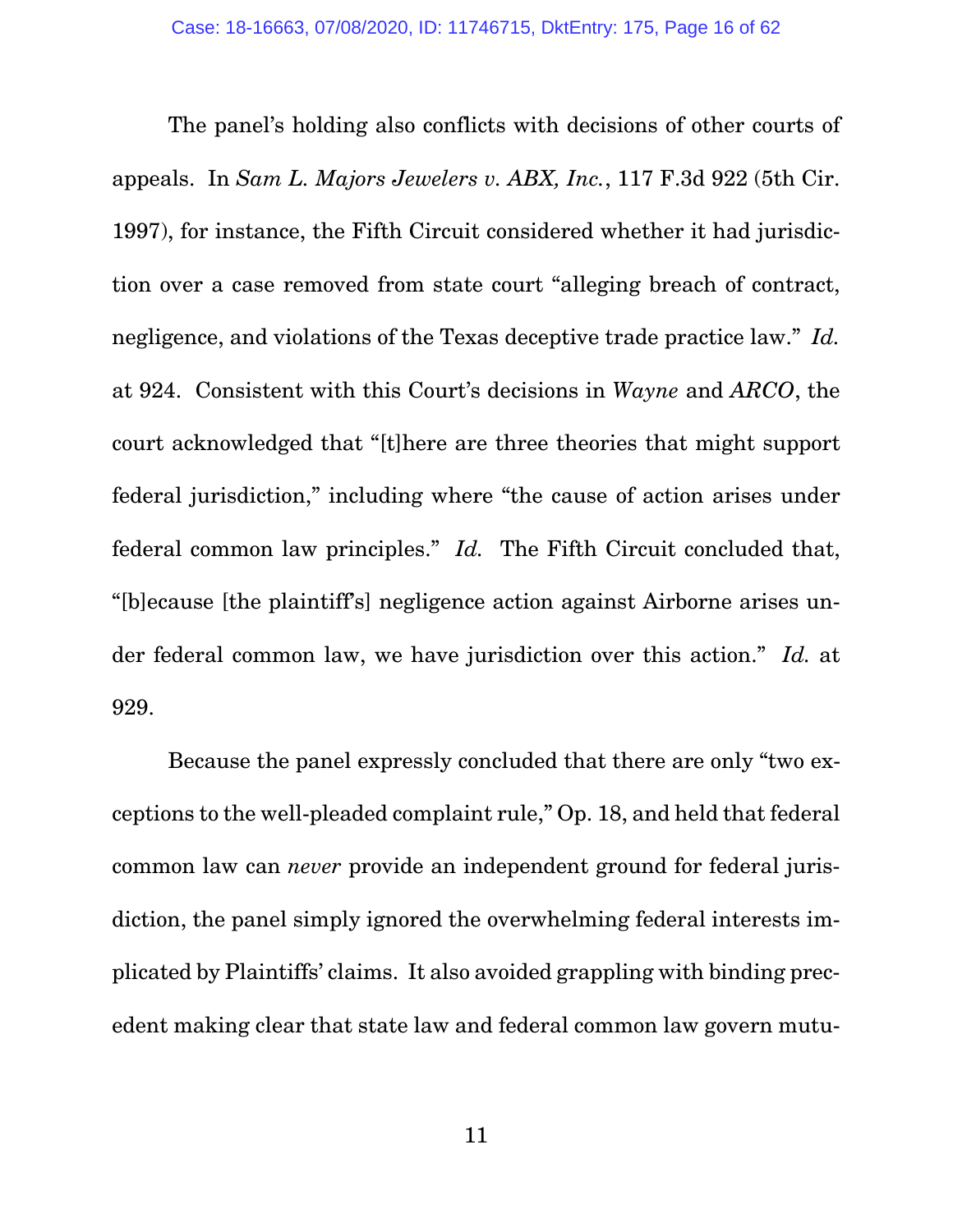The panel's holding also conflicts with decisions of other courts of appeals. In *Sam L. Majors Jewelers v. ABX, Inc.*, 117 F.3d 922 (5th Cir. 1997), for instance, the Fifth Circuit considered whether it had jurisdiction over a case removed from state court "alleging breach of contract, negligence, and violations of the Texas deceptive trade practice law." *Id.* at 924. Consistent with this Court's decisions in *Wayne* and *ARCO*, the court acknowledged that "[t]here are three theories that might support federal jurisdiction," including where "the cause of action arises under federal common law principles." *Id.* The Fifth Circuit concluded that, "[b]ecause [the plaintiff's] negligence action against Airborne arises under federal common law, we have jurisdiction over this action." *Id.* at 929.

Because the panel expressly concluded that there are only "two exceptions to the well-pleaded complaint rule," Op. 18, and held that federal common law can *never* provide an independent ground for federal jurisdiction, the panel simply ignored the overwhelming federal interests implicated by Plaintiffs' claims. It also avoided grappling with binding precedent making clear that state law and federal common law govern mutu-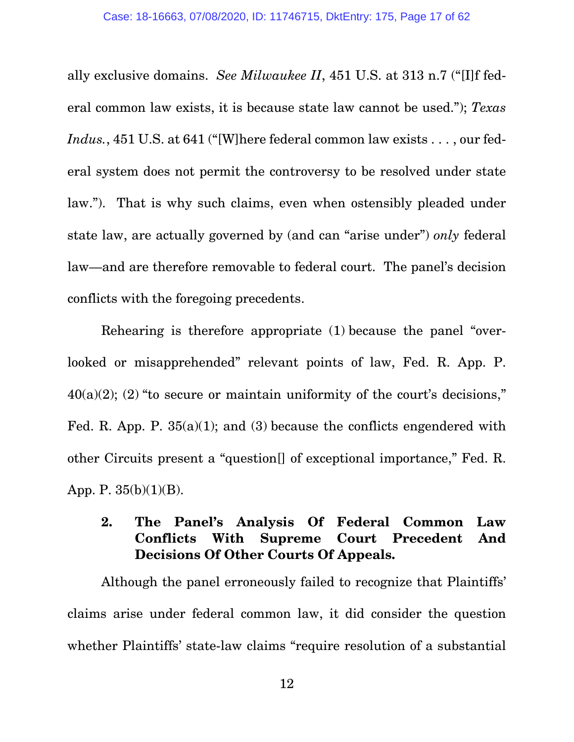ally exclusive domains. *See Milwaukee II*, 451 U.S. at 313 n.7 ("[I]f federal common law exists, it is because state law cannot be used."); *Texas Indus.*, 451 U.S. at 641 ("[W]here federal common law exists . . . , our federal system does not permit the controversy to be resolved under state law."). That is why such claims, even when ostensibly pleaded under state law, are actually governed by (and can "arise under") *only* federal law—and are therefore removable to federal court. The panel's decision conflicts with the foregoing precedents.

Rehearing is therefore appropriate (1) because the panel "overlooked or misapprehended" relevant points of law, Fed. R. App. P. 40(a)(2); (2) "to secure or maintain uniformity of the court's decisions," Fed. R. App. P. 35(a)(1); and (3) because the conflicts engendered with other Circuits present a "question[] of exceptional importance," Fed. R. App. P. 35(b)(1)(B).

#### 2. The Panel's Analysis Of Federal Common Law Conflicts With Supreme Court Precedent And Decisions Of Other Courts Of Appeals.

Although the panel erroneously failed to recognize that Plaintiffs' claims arise under federal common law, it did consider the question whether Plaintiffs' state-law claims "require resolution of a substantial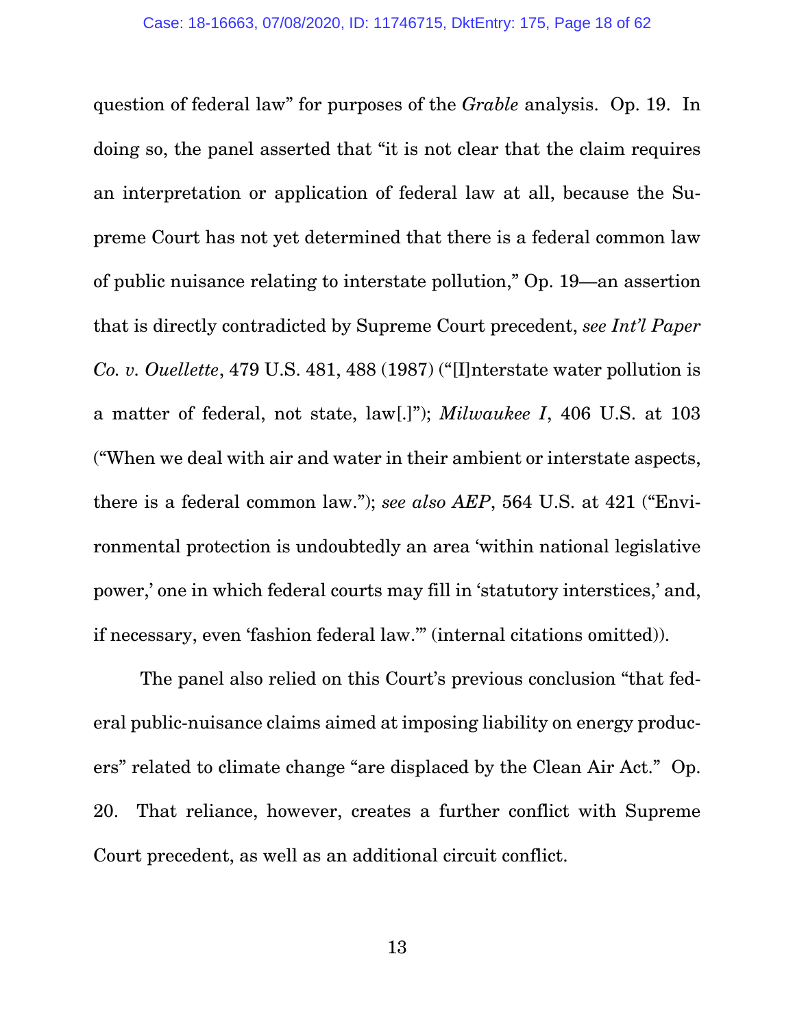question of federal law" for purposes of the *Grable* analysis. Op. 19. In doing so, the panel asserted that "it is not clear that the claim requires an interpretation or application of federal law at all, because the Supreme Court has not yet determined that there is a federal common law of public nuisance relating to interstate pollution," Op. 19—an assertion that is directly contradicted by Supreme Court precedent, *see Int'l Paper Co. v. Ouellette*, 479 U.S. 481, 488 (1987) ("[I]nterstate water pollution is a matter of federal, not state, law[.]"); *Milwaukee I*, 406 U.S. at 103 ("When we deal with air and water in their ambient or interstate aspects, there is a federal common law."); *see also AEP*, 564 U.S. at 421 ("Environmental protection is undoubtedly an area 'within national legislative power,' one in which federal courts may fill in 'statutory interstices,' and, if necessary, even 'fashion federal law.'" (internal citations omitted)).

The panel also relied on this Court's previous conclusion "that federal public-nuisance claims aimed at imposing liability on energy producers" related to climate change "are displaced by the Clean Air Act." Op. 20. That reliance, however, creates a further conflict with Supreme Court precedent, as well as an additional circuit conflict.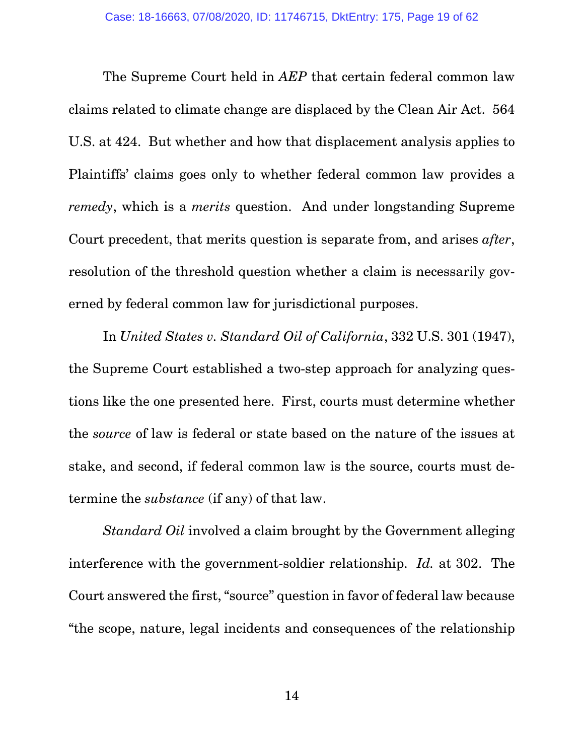The Supreme Court held in *AEP* that certain federal common law claims related to climate change are displaced by the Clean Air Act. 564 U.S. at 424. But whether and how that displacement analysis applies to Plaintiffs' claims goes only to whether federal common law provides a *remedy*, which is a *merits* question. And under longstanding Supreme Court precedent, that merits question is separate from, and arises *after*, resolution of the threshold question whether a claim is necessarily governed by federal common law for jurisdictional purposes.

In *United States v. Standard Oil of California*, 332 U.S. 301 (1947), the Supreme Court established a two-step approach for analyzing questions like the one presented here. First, courts must determine whether the *source* of law is federal or state based on the nature of the issues at stake, and second, if federal common law is the source, courts must determine the *substance* (if any) of that law.

*Standard Oil* involved a claim brought by the Government alleging interference with the government-soldier relationship. *Id.* at 302. The Court answered the first, "source" question in favor of federal law because "the scope, nature, legal incidents and consequences of the relationship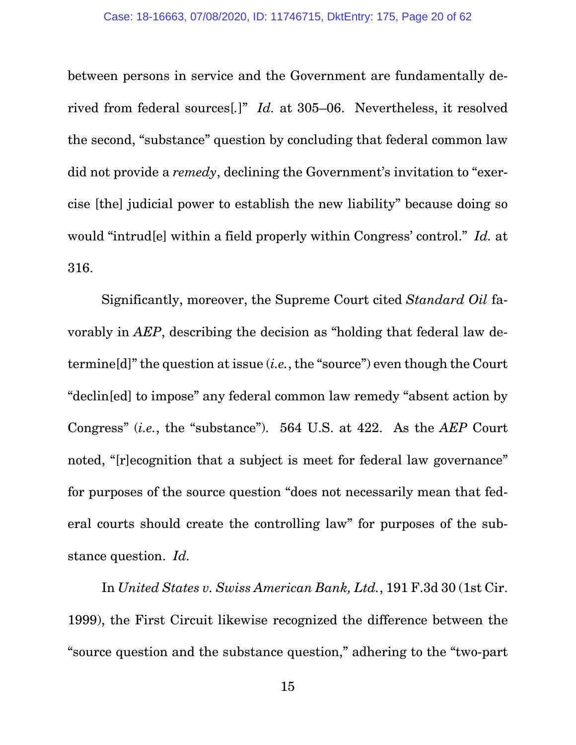between persons in service and the Government are fundamentally derived from federal sources[.]" *Id.* at 305–06. Nevertheless, it resolved the second, "substance" question by concluding that federal common law did not provide a *remedy*, declining the Government's invitation to "exercise [the] judicial power to establish the new liability" because doing so would "intrud[e] within a field properly within Congress' control." *Id.* at 316.

Significantly, moreover, the Supreme Court cited *Standard Oil* favorably in *AEP*, describing the decision as "holding that federal law determine[d]" the question at issue (*i.e.*, the "source") even though the Court "declin[ed] to impose" any federal common law remedy "absent action by Congress" (*i.e.*, the "substance"). 564 U.S. at 422. As the *AEP* Court noted, "[r]ecognition that a subject is meet for federal law governance" for purposes of the source question "does not necessarily mean that federal courts should create the controlling law" for purposes of the substance question. *Id.*

In *United States v. Swiss American Bank, Ltd.*, 191 F.3d 30 (1st Cir. 1999), the First Circuit likewise recognized the difference between the "source question and the substance question," adhering to the "two-part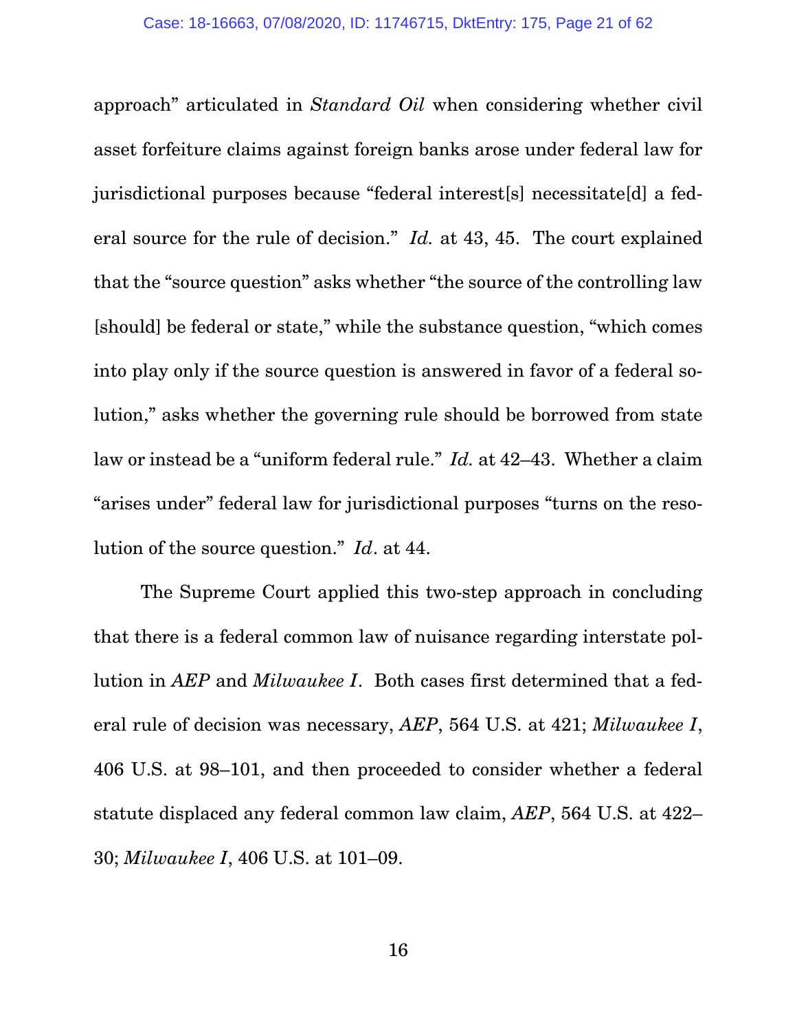approach" articulated in *Standard Oil* when considering whether civil asset forfeiture claims against foreign banks arose under federal law for jurisdictional purposes because "federal interest[s] necessitate[d] a federal source for the rule of decision." *Id.* at 43, 45. The court explained that the "source question" asks whether "the source of the controlling law [should] be federal or state," while the substance question, "which comes into play only if the source question is answered in favor of a federal solution," asks whether the governing rule should be borrowed from state law or instead be a "uniform federal rule." *Id.* at 42–43. Whether a claim "arises under" federal law for jurisdictional purposes "turns on the resolution of the source question." *Id*. at 44.

The Supreme Court applied this two-step approach in concluding that there is a federal common law of nuisance regarding interstate pollution in *AEP* and *Milwaukee I*. Both cases first determined that a federal rule of decision was necessary, *AEP*, 564 U.S. at 421; *Milwaukee I*, 406 U.S. at 98–101, and then proceeded to consider whether a federal statute displaced any federal common law claim, *AEP*, 564 U.S. at 422–30; *Milwaukee I*, 406 U.S. at 101–09.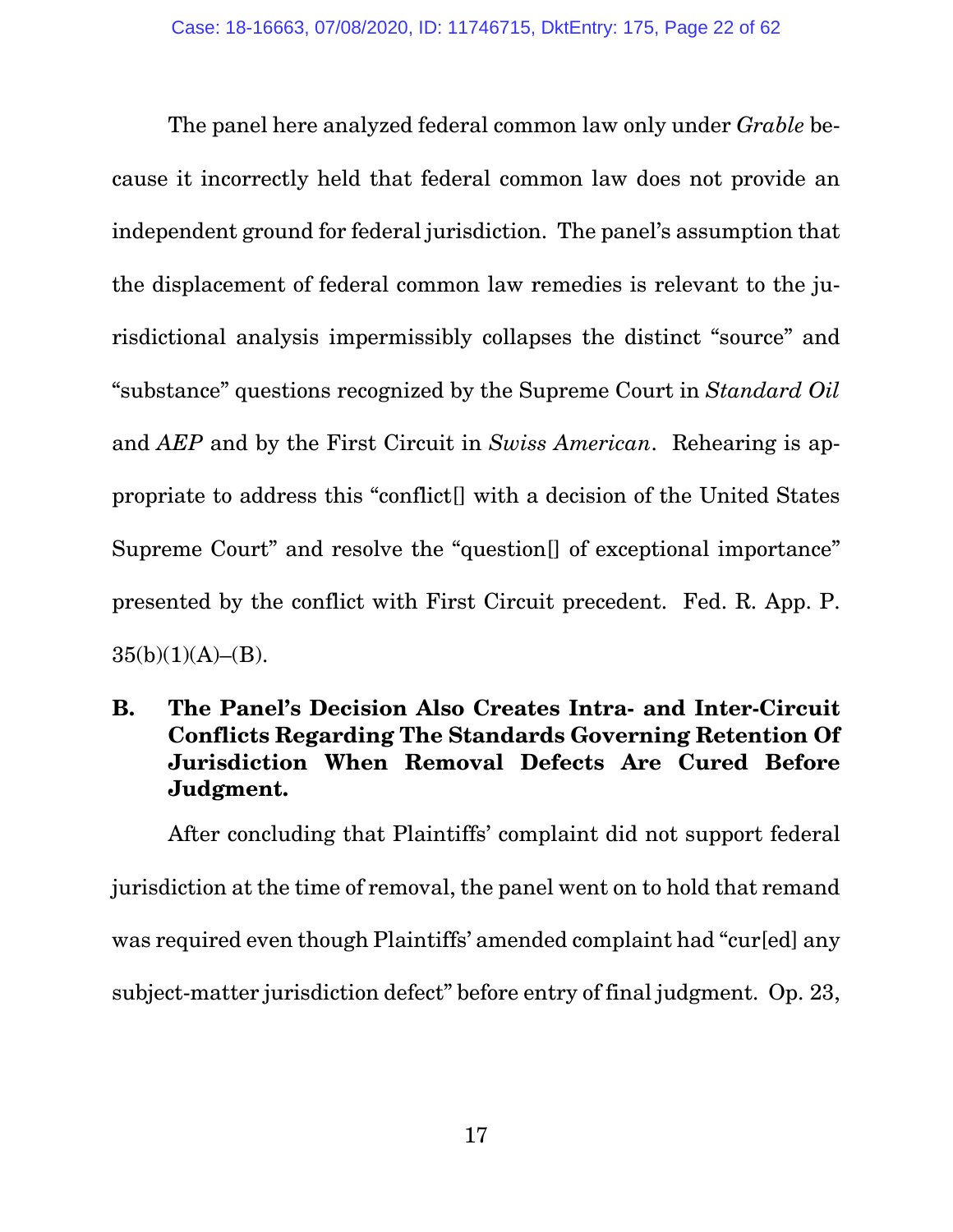The panel here analyzed federal common law only under *Grable* because it incorrectly held that federal common law does not provide an independent ground for federal jurisdiction. The panel's assumption that the displacement of federal common law remedies is relevant to the jurisdictional analysis impermissibly collapses the distinct "source" and "substance" questions recognized by the Supreme Court in *Standard Oil* and *AEP* and by the First Circuit in *Swiss American*. Rehearing is appropriate to address this "conflict[] with a decision of the United States Supreme Court" and resolve the "question[] of exceptional importance" presented by the conflict with First Circuit precedent. Fed. R. App. P. 35(b)(1)(A)–(B).

### B. The Panel's Decision Also Creates Intra- and Inter-Circuit Conflicts Regarding The Standards Governing Retention Of Jurisdiction When Removal Defects Are Cured Before Judgment.

After concluding that Plaintiffs' complaint did not support federal jurisdiction at the time of removal, the panel went on to hold that remand was required even though Plaintiffs' amended complaint had "cur[ed] any subject-matter jurisdiction defect" before entry of final judgment. Op. 23,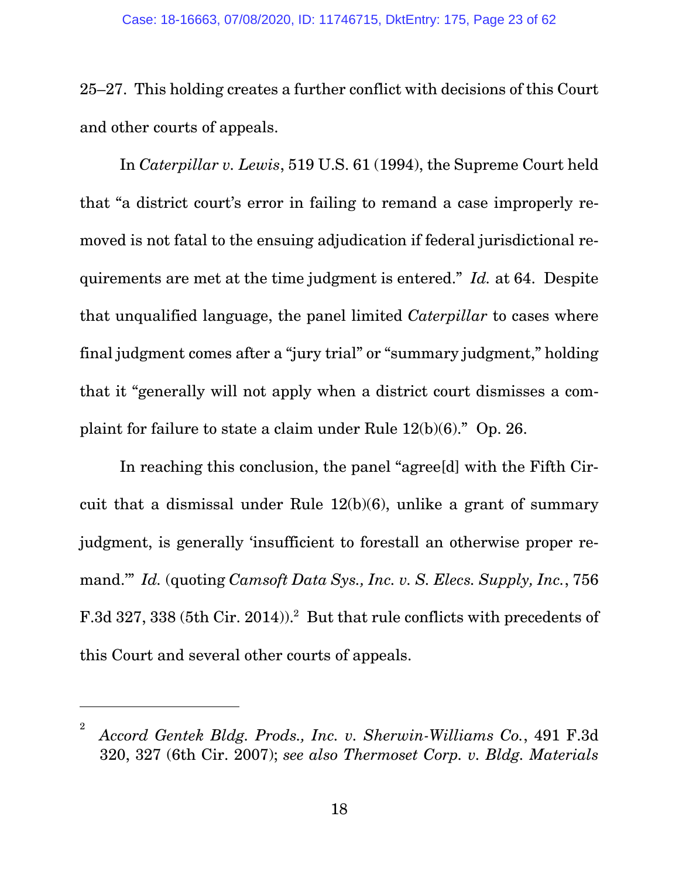25–27. This holding creates a further conflict with decisions of this Court and other courts of appeals.

In *Caterpillar v. Lewis*, 519 U.S. 61 (1994), the Supreme Court held that "a district court's error in failing to remand a case improperly removed is not fatal to the ensuing adjudication if federal jurisdictional requirements are met at the time judgment is entered." *Id.* at 64. Despite that unqualified language, the panel limited *Caterpillar* to cases where final judgment comes after a "jury trial" or "summary judgment," holding that it "generally will not apply when a district court dismisses a complaint for failure to state a claim under Rule 12(b)(6)." Op. 26.

In reaching this conclusion, the panel "agree[d] with the Fifth Circuit that a dismissal under Rule 12(b)(6), unlike a grant of summary judgment, is generally 'insufficient to forestall an otherwise proper remand.'" *Id.* (quoting *Camsoft Data Sys., Inc. v. S. Elecs. Supply, Inc.*, 756 F.3d 327, 338 (5th Cir. 2014)).[2] But that rule conflicts with precedents of this Court and several other courts of appeals.

---

[2] *Accord Gentek Bldg. Prods., Inc. v. Sherwin-Williams Co.*, 491 F.3d 320, 327 (6th Cir. 2007); *see also Thermoset Corp. v. Bldg. Materials*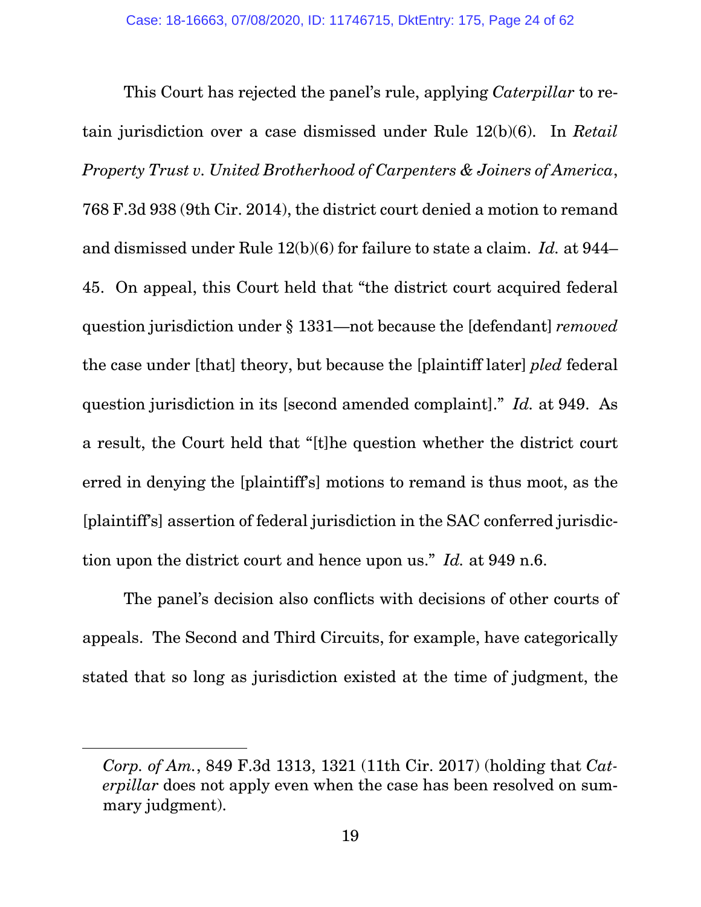This Court has rejected the panel's rule, applying *Caterpillar* to retain jurisdiction over a case dismissed under Rule 12(b)(6). In *Retail Property Trust v. United Brotherhood of Carpenters & Joiners of America*, 768 F.3d 938 (9th Cir. 2014), the district court denied a motion to remand and dismissed under Rule 12(b)(6) for failure to state a claim. *Id.* at 944–45. On appeal, this Court held that "the district court acquired federal question jurisdiction under § 1331—not because the [defendant] *removed* the case under [that] theory, but because the [plaintiff later] *pled* federal question jurisdiction in its [second amended complaint]." *Id.* at 949. As a result, the Court held that "[t]he question whether the district court erred in denying the [plaintiff's] motions to remand is thus moot, as the [plaintiff's] assertion of federal jurisdiction in the SAC conferred jurisdiction upon the district court and hence upon us." *Id.* at 949 n.6.

The panel's decision also conflicts with decisions of other courts of appeals. The Second and Third Circuits, for example, have categorically stated that so long as jurisdiction existed at the time of judgment, the

---

*Corp. of Am.*, 849 F.3d 1313, 1321 (11th Cir. 2017) (holding that *Caterpillar* does not apply even when the case has been resolved on summary judgment).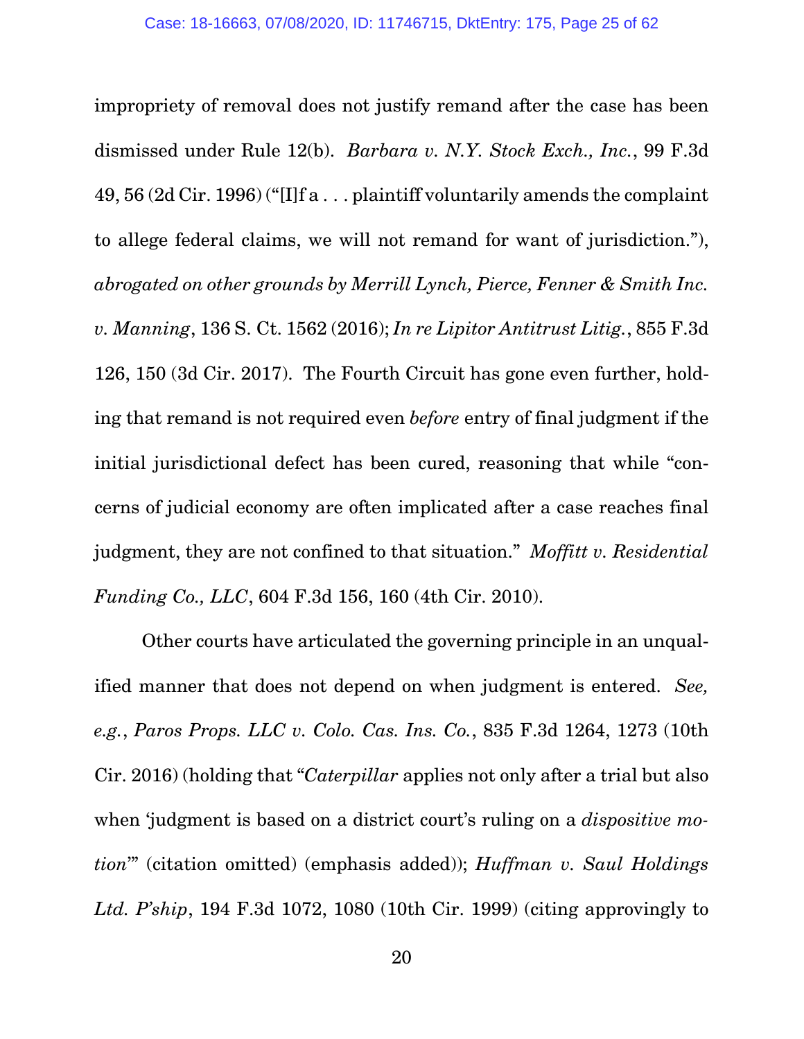impropriety of removal does not justify remand after the case has been dismissed under Rule 12(b). *Barbara v. N.Y. Stock Exch., Inc.*, 99 F.3d 49, 56 (2d Cir. 1996) ("[I]f a . . . plaintiff voluntarily amends the complaint to allege federal claims, we will not remand for want of jurisdiction."), *abrogated on other grounds by Merrill Lynch, Pierce, Fenner & Smith Inc. v. Manning*, 136 S. Ct. 1562 (2016); *In re Lipitor Antitrust Litig.*, 855 F.3d 126, 150 (3d Cir. 2017). The Fourth Circuit has gone even further, holding that remand is not required even *before* entry of final judgment if the initial jurisdictional defect has been cured, reasoning that while "concerns of judicial economy are often implicated after a case reaches final judgment, they are not confined to that situation." *Moffitt v. Residential Funding Co., LLC*, 604 F.3d 156, 160 (4th Cir. 2010).

Other courts have articulated the governing principle in an unqualified manner that does not depend on when judgment is entered. *See, e.g.*, *Paros Props. LLC v. Colo. Cas. Ins. Co.*, 835 F.3d 1264, 1273 (10th Cir. 2016) (holding that "*Caterpillar* applies not only after a trial but also when 'judgment is based on a district court's ruling on a *dispositive motion*'" (citation omitted) (emphasis added)); *Huffman v. Saul Holdings Ltd. P'ship*, 194 F.3d 1072, 1080 (10th Cir. 1999) (citing approvingly to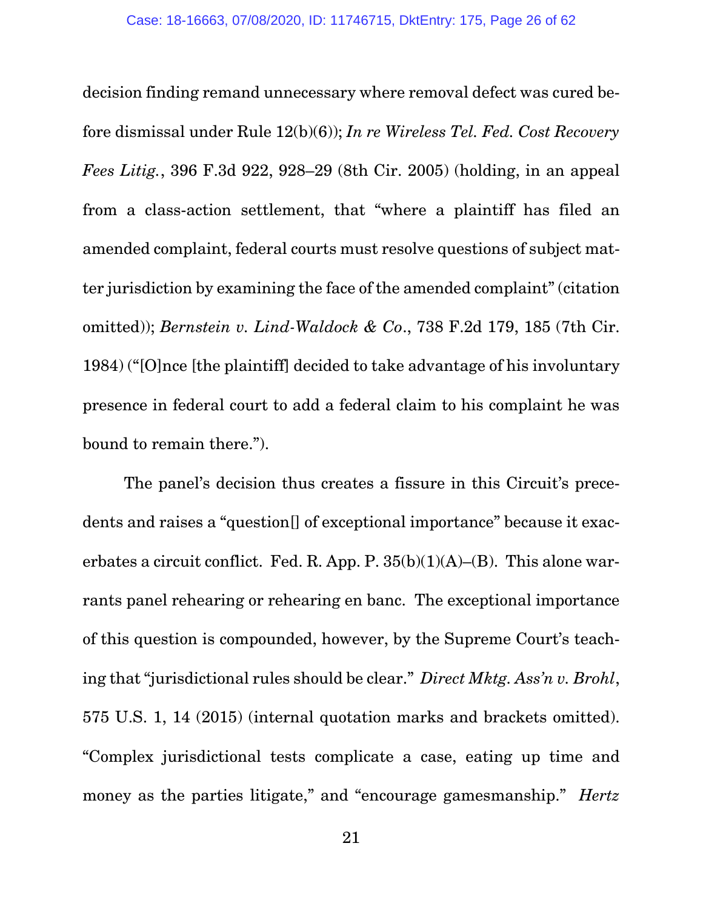decision finding remand unnecessary where removal defect was cured before dismissal under Rule 12(b)(6)); *In re Wireless Tel. Fed. Cost Recovery Fees Litig.*, 396 F.3d 922, 928–29 (8th Cir. 2005) (holding, in an appeal from a class-action settlement, that "where a plaintiff has filed an amended complaint, federal courts must resolve questions of subject matter jurisdiction by examining the face of the amended complaint" (citation omitted)); *Bernstein v. Lind-Waldock & Co*., 738 F.2d 179, 185 (7th Cir. 1984) ("[O]nce [the plaintiff] decided to take advantage of his involuntary presence in federal court to add a federal claim to his complaint he was bound to remain there.").

The panel's decision thus creates a fissure in this Circuit's precedents and raises a "question[] of exceptional importance" because it exacerbates a circuit conflict. Fed. R. App. P. 35(b)(1)(A)–(B). This alone warrants panel rehearing or rehearing en banc. The exceptional importance of this question is compounded, however, by the Supreme Court's teaching that "jurisdictional rules should be clear." *Direct Mktg. Ass'n v. Brohl*, 575 U.S. 1, 14 (2015) (internal quotation marks and brackets omitted). "Complex jurisdictional tests complicate a case, eating up time and money as the parties litigate," and "encourage gamesmanship." *Hertz*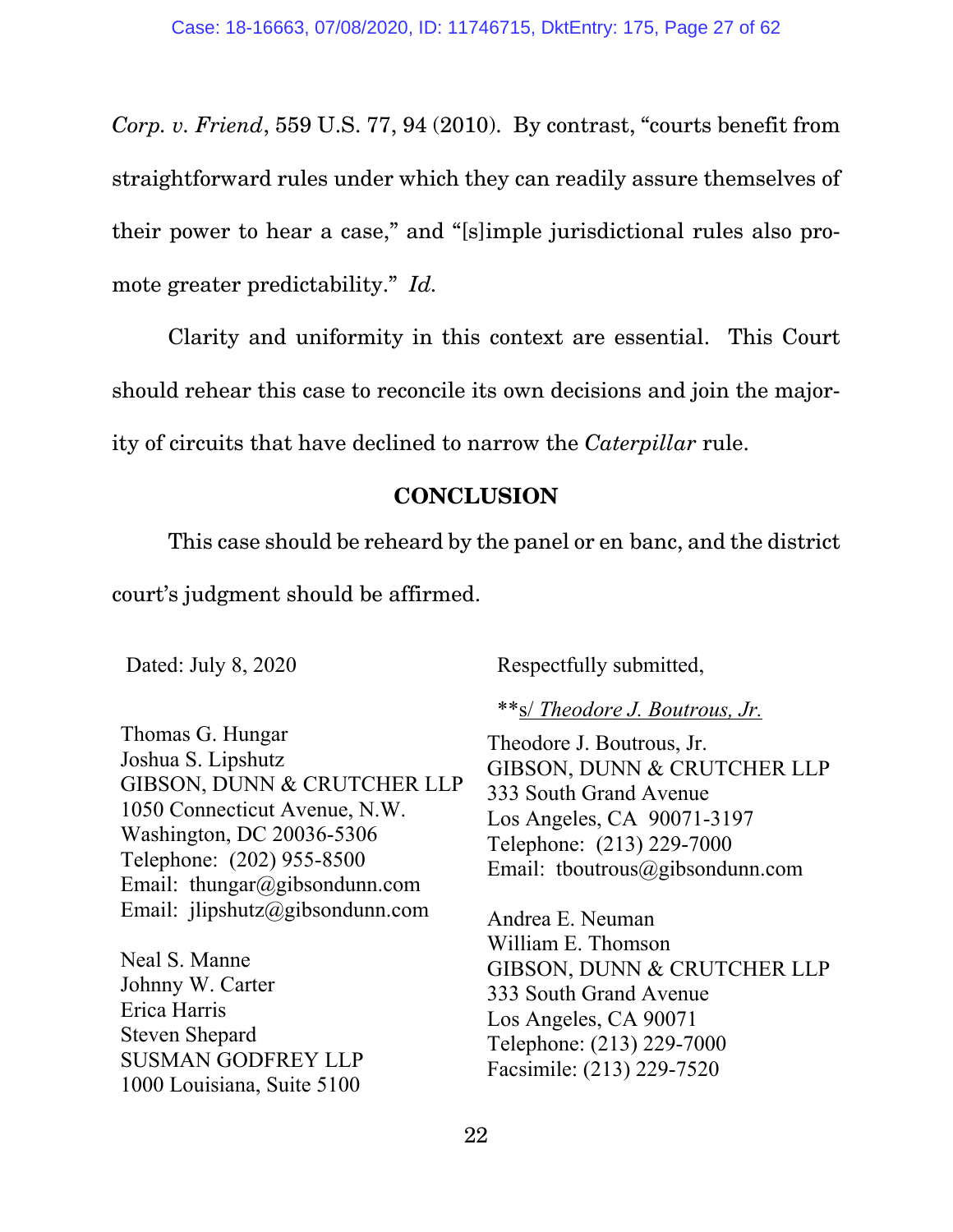*Corp. v. Friend*, 559 U.S. 77, 94 (2010). By contrast, "courts benefit from straightforward rules under which they can readily assure themselves of their power to hear a case," and "[s]imple jurisdictional rules also promote greater predictability." *Id.*

Clarity and uniformity in this context are essential. This Court should rehear this case to reconcile its own decisions and join the majority of circuits that have declined to narrow the *Caterpillar* rule.

## CONCLUSION

This case should be reheard by the panel or en banc, and the district court's judgment should be affirmed.

Dated: July 8, 2020

Respectfully submitted,

**s/ *Theodore J. Boutrous, Jr.*

Theodore J. Boutrous, Jr.
GIBSON, DUNN & CRUTCHER LLP
333 South Grand Avenue
Los Angeles, CA 90071-3197
Telephone: (213) 229-7000
Email: tboutrous@gibsondunn.com

Andrea E. Neuman
William E. Thomson
GIBSON, DUNN & CRUTCHER LLP
333 South Grand Avenue
Los Angeles, CA 90071
Telephone: (213) 229-7000
Facsimile: (213) 229-7520

Thomas G. Hungar
Joshua S. Lipshutz
GIBSON, DUNN & CRUTCHER LLP
1050 Connecticut Avenue, N.W.
Washington, DC 20036-5306
Telephone: (202) 955-8500
Email: thungar@gibsondunn.com
Email: jlipshutz@gibsondunn.com

Neal S. Manne
Johnny W. Carter
Erica Harris
Steven Shepard
SUSMAN GODFREY LLP
1000 Louisiana, Suite 5100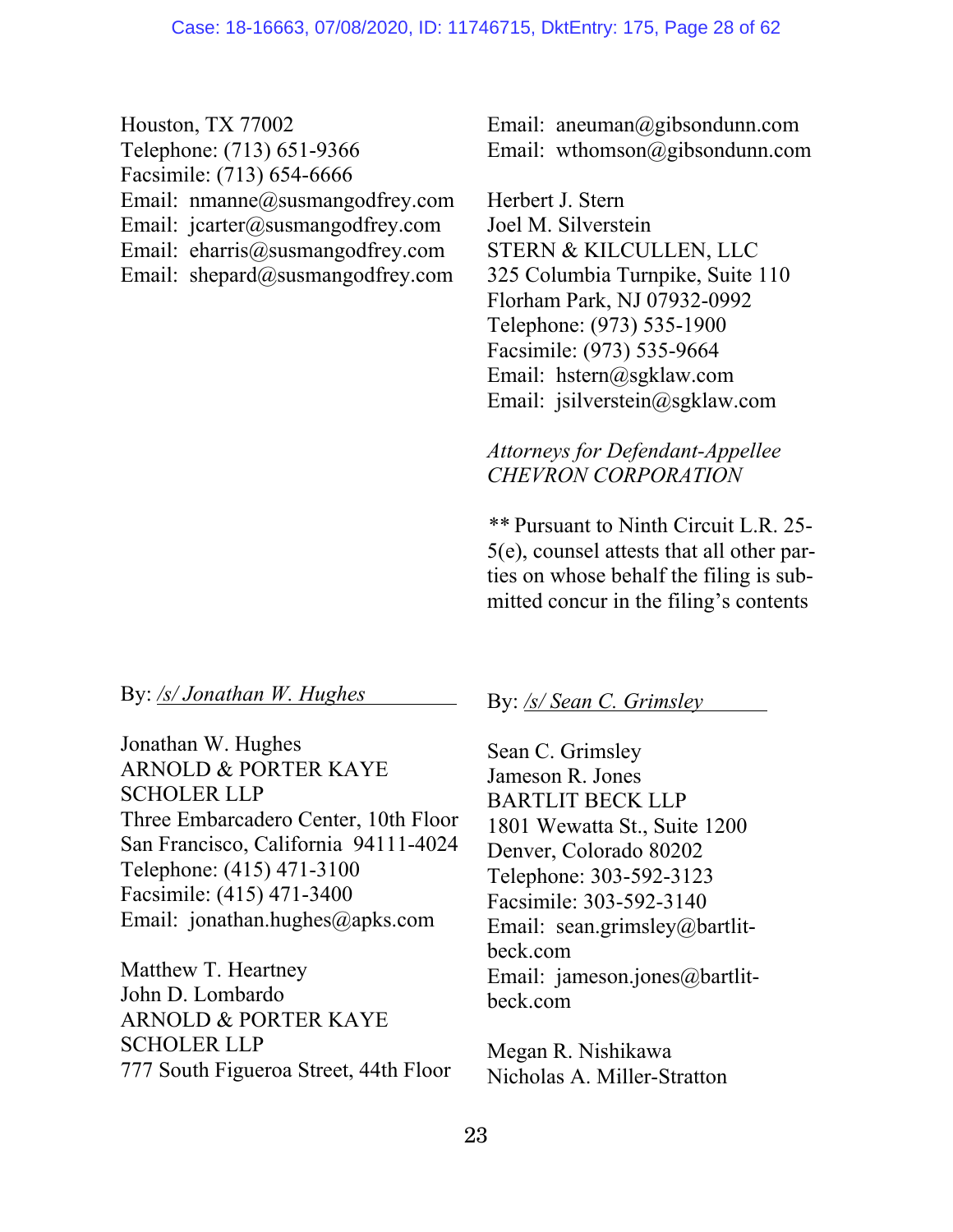Houston, TX 77002
Telephone: (713) 651-9366
Facsimile: (713) 654-6666
Email: nmanne@susmangodfrey.com
Email: jcarter@susmangodfrey.com
Email: eharris@susmangodfrey.com
Email: shepard@susmangodfrey.com

Email: aneuman@gibsondunn.com
Email: wthomson@gibsondunn.com

Herbert J. Stern
Joel M. Silverstein
STERN & KILCULLEN, LLC
325 Columbia Turnpike, Suite 110
Florham Park, NJ 07932-0992
Telephone: (973) 535-1900
Facsimile: (973) 535-9664
Email: hstern@sgklaw.com
Email: jsilverstein@sgklaw.com

*Attorneys for Defendant-Appellee CHEVRON CORPORATION*

** Pursuant to Ninth Circuit L.R. 25-5(e), counsel attests that all other parties on whose behalf the filing is submitted concur in the filing's contents

By: */s/ Jonathan W. Hughes*

Jonathan W. Hughes
ARNOLD & PORTER KAYE SCHOLER LLP
Three Embarcadero Center, 10th Floor
San Francisco, California 94111-4024
Telephone: (415) 471-3100
Facsimile: (415) 471-3400
Email: jonathan.hughes@apks.com

Matthew T. Heartney
John D. Lombardo
ARNOLD & PORTER KAYE SCHOLER LLP
777 South Figueroa Street, 44th Floor

By: */s/ Sean C. Grimsley*

Sean C. Grimsley
Jameson R. Jones
BARTLIT BECK LLP
1801 Wewatta St., Suite 1200
Denver, Colorado 80202
Telephone: 303-592-3123
Facsimile: 303-592-3140
Email: sean.grimsley@bartlit-beck.com
Email: jameson.jones@bartlit-beck.com

Megan R. Nishikawa
Nicholas A. Miller-Stratton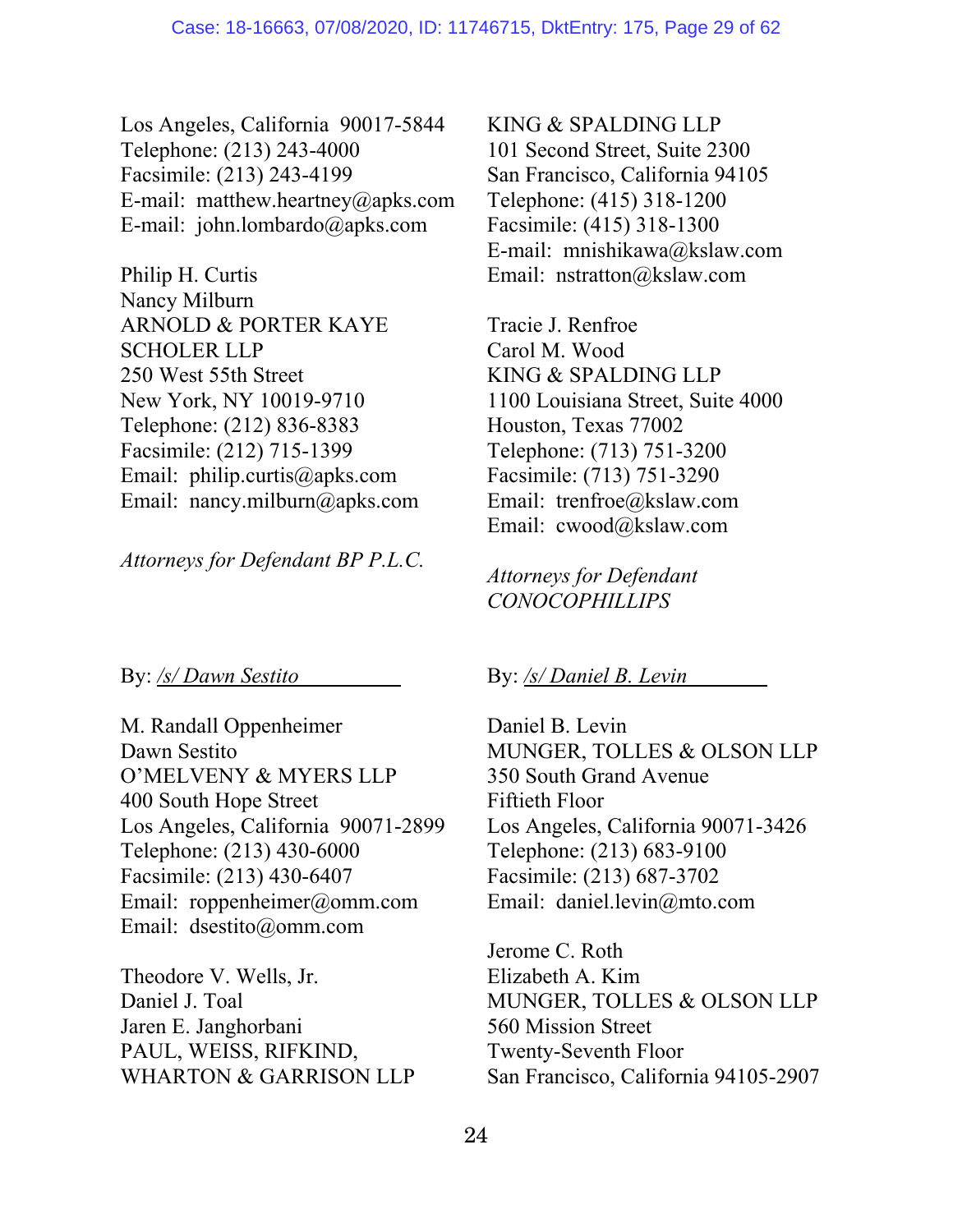Los Angeles, California 90017-5844
Telephone: (213) 243-4000
Facsimile: (213) 243-4199
E-mail: matthew.heartney@apks.com
E-mail: john.lombardo@apks.com

Philip H. Curtis
Nancy Milburn
ARNOLD & PORTER KAYE SCHOLER LLP
250 West 55th Street
New York, NY 10019-9710
Telephone: (212) 836-8383
Facsimile: (212) 715-1399
Email: philip.curtis@apks.com
Email: nancy.milburn@apks.com

*Attorneys for Defendant BP P.L.C.*

By: */s/ Dawn Sestito*

M. Randall Oppenheimer
Dawn Sestito
O'MELVENY & MYERS LLP
400 South Hope Street
Los Angeles, California 90071-2899
Telephone: (213) 430-6000
Facsimile: (213) 430-6407
Email: roppenheimer@omm.com
Email: dsestito@omm.com

Theodore V. Wells, Jr.
Daniel J. Toal
Jaren E. Janghorbani
PAUL, WEISS, RIFKIND, WHARTON & GARRISON LLP

KING & SPALDING LLP
101 Second Street, Suite 2300
San Francisco, California 94105
Telephone: (415) 318-1200
Facsimile: (415) 318-1300
E-mail: mnishikawa@kslaw.com
Email: nstratton@kslaw.com

Tracie J. Renfroe
Carol M. Wood
KING & SPALDING LLP
1100 Louisiana Street, Suite 4000
Houston, Texas 77002
Telephone: (713) 751-3200
Facsimile: (713) 751-3290
Email: trenfroe@kslaw.com
Email: cwood@kslaw.com

*Attorneys for Defendant CONOCOPHILLIPS*

By: */s/ Daniel B. Levin*

Daniel B. Levin
MUNGER, TOLLES & OLSON LLP
350 South Grand Avenue
Fiftieth Floor
Los Angeles, California 90071-3426
Telephone: (213) 683-9100
Facsimile: (213) 687-3702
Email: daniel.levin@mto.com

Jerome C. Roth
Elizabeth A. Kim
MUNGER, TOLLES & OLSON LLP
560 Mission Street
Twenty-Seventh Floor
San Francisco, California 94105-2907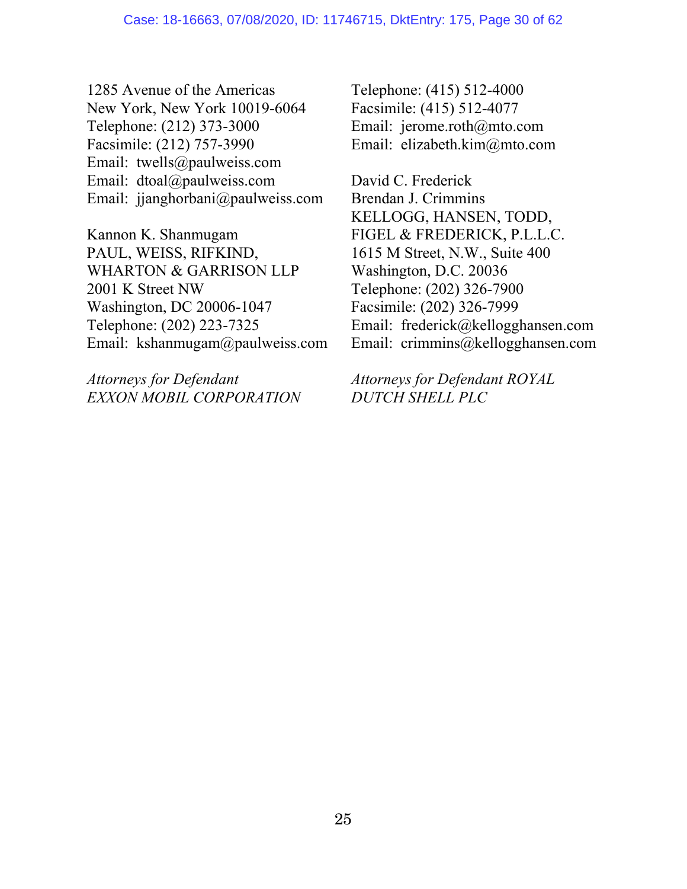1285 Avenue of the Americas
New York, New York 10019-6064
Telephone: (212) 373-3000
Facsimile: (212) 757-3990
Email: twells@paulweiss.com
Email: dtoal@paulweiss.com
Email: jjanghorbani@paulweiss.com

Kannon K. Shanmugam
PAUL, WEISS, RIFKIND,
WHARTON & GARRISON LLP
2001 K Street NW
Washington, DC 20006-1047
Telephone: (202) 223-7325
Email: kshanmugam@paulweiss.com

*Attorneys for Defendant EXXON MOBIL CORPORATION*

Telephone: (415) 512-4000
Facsimile: (415) 512-4077
Email: jerome.roth@mto.com
Email: elizabeth.kim@mto.com

David C. Frederick
Brendan J. Crimmins
KELLOGG, HANSEN, TODD,
FIGEL & FREDERICK, P.L.L.C.
1615 M Street, N.W., Suite 400
Washington, D.C. 20036
Telephone: (202) 326-7900
Facsimile: (202) 326-7999
Email: frederick@kellogghansen.com
Email: crimmins@kellogghansen.com

*Attorneys for Defendant ROYAL DUTCH SHELL PLC*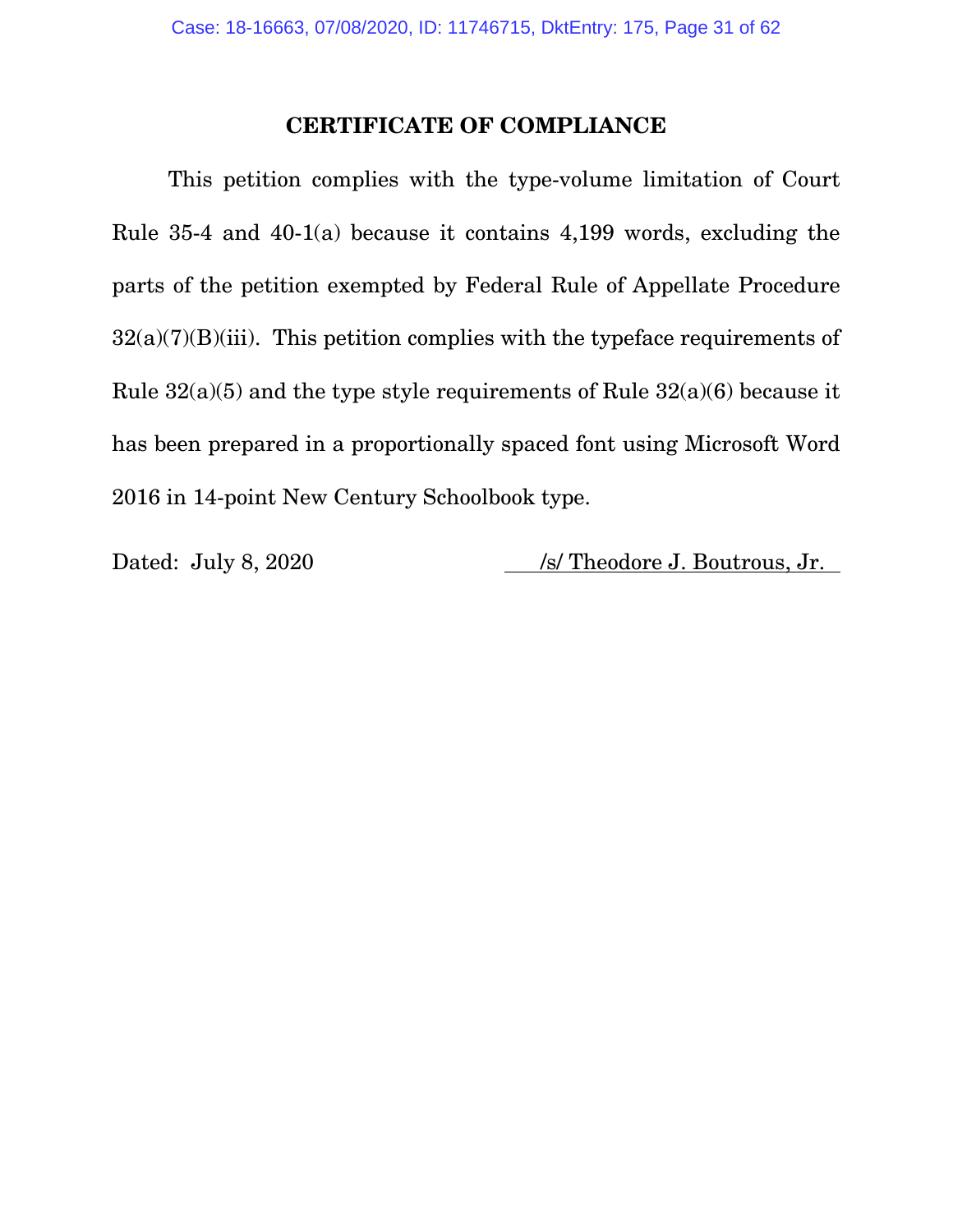## CERTIFICATE OF COMPLIANCE

This petition complies with the type-volume limitation of Court Rule 35-4 and 40-1(a) because it contains 4,199 words, excluding the parts of the petition exempted by Federal Rule of Appellate Procedure 32(a)(7)(B)(iii). This petition complies with the typeface requirements of Rule 32(a)(5) and the type style requirements of Rule 32(a)(6) because it has been prepared in a proportionally spaced font using Microsoft Word 2016 in 14-point New Century Schoolbook type.

Dated: July 8, 2020

/s/ Theodore J. Boutrous, Jr.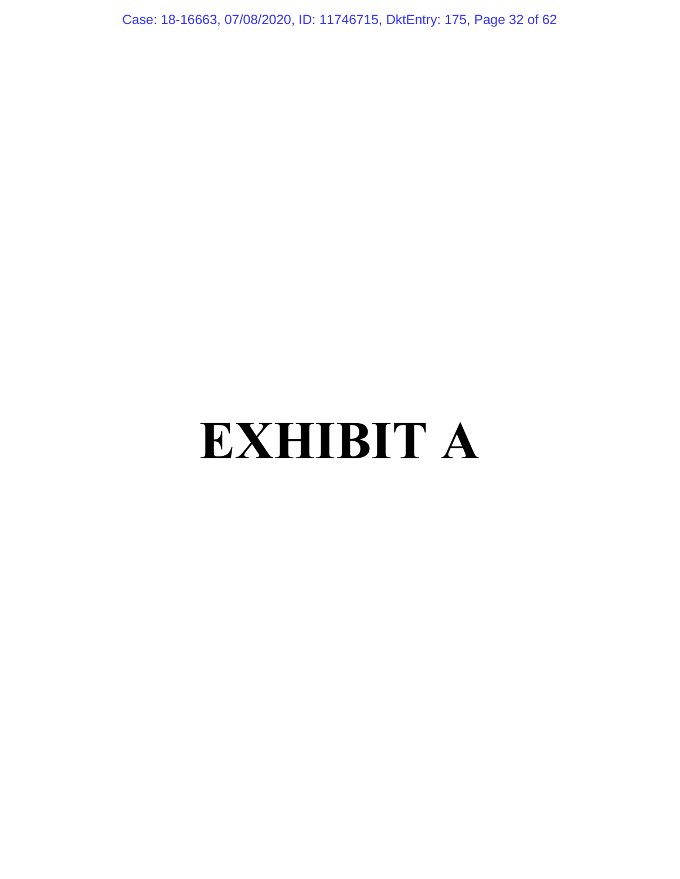# EXHIBIT A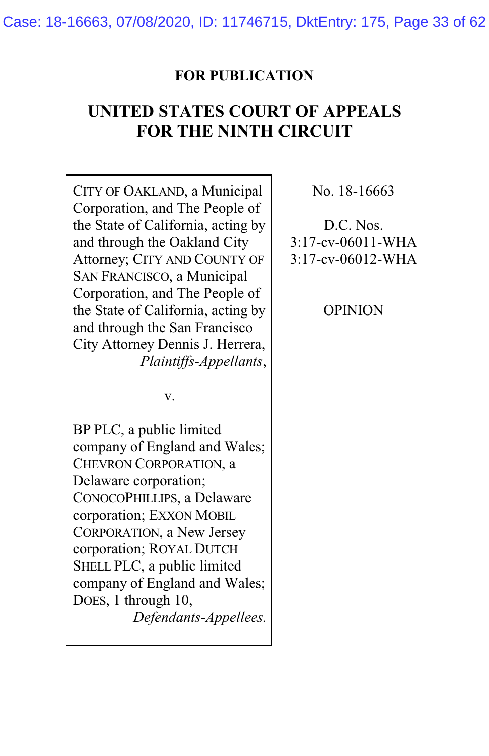**FOR PUBLICATION**

# UNITED STATES COURT OF APPEALS FOR THE NINTH CIRCUIT

| | |
|---|---|
| CITY OF OAKLAND, a Municipal Corporation, and The People of the State of California, acting by and through the Oakland City Attorney; CITY AND COUNTY OF SAN FRANCISCO, a Municipal Corporation, and The People of the State of California, acting by and through the San Francisco City Attorney Dennis J. Herrera, *Plaintiffs-Appellants*,<br><br>v.<br><br>BP PLC, a public limited company of England and Wales; CHEVRON CORPORATION, a Delaware corporation; CONOCOPHILLIPS, a Delaware corporation; EXXON MOBIL CORPORATION, a New Jersey corporation; ROYAL DUTCH SHELL PLC, a public limited company of England and Wales; DOES, 1 through 10, *Defendants-Appellees.* | No. 18-16663<br><br>D.C. Nos. 3:17-cv-06011-WHA 3:17-cv-06012-WHA<br><br>OPINION |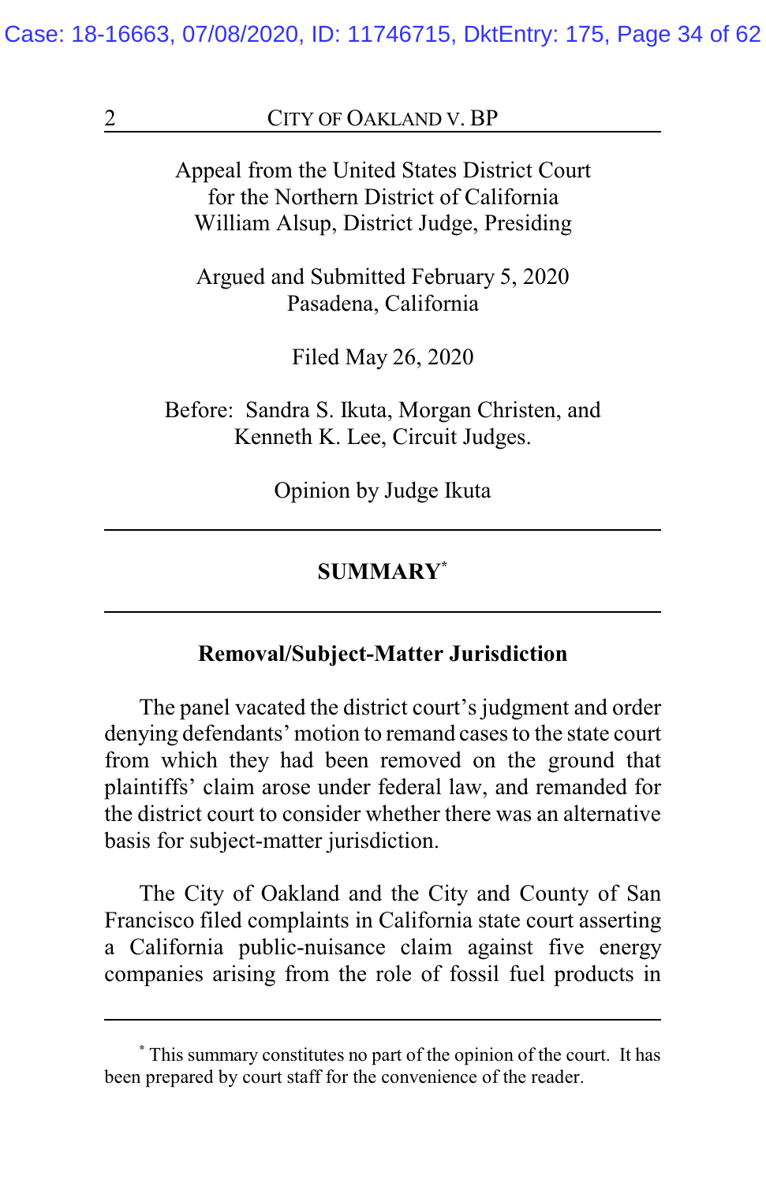Appeal from the United States District Court
for the Northern District of California
William Alsup, District Judge, Presiding

Argued and Submitted February 5, 2020
Pasadena, California

Filed May 26, 2020

Before: Sandra S. Ikuta, Morgan Christen, and
Kenneth K. Lee, Circuit Judges.

Opinion by Judge Ikuta

---

## SUMMARY[*]

---

### Removal/Subject-Matter Jurisdiction

The panel vacated the district court's judgment and order denying defendants' motion to remand cases to the state court from which they had been removed on the ground that plaintiffs' claim arose under federal law, and remanded for the district court to consider whether there was an alternative basis for subject-matter jurisdiction.

The City of Oakland and the City and County of San Francisco filed complaints in California state court asserting a California public-nuisance claim against five energy companies arising from the role of fossil fuel products in

---

[*] This summary constitutes no part of the opinion of the court. It has been prepared by court staff for the convenience of the reader.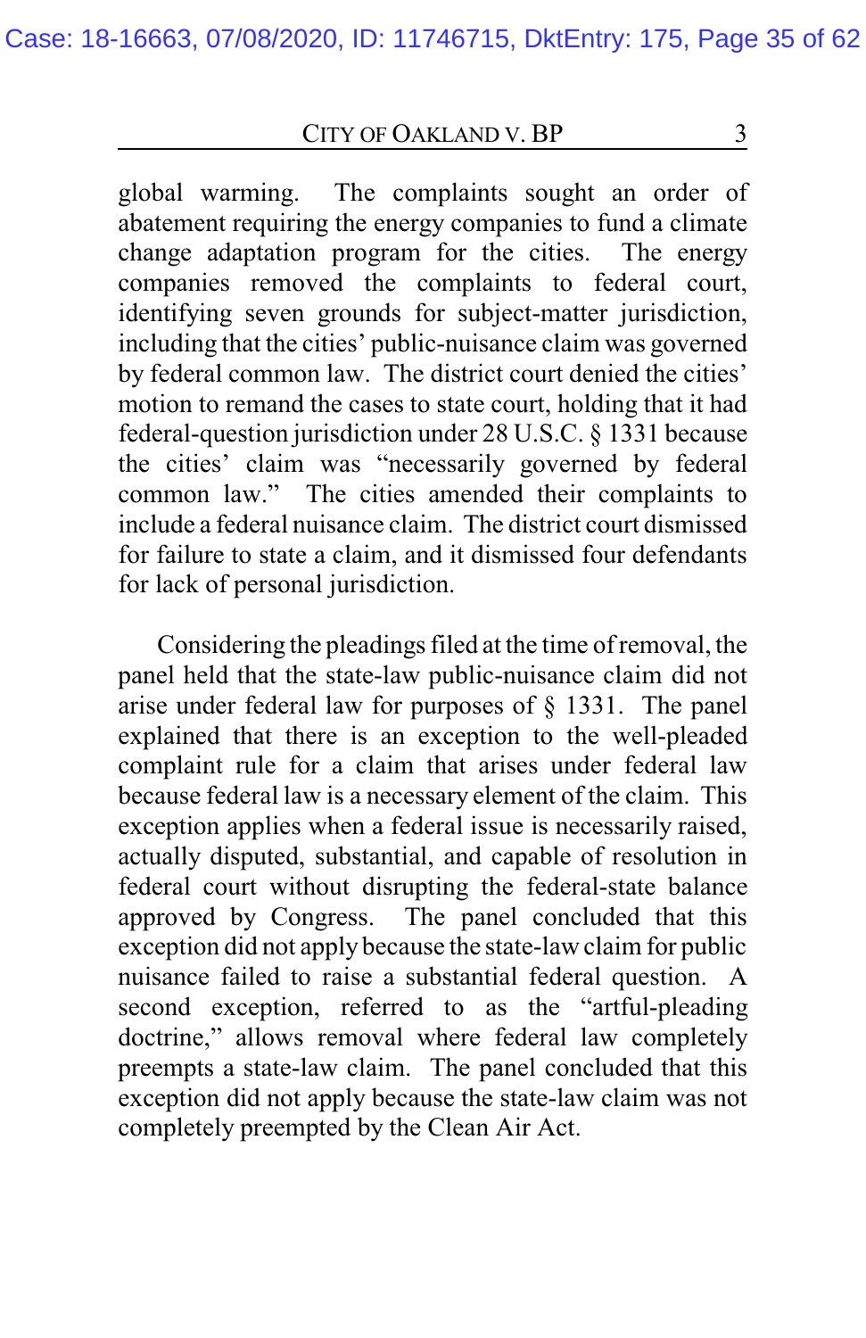global warming. The complaints sought an order of abatement requiring the energy companies to fund a climate change adaptation program for the cities. The energy companies removed the complaints to federal court, identifying seven grounds for subject-matter jurisdiction, including that the cities' public-nuisance claim was governed by federal common law. The district court denied the cities' motion to remand the cases to state court, holding that it had federal-question jurisdiction under 28 U.S.C. § 1331 because the cities' claim was "necessarily governed by federal common law." The cities amended their complaints to include a federal nuisance claim. The district court dismissed for failure to state a claim, and it dismissed four defendants for lack of personal jurisdiction.

Considering the pleadings filed at the time of removal, the panel held that the state-law public-nuisance claim did not arise under federal law for purposes of § 1331. The panel explained that there is an exception to the well-pleaded complaint rule for a claim that arises under federal law because federal law is a necessary element of the claim. This exception applies when a federal issue is necessarily raised, actually disputed, substantial, and capable of resolution in federal court without disrupting the federal-state balance approved by Congress. The panel concluded that this exception did not apply because the state-law claim for public nuisance failed to raise a substantial federal question. A second exception, referred to as the "artful-pleading doctrine," allows removal where federal law completely preempts a state-law claim. The panel concluded that this exception did not apply because the state-law claim was not completely preempted by the Clean Air Act.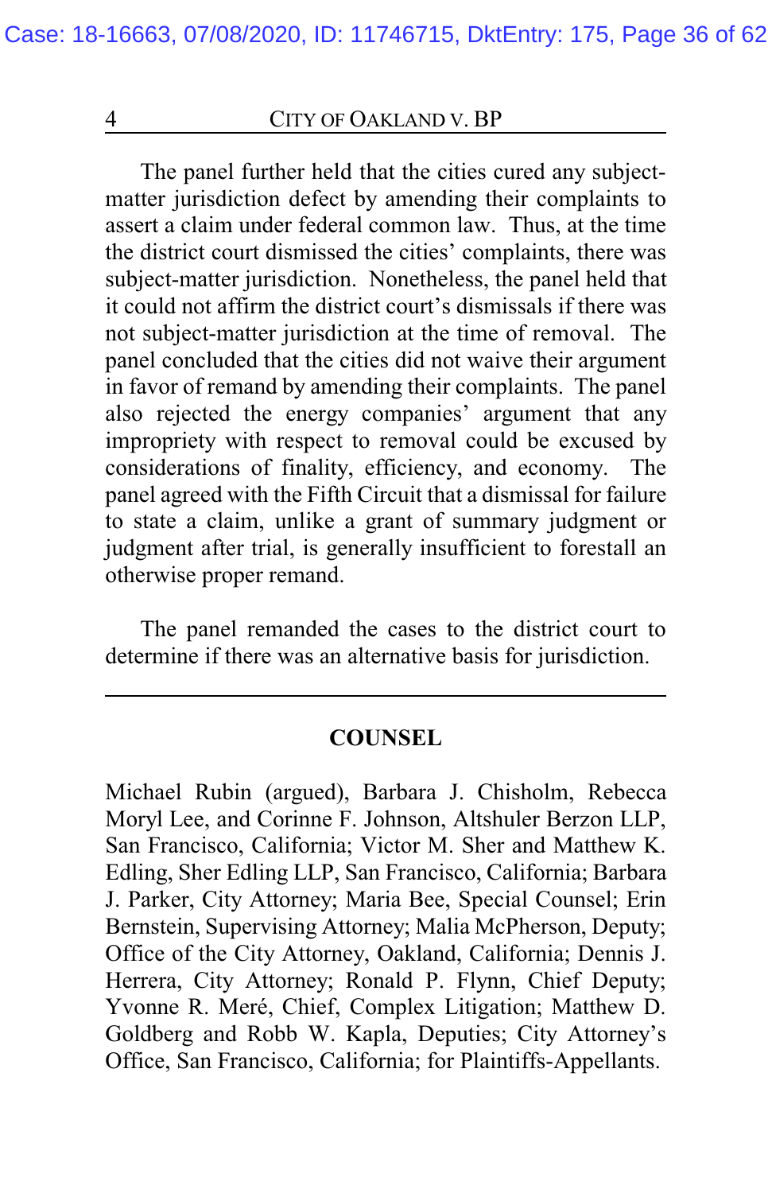The panel further held that the cities cured any subject-matter jurisdiction defect by amending their complaints to assert a claim under federal common law. Thus, at the time the district court dismissed the cities' complaints, there was subject-matter jurisdiction. Nonetheless, the panel held that it could not affirm the district court's dismissals if there was not subject-matter jurisdiction at the time of removal. The panel concluded that the cities did not waive their argument in favor of remand by amending their complaints. The panel also rejected the energy companies' argument that any impropriety with respect to removal could be excused by considerations of finality, efficiency, and economy. The panel agreed with the Fifth Circuit that a dismissal for failure to state a claim, unlike a grant of summary judgment or judgment after trial, is generally insufficient to forestall an otherwise proper remand.

The panel remanded the cases to the district court to determine if there was an alternative basis for jurisdiction.

---

## COUNSEL

Michael Rubin (argued), Barbara J. Chisholm, Rebecca Moryl Lee, and Corinne F. Johnson, Altshuler Berzon LLP, San Francisco, California; Victor M. Sher and Matthew K. Edling, Sher Edling LLP, San Francisco, California; Barbara J. Parker, City Attorney; Maria Bee, Special Counsel; Erin Bernstein, Supervising Attorney; Malia McPherson, Deputy; Office of the City Attorney, Oakland, California; Dennis J. Herrera, City Attorney; Ronald P. Flynn, Chief Deputy; Yvonne R. Meré, Chief, Complex Litigation; Matthew D. Goldberg and Robb W. Kapla, Deputies; City Attorney's Office, San Francisco, California; for Plaintiffs-Appellants.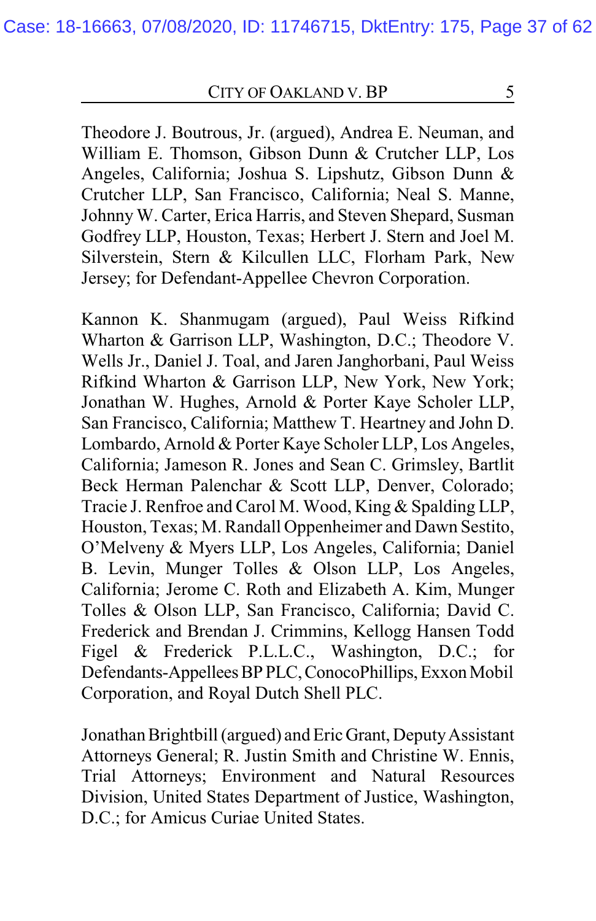Theodore J. Boutrous, Jr. (argued), Andrea E. Neuman, and William E. Thomson, Gibson Dunn & Crutcher LLP, Los Angeles, California; Joshua S. Lipshutz, Gibson Dunn & Crutcher LLP, San Francisco, California; Neal S. Manne, Johnny W. Carter, Erica Harris, and Steven Shepard, Susman Godfrey LLP, Houston, Texas; Herbert J. Stern and Joel M. Silverstein, Stern & Kilcullen LLC, Florham Park, New Jersey; for Defendant-Appellee Chevron Corporation.

Kannon K. Shanmugam (argued), Paul Weiss Rifkind Wharton & Garrison LLP, Washington, D.C.; Theodore V. Wells Jr., Daniel J. Toal, and Jaren Janghorbani, Paul Weiss Rifkind Wharton & Garrison LLP, New York, New York; Jonathan W. Hughes, Arnold & Porter Kaye Scholer LLP, San Francisco, California; Matthew T. Heartney and John D. Lombardo, Arnold & Porter Kaye Scholer LLP, Los Angeles, California; Jameson R. Jones and Sean C. Grimsley, Bartlit Beck Herman Palenchar & Scott LLP, Denver, Colorado; Tracie J. Renfroe and Carol M. Wood, King & Spalding LLP, Houston, Texas; M. Randall Oppenheimer and Dawn Sestito, O'Melveny & Myers LLP, Los Angeles, California; Daniel B. Levin, Munger Tolles & Olson LLP, Los Angeles, California; Jerome C. Roth and Elizabeth A. Kim, Munger Tolles & Olson LLP, San Francisco, California; David C. Frederick and Brendan J. Crimmins, Kellogg Hansen Todd Figel & Frederick P.L.L.C., Washington, D.C.; for Defendants-Appellees BP PLC, ConocoPhillips, Exxon Mobil Corporation, and Royal Dutch Shell PLC.

Jonathan Brightbill (argued) and Eric Grant, Deputy Assistant Attorneys General; R. Justin Smith and Christine W. Ennis, Trial Attorneys; Environment and Natural Resources Division, United States Department of Justice, Washington, D.C.; for Amicus Curiae United States.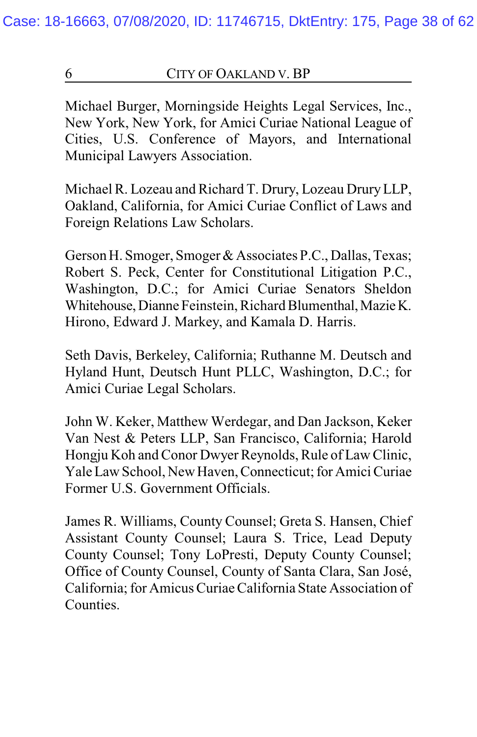Michael Burger, Morningside Heights Legal Services, Inc., New York, New York, for Amici Curiae National League of Cities, U.S. Conference of Mayors, and International Municipal Lawyers Association.

Michael R. Lozeau and Richard T. Drury, Lozeau Drury LLP, Oakland, California, for Amici Curiae Conflict of Laws and Foreign Relations Law Scholars.

Gerson H. Smoger, Smoger & Associates P.C., Dallas, Texas; Robert S. Peck, Center for Constitutional Litigation P.C., Washington, D.C.; for Amici Curiae Senators Sheldon Whitehouse, Dianne Feinstein, Richard Blumenthal, Mazie K. Hirono, Edward J. Markey, and Kamala D. Harris.

Seth Davis, Berkeley, California; Ruthanne M. Deutsch and Hyland Hunt, Deutsch Hunt PLLC, Washington, D.C.; for Amici Curiae Legal Scholars.

John W. Keker, Matthew Werdegar, and Dan Jackson, Keker Van Nest & Peters LLP, San Francisco, California; Harold Hongju Koh and Conor Dwyer Reynolds, Rule of Law Clinic, Yale Law School, New Haven, Connecticut; for Amici Curiae Former U.S. Government Officials.

James R. Williams, County Counsel; Greta S. Hansen, Chief Assistant County Counsel; Laura S. Trice, Lead Deputy County Counsel; Tony LoPresti, Deputy County Counsel; Office of County Counsel, County of Santa Clara, San José, California; for Amicus Curiae California State Association of Counties.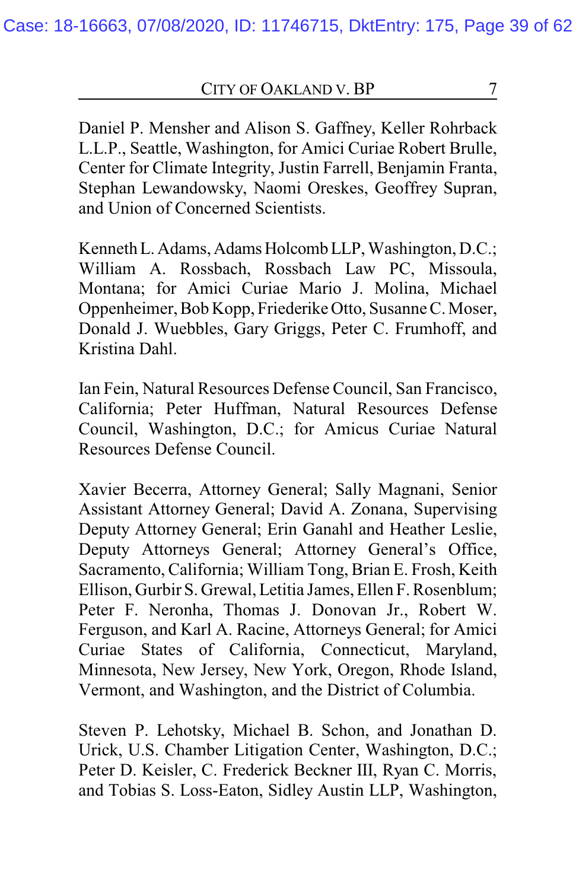Daniel P. Mensher and Alison S. Gaffney, Keller Rohrback L.L.P., Seattle, Washington, for Amici Curiae Robert Brulle, Center for Climate Integrity, Justin Farrell, Benjamin Franta, Stephan Lewandowsky, Naomi Oreskes, Geoffrey Supran, and Union of Concerned Scientists.

Kenneth L. Adams, Adams Holcomb LLP, Washington, D.C.; William A. Rossbach, Rossbach Law PC, Missoula, Montana; for Amici Curiae Mario J. Molina, Michael Oppenheimer, Bob Kopp, Friederike Otto, Susanne C. Moser, Donald J. Wuebbles, Gary Griggs, Peter C. Frumhoff, and Kristina Dahl.

Ian Fein, Natural Resources Defense Council, San Francisco, California; Peter Huffman, Natural Resources Defense Council, Washington, D.C.; for Amicus Curiae Natural Resources Defense Council.

Xavier Becerra, Attorney General; Sally Magnani, Senior Assistant Attorney General; David A. Zonana, Supervising Deputy Attorney General; Erin Ganahl and Heather Leslie, Deputy Attorneys General; Attorney General's Office, Sacramento, California; William Tong, Brian E. Frosh, Keith Ellison, Gurbir S. Grewal, Letitia James, Ellen F. Rosenblum; Peter F. Neronha, Thomas J. Donovan Jr., Robert W. Ferguson, and Karl A. Racine, Attorneys General; for Amici Curiae States of California, Connecticut, Maryland, Minnesota, New Jersey, New York, Oregon, Rhode Island, Vermont, and Washington, and the District of Columbia.

Steven P. Lehotsky, Michael B. Schon, and Jonathan D. Urick, U.S. Chamber Litigation Center, Washington, D.C.; Peter D. Keisler, C. Frederick Beckner III, Ryan C. Morris, and Tobias S. Loss-Eaton, Sidley Austin LLP, Washington,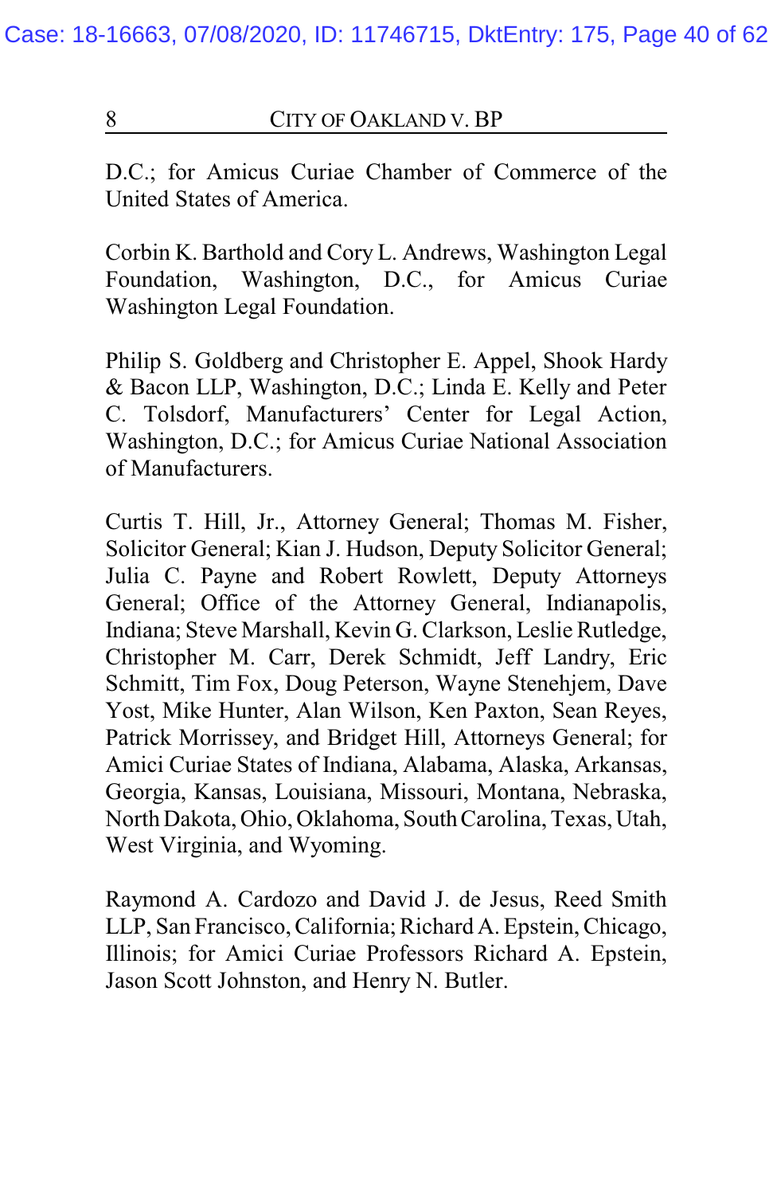D.C.; for Amicus Curiae Chamber of Commerce of the United States of America.

Corbin K. Barthold and Cory L. Andrews, Washington Legal Foundation, Washington, D.C., for Amicus Curiae Washington Legal Foundation.

Philip S. Goldberg and Christopher E. Appel, Shook Hardy & Bacon LLP, Washington, D.C.; Linda E. Kelly and Peter C. Tolsdorf, Manufacturers' Center for Legal Action, Washington, D.C.; for Amicus Curiae National Association of Manufacturers.

Curtis T. Hill, Jr., Attorney General; Thomas M. Fisher, Solicitor General; Kian J. Hudson, Deputy Solicitor General; Julia C. Payne and Robert Rowlett, Deputy Attorneys General; Office of the Attorney General, Indianapolis, Indiana; Steve Marshall, Kevin G. Clarkson, Leslie Rutledge, Christopher M. Carr, Derek Schmidt, Jeff Landry, Eric Schmitt, Tim Fox, Doug Peterson, Wayne Stenehjem, Dave Yost, Mike Hunter, Alan Wilson, Ken Paxton, Sean Reyes, Patrick Morrissey, and Bridget Hill, Attorneys General; for Amici Curiae States of Indiana, Alabama, Alaska, Arkansas, Georgia, Kansas, Louisiana, Missouri, Montana, Nebraska, North Dakota, Ohio, Oklahoma, South Carolina, Texas, Utah, West Virginia, and Wyoming.

Raymond A. Cardozo and David J. de Jesus, Reed Smith LLP, San Francisco, California; Richard A. Epstein, Chicago, Illinois; for Amici Curiae Professors Richard A. Epstein, Jason Scott Johnston, and Henry N. Butler.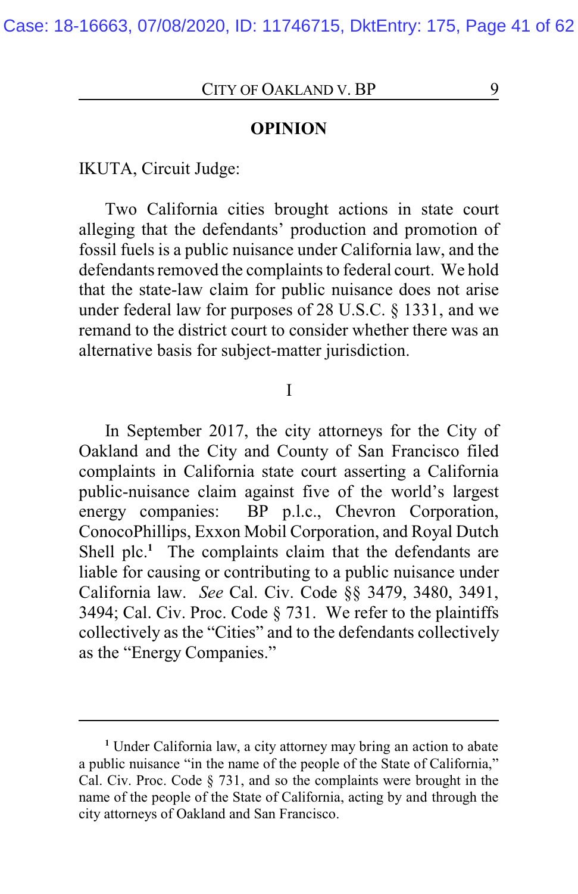## OPINION

IKUTA, Circuit Judge:

Two California cities brought actions in state court alleging that the defendants' production and promotion of fossil fuels is a public nuisance under California law, and the defendants removed the complaints to federal court. We hold that the state-law claim for public nuisance does not arise under federal law for purposes of 28 U.S.C. § 1331, and we remand to the district court to consider whether there was an alternative basis for subject-matter jurisdiction.

I

In September 2017, the city attorneys for the City of Oakland and the City and County of San Francisco filed complaints in California state court asserting a California public-nuisance claim against five of the world's largest energy companies: BP p.l.c., Chevron Corporation, ConocoPhillips, Exxon Mobil Corporation, and Royal Dutch Shell plc.[1] The complaints claim that the defendants are liable for causing or contributing to a public nuisance under California law. *See* Cal. Civ. Code §§ 3479, 3480, 3491, 3494; Cal. Civ. Proc. Code § 731. We refer to the plaintiffs collectively as the "Cities" and to the defendants collectively as the "Energy Companies."

---

[1] Under California law, a city attorney may bring an action to abate a public nuisance "in the name of the people of the State of California," Cal. Civ. Proc. Code § 731, and so the complaints were brought in the name of the people of the State of California, acting by and through the city attorneys of Oakland and San Francisco.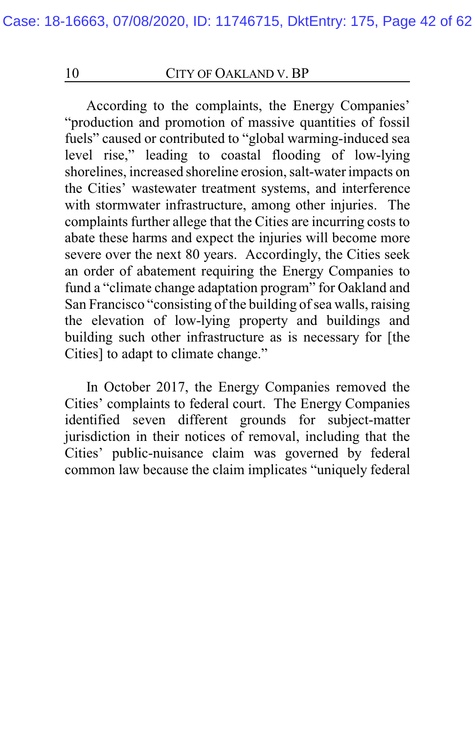According to the complaints, the Energy Companies' "production and promotion of massive quantities of fossil fuels" caused or contributed to "global warming-induced sea level rise," leading to coastal flooding of low-lying shorelines, increased shoreline erosion, salt-water impacts on the Cities' wastewater treatment systems, and interference with stormwater infrastructure, among other injuries. The complaints further allege that the Cities are incurring costs to abate these harms and expect the injuries will become more severe over the next 80 years. Accordingly, the Cities seek an order of abatement requiring the Energy Companies to fund a "climate change adaptation program" for Oakland and San Francisco "consisting of the building of sea walls, raising the elevation of low-lying property and buildings and building such other infrastructure as is necessary for [the Cities] to adapt to climate change."

In October 2017, the Energy Companies removed the Cities' complaints to federal court. The Energy Companies identified seven different grounds for subject-matter jurisdiction in their notices of removal, including that the Cities' public-nuisance claim was governed by federal common law because the claim implicates "uniquely federal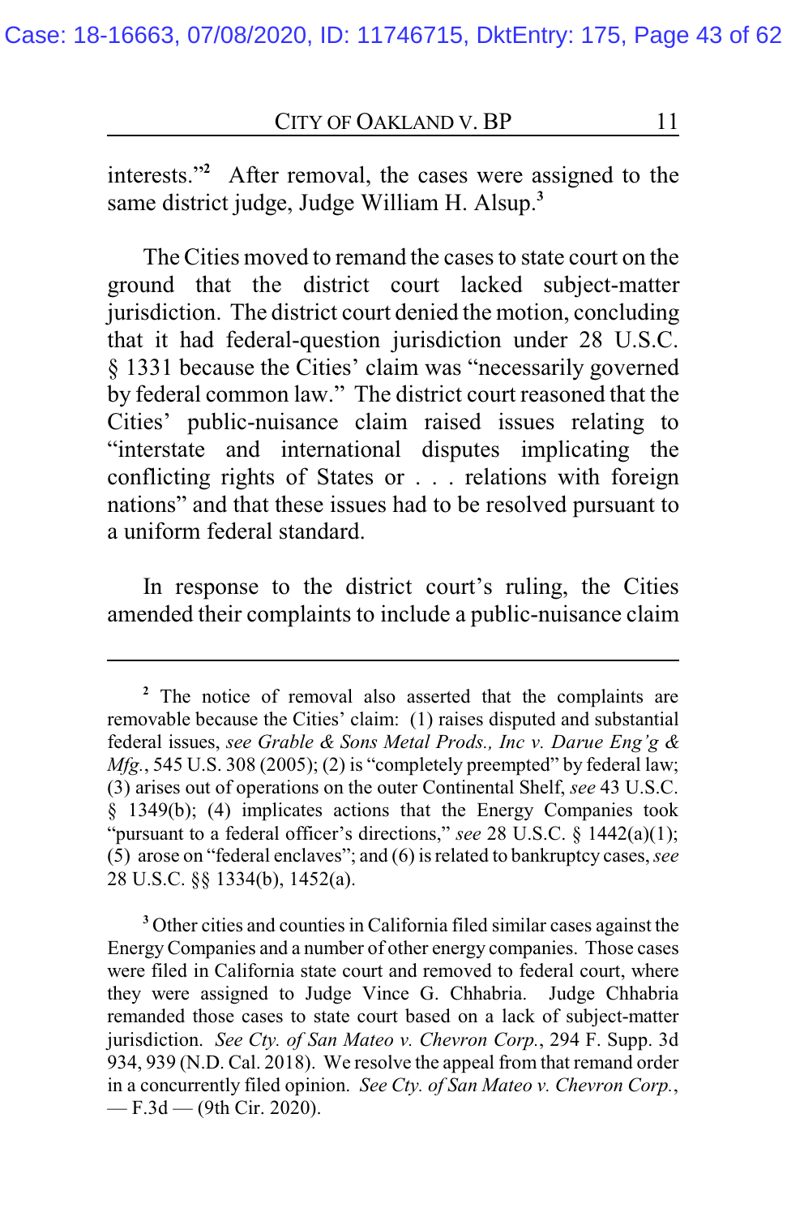interests."[2] After removal, the cases were assigned to the same district judge, Judge William H. Alsup.[3]

The Cities moved to remand the cases to state court on the ground that the district court lacked subject-matter jurisdiction. The district court denied the motion, concluding that it had federal-question jurisdiction under 28 U.S.C. § 1331 because the Cities' claim was "necessarily governed by federal common law." The district court reasoned that the Cities' public-nuisance claim raised issues relating to "interstate and international disputes implicating the conflicting rights of States or . . . relations with foreign nations" and that these issues had to be resolved pursuant to a uniform federal standard.

In response to the district court's ruling, the Cities amended their complaints to include a public-nuisance claim

---

[2] The notice of removal also asserted that the complaints are removable because the Cities' claim: (1) raises disputed and substantial federal issues, *see Grable & Sons Metal Prods., Inc v. Darue Eng'g & Mfg.*, 545 U.S. 308 (2005); (2) is "completely preempted" by federal law; (3) arises out of operations on the outer Continental Shelf, *see* 43 U.S.C. § 1349(b); (4) implicates actions that the Energy Companies took "pursuant to a federal officer's directions," *see* 28 U.S.C. § 1442(a)(1); (5) arose on "federal enclaves"; and (6) is related to bankruptcy cases, *see* 28 U.S.C. §§ 1334(b), 1452(a).

[3] Other cities and counties in California filed similar cases against the Energy Companies and a number of other energy companies. Those cases were filed in California state court and removed to federal court, where they were assigned to Judge Vince G. Chhabria. Judge Chhabria remanded those cases to state court based on a lack of subject-matter jurisdiction. *See Cty. of San Mateo v. Chevron Corp.*, 294 F. Supp. 3d 934, 939 (N.D. Cal. 2018). We resolve the appeal from that remand order in a concurrently filed opinion. *See Cty. of San Mateo v. Chevron Corp.*, — F.3d — (9th Cir. 2020).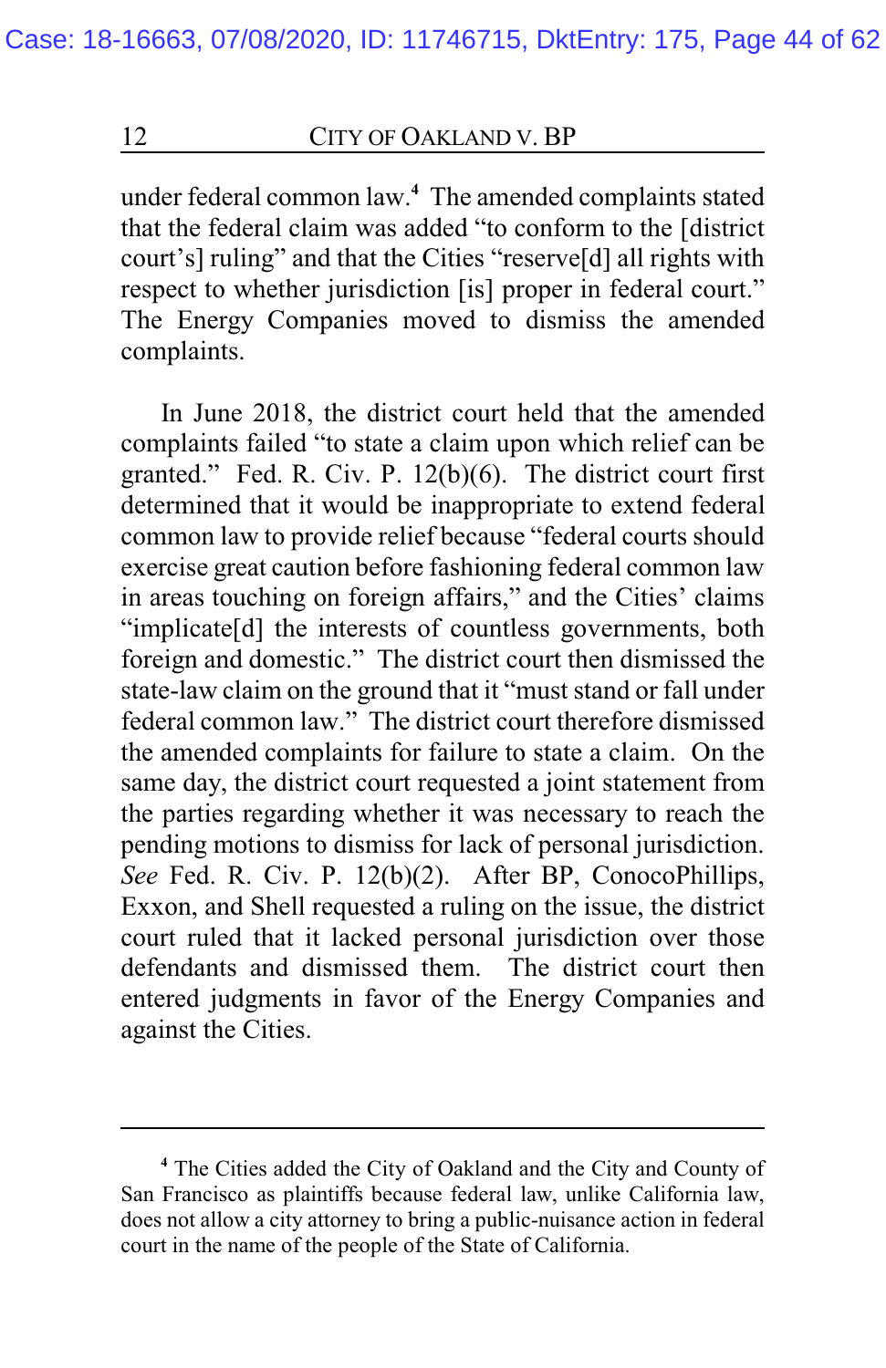under federal common law.[4] The amended complaints stated that the federal claim was added "to conform to the [district court's] ruling" and that the Cities "reserve[d] all rights with respect to whether jurisdiction [is] proper in federal court." The Energy Companies moved to dismiss the amended complaints.

In June 2018, the district court held that the amended complaints failed "to state a claim upon which relief can be granted." Fed. R. Civ. P. 12(b)(6). The district court first determined that it would be inappropriate to extend federal common law to provide relief because "federal courts should exercise great caution before fashioning federal common law in areas touching on foreign affairs," and the Cities' claims "implicate[d] the interests of countless governments, both foreign and domestic." The district court then dismissed the state-law claim on the ground that it "must stand or fall under federal common law." The district court therefore dismissed the amended complaints for failure to state a claim. On the same day, the district court requested a joint statement from the parties regarding whether it was necessary to reach the pending motions to dismiss for lack of personal jurisdiction. *See* Fed. R. Civ. P. 12(b)(2). After BP, ConocoPhillips, Exxon, and Shell requested a ruling on the issue, the district court ruled that it lacked personal jurisdiction over those defendants and dismissed them. The district court then entered judgments in favor of the Energy Companies and against the Cities.

---

[4] The Cities added the City of Oakland and the City and County of San Francisco as plaintiffs because federal law, unlike California law, does not allow a city attorney to bring a public-nuisance action in federal court in the name of the people of the State of California.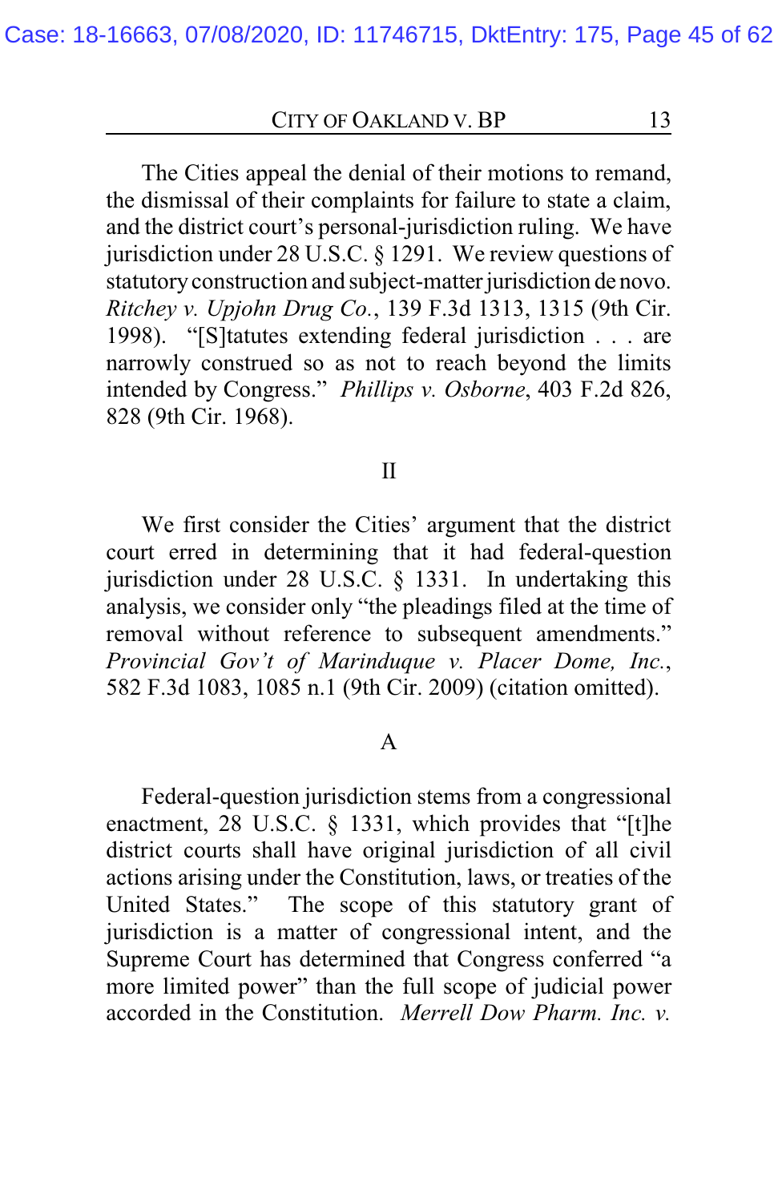The Cities appeal the denial of their motions to remand, the dismissal of their complaints for failure to state a claim, and the district court's personal-jurisdiction ruling. We have jurisdiction under 28 U.S.C. § 1291. We review questions of statutory construction and subject-matter jurisdiction de novo. *Ritchey v. Upjohn Drug Co.*, 139 F.3d 1313, 1315 (9th Cir. 1998). "[S]tatutes extending federal jurisdiction . . . are narrowly construed so as not to reach beyond the limits intended by Congress." *Phillips v. Osborne*, 403 F.2d 826, 828 (9th Cir. 1968).

## II

We first consider the Cities' argument that the district court erred in determining that it had federal-question jurisdiction under 28 U.S.C. § 1331. In undertaking this analysis, we consider only "the pleadings filed at the time of removal without reference to subsequent amendments." *Provincial Gov't of Marinduque v. Placer Dome, Inc.*, 582 F.3d 1083, 1085 n.1 (9th Cir. 2009) (citation omitted).

### A

Federal-question jurisdiction stems from a congressional enactment, 28 U.S.C. § 1331, which provides that "[t]he district courts shall have original jurisdiction of all civil actions arising under the Constitution, laws, or treaties of the United States." The scope of this statutory grant of jurisdiction is a matter of congressional intent, and the Supreme Court has determined that Congress conferred "a more limited power" than the full scope of judicial power accorded in the Constitution. *Merrell Dow Pharm. Inc. v.*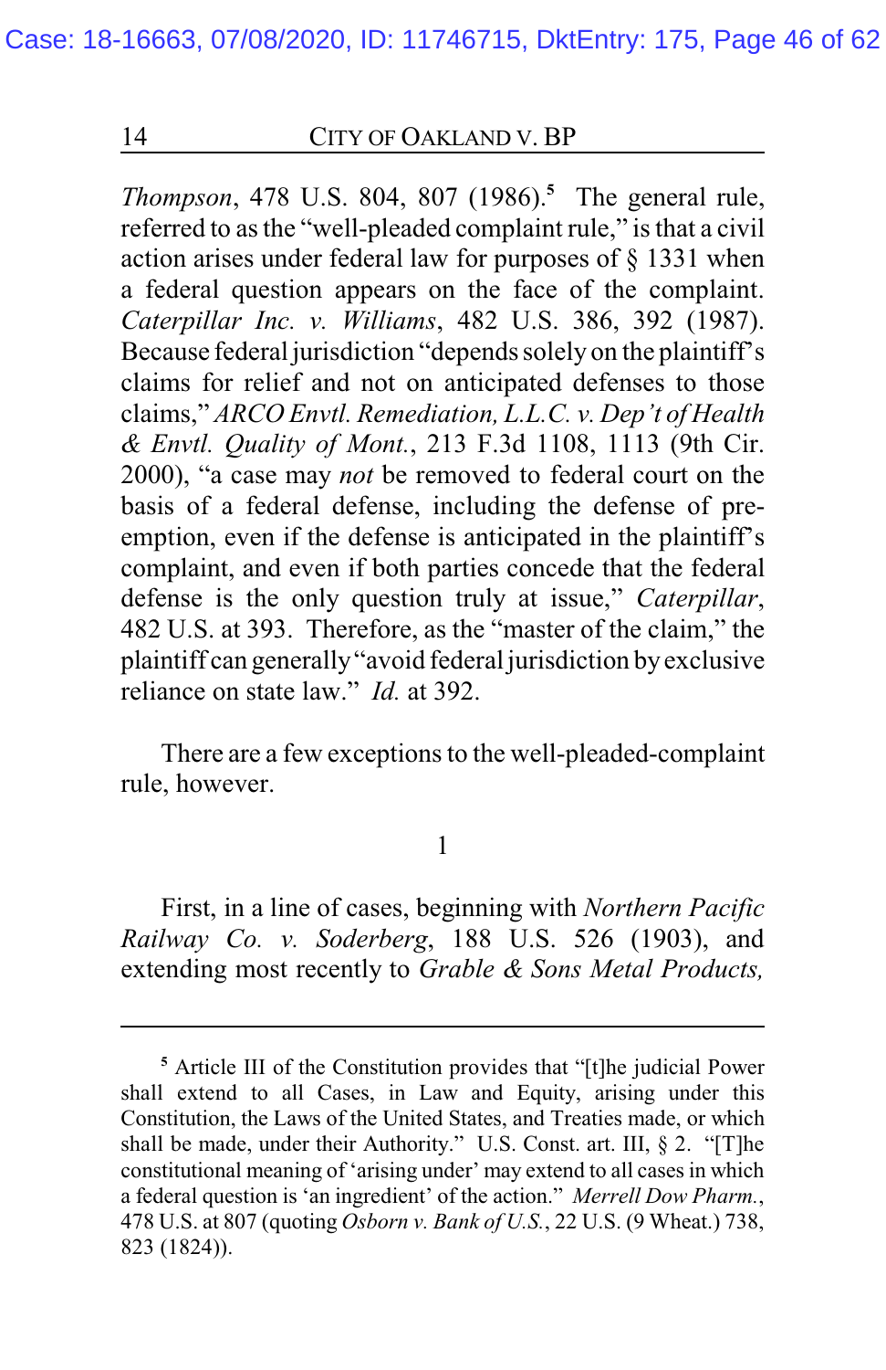*Thompson*, 478 U.S. 804, 807 (1986).[5] The general rule, referred to as the "well-pleaded complaint rule," is that a civil action arises under federal law for purposes of § 1331 when a federal question appears on the face of the complaint. *Caterpillar Inc. v. Williams*, 482 U.S. 386, 392 (1987). Because federal jurisdiction "depends solely on the plaintiff's claims for relief and not on anticipated defenses to those claims," *ARCO Envtl. Remediation, L.L.C. v. Dep't of Health & Envtl. Quality of Mont.*, 213 F.3d 1108, 1113 (9th Cir. 2000), "a case may *not* be removed to federal court on the basis of a federal defense, including the defense of pre-emption, even if the defense is anticipated in the plaintiff's complaint, and even if both parties concede that the federal defense is the only question truly at issue," *Caterpillar*, 482 U.S. at 393. Therefore, as the "master of the claim," the plaintiff can generally "avoid federal jurisdiction by exclusive reliance on state law." *Id.* at 392.

There are a few exceptions to the well-pleaded-complaint rule, however.

1

First, in a line of cases, beginning with *Northern Pacific Railway Co. v. Soderberg*, 188 U.S. 526 (1903), and extending most recently to *Grable & Sons Metal Products,*

---

[5] Article III of the Constitution provides that "[t]he judicial Power shall extend to all Cases, in Law and Equity, arising under this Constitution, the Laws of the United States, and Treaties made, or which shall be made, under their Authority." U.S. Const. art. III, § 2. "[T]he constitutional meaning of 'arising under' may extend to all cases in which a federal question is 'an ingredient' of the action." *Merrell Dow Pharm.*, 478 U.S. at 807 (quoting *Osborn v. Bank of U.S.*, 22 U.S. (9 Wheat.) 738, 823 (1824)).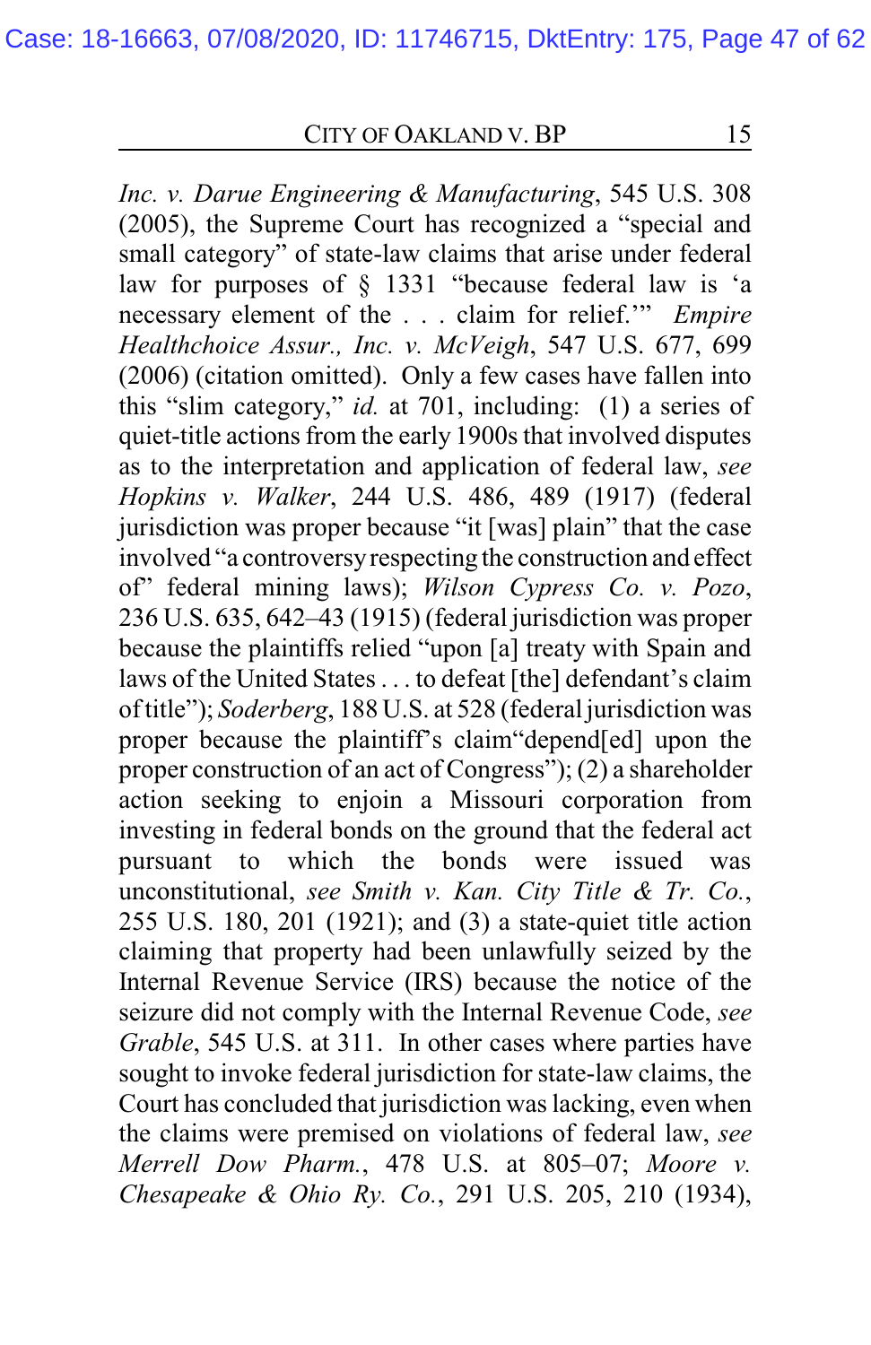*Inc. v. Darue Engineering & Manufacturing*, 545 U.S. 308 (2005), the Supreme Court has recognized a "special and small category" of state-law claims that arise under federal law for purposes of § 1331 "because federal law is 'a necessary element of the . . . claim for relief.'" *Empire Healthchoice Assur., Inc. v. McVeigh*, 547 U.S. 677, 699 (2006) (citation omitted). Only a few cases have fallen into this "slim category," *id.* at 701, including: (1) a series of quiet-title actions from the early 1900s that involved disputes as to the interpretation and application of federal law, *see Hopkins v. Walker*, 244 U.S. 486, 489 (1917) (federal jurisdiction was proper because "it [was] plain" that the case involved "a controversy respecting the construction and effect of" federal mining laws); *Wilson Cypress Co. v. Pozo*, 236 U.S. 635, 642–43 (1915) (federal jurisdiction was proper because the plaintiffs relied "upon [a] treaty with Spain and laws of the United States . . . to defeat [the] defendant's claim of title"); *Soderberg*, 188 U.S. at 528 (federal jurisdiction was proper because the plaintiff's claim"depend[ed] upon the proper construction of an act of Congress"); (2) a shareholder action seeking to enjoin a Missouri corporation from investing in federal bonds on the ground that the federal act pursuant to which the bonds were issued was unconstitutional, *see Smith v. Kan. City Title & Tr. Co.*, 255 U.S. 180, 201 (1921); and (3) a state-quiet title action claiming that property had been unlawfully seized by the Internal Revenue Service (IRS) because the notice of the seizure did not comply with the Internal Revenue Code, *see Grable*, 545 U.S. at 311. In other cases where parties have sought to invoke federal jurisdiction for state-law claims, the Court has concluded that jurisdiction was lacking, even when the claims were premised on violations of federal law, *see Merrell Dow Pharm.*, 478 U.S. at 805–07; *Moore v. Chesapeake & Ohio Ry. Co.*, 291 U.S. 205, 210 (1934),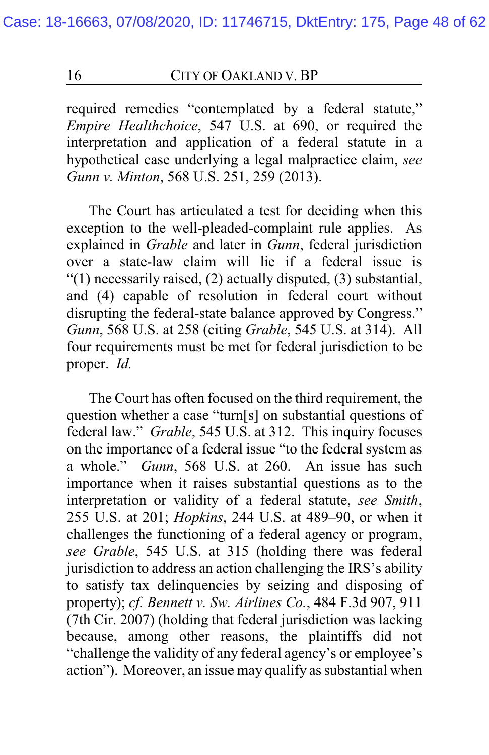required remedies "contemplated by a federal statute," *Empire Healthchoice*, 547 U.S. at 690, or required the interpretation and application of a federal statute in a hypothetical case underlying a legal malpractice claim, *see Gunn v. Minton*, 568 U.S. 251, 259 (2013).

The Court has articulated a test for deciding when this exception to the well-pleaded-complaint rule applies. As explained in *Grable* and later in *Gunn*, federal jurisdiction over a state-law claim will lie if a federal issue is "(1) necessarily raised, (2) actually disputed, (3) substantial, and (4) capable of resolution in federal court without disrupting the federal-state balance approved by Congress." *Gunn*, 568 U.S. at 258 (citing *Grable*, 545 U.S. at 314). All four requirements must be met for federal jurisdiction to be proper. *Id.*

The Court has often focused on the third requirement, the question whether a case "turn[s] on substantial questions of federal law." *Grable*, 545 U.S. at 312. This inquiry focuses on the importance of a federal issue "to the federal system as a whole." *Gunn*, 568 U.S. at 260. An issue has such importance when it raises substantial questions as to the interpretation or validity of a federal statute, *see Smith*, 255 U.S. at 201; *Hopkins*, 244 U.S. at 489–90, or when it challenges the functioning of a federal agency or program, *see Grable*, 545 U.S. at 315 (holding there was federal jurisdiction to address an action challenging the IRS's ability to satisfy tax delinquencies by seizing and disposing of property); *cf. Bennett v. Sw. Airlines Co.*, 484 F.3d 907, 911 (7th Cir. 2007) (holding that federal jurisdiction was lacking because, among other reasons, the plaintiffs did not "challenge the validity of any federal agency's or employee's action"). Moreover, an issue may qualify as substantial when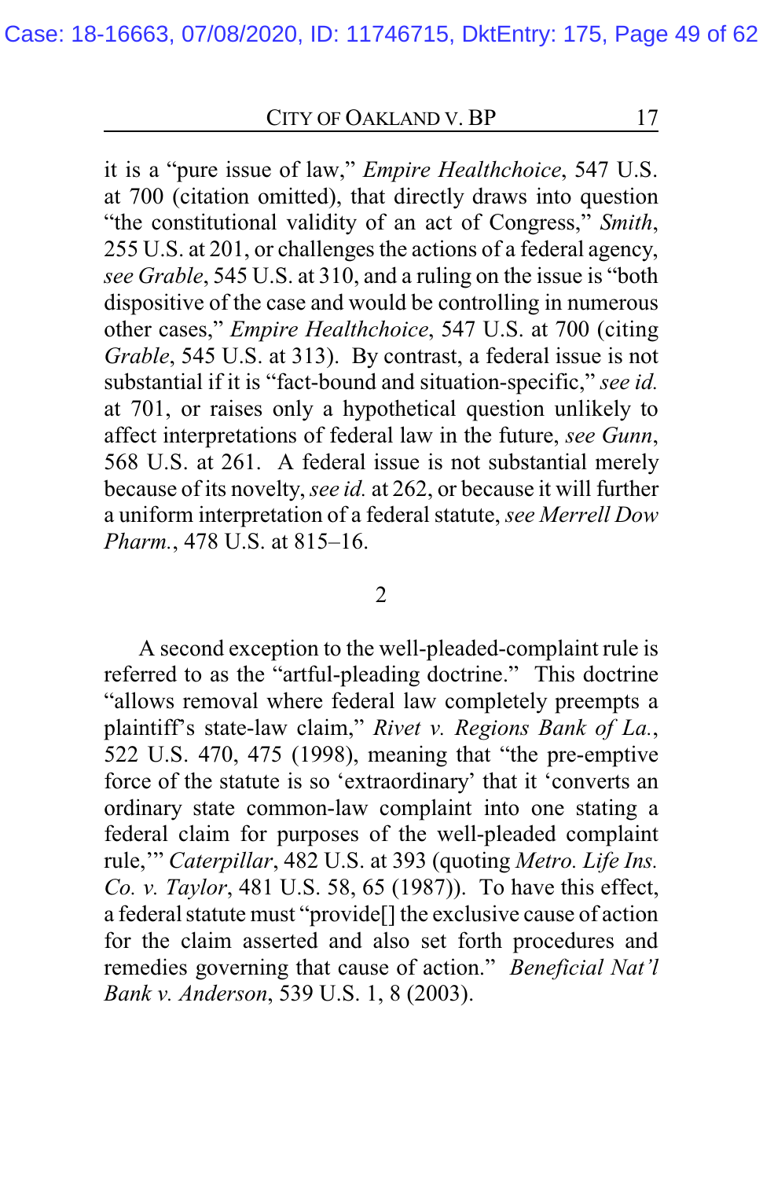it is a "pure issue of law," *Empire Healthchoice*, 547 U.S. at 700 (citation omitted), that directly draws into question "the constitutional validity of an act of Congress," *Smith*, 255 U.S. at 201, or challenges the actions of a federal agency, *see Grable*, 545 U.S. at 310, and a ruling on the issue is "both dispositive of the case and would be controlling in numerous other cases," *Empire Healthchoice*, 547 U.S. at 700 (citing *Grable*, 545 U.S. at 313). By contrast, a federal issue is not substantial if it is "fact-bound and situation-specific," *see id.* at 701, or raises only a hypothetical question unlikely to affect interpretations of federal law in the future, *see Gunn*, 568 U.S. at 261. A federal issue is not substantial merely because of its novelty, *see id.* at 262, or because it will further a uniform interpretation of a federal statute, *see Merrell Dow Pharm.*, 478 U.S. at 815–16.

2

A second exception to the well-pleaded-complaint rule is referred to as the "artful-pleading doctrine." This doctrine "allows removal where federal law completely preempts a plaintiff's state-law claim," *Rivet v. Regions Bank of La.*, 522 U.S. 470, 475 (1998), meaning that "the pre-emptive force of the statute is so 'extraordinary' that it 'converts an ordinary state common-law complaint into one stating a federal claim for purposes of the well-pleaded complaint rule,'" *Caterpillar*, 482 U.S. at 393 (quoting *Metro. Life Ins. Co. v. Taylor*, 481 U.S. 58, 65 (1987)). To have this effect, a federal statute must "provide[] the exclusive cause of action for the claim asserted and also set forth procedures and remedies governing that cause of action." *Beneficial Nat'l Bank v. Anderson*, 539 U.S. 1, 8 (2003).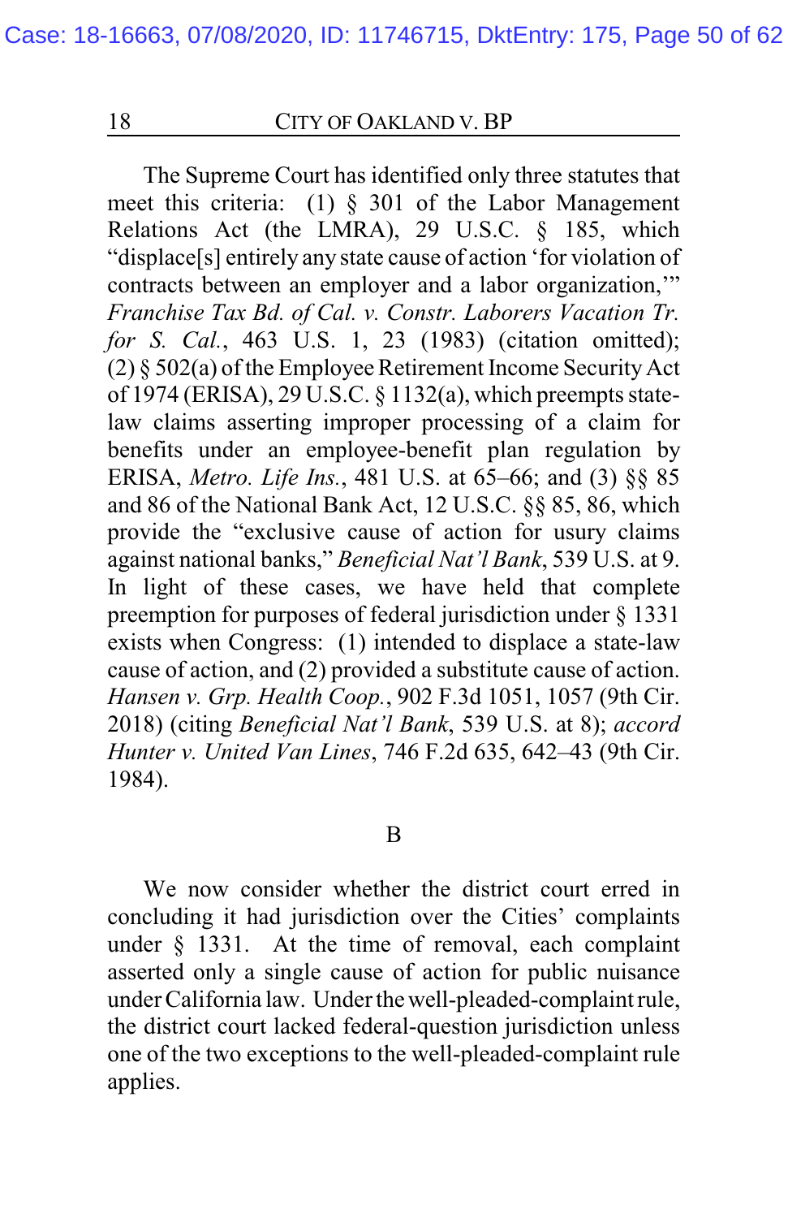The Supreme Court has identified only three statutes that meet this criteria: (1) § 301 of the Labor Management Relations Act (the LMRA), 29 U.S.C. § 185, which "displace[s] entirely any state cause of action 'for violation of contracts between an employer and a labor organization,'" *Franchise Tax Bd. of Cal. v. Constr. Laborers Vacation Tr. for S. Cal.*, 463 U.S. 1, 23 (1983) (citation omitted); (2) § 502(a) of the Employee Retirement Income Security Act of 1974 (ERISA), 29 U.S.C. § 1132(a), which preempts state-law claims asserting improper processing of a claim for benefits under an employee-benefit plan regulation by ERISA, *Metro. Life Ins.*, 481 U.S. at 65–66; and (3) §§ 85 and 86 of the National Bank Act, 12 U.S.C. §§ 85, 86, which provide the "exclusive cause of action for usury claims against national banks," *Beneficial Nat'l Bank*, 539 U.S. at 9. In light of these cases, we have held that complete preemption for purposes of federal jurisdiction under § 1331 exists when Congress: (1) intended to displace a state-law cause of action, and (2) provided a substitute cause of action. *Hansen v. Grp. Health Coop.*, 902 F.3d 1051, 1057 (9th Cir. 2018) (citing *Beneficial Nat'l Bank*, 539 U.S. at 8); *accord Hunter v. United Van Lines*, 746 F.2d 635, 642–43 (9th Cir. 1984).

## B

We now consider whether the district court erred in concluding it had jurisdiction over the Cities' complaints under § 1331. At the time of removal, each complaint asserted only a single cause of action for public nuisance under California law. Under the well-pleaded-complaint rule, the district court lacked federal-question jurisdiction unless one of the two exceptions to the well-pleaded-complaint rule applies.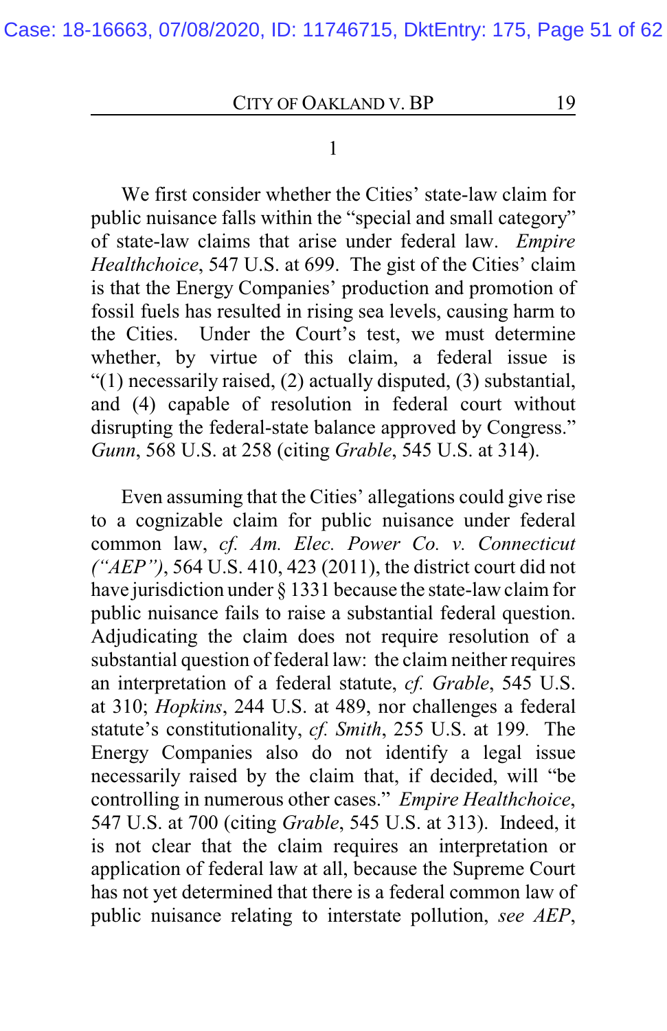1

We first consider whether the Cities' state-law claim for public nuisance falls within the "special and small category" of state-law claims that arise under federal law. *Empire Healthchoice*, 547 U.S. at 699. The gist of the Cities' claim is that the Energy Companies' production and promotion of fossil fuels has resulted in rising sea levels, causing harm to the Cities. Under the Court's test, we must determine whether, by virtue of this claim, a federal issue is "(1) necessarily raised, (2) actually disputed, (3) substantial, and (4) capable of resolution in federal court without disrupting the federal-state balance approved by Congress." *Gunn*, 568 U.S. at 258 (citing *Grable*, 545 U.S. at 314).

Even assuming that the Cities' allegations could give rise to a cognizable claim for public nuisance under federal common law, *cf. Am. Elec. Power Co. v. Connecticut ("AEP")*, 564 U.S. 410, 423 (2011), the district court did not have jurisdiction under § 1331 because the state-law claim for public nuisance fails to raise a substantial federal question. Adjudicating the claim does not require resolution of a substantial question of federal law: the claim neither requires an interpretation of a federal statute, *cf. Grable*, 545 U.S. at 310; *Hopkins*, 244 U.S. at 489, nor challenges a federal statute's constitutionality, *cf. Smith*, 255 U.S. at 199. The Energy Companies also do not identify a legal issue necessarily raised by the claim that, if decided, will "be controlling in numerous other cases." *Empire Healthchoice*, 547 U.S. at 700 (citing *Grable*, 545 U.S. at 313). Indeed, it is not clear that the claim requires an interpretation or application of federal law at all, because the Supreme Court has not yet determined that there is a federal common law of public nuisance relating to interstate pollution, *see AEP*,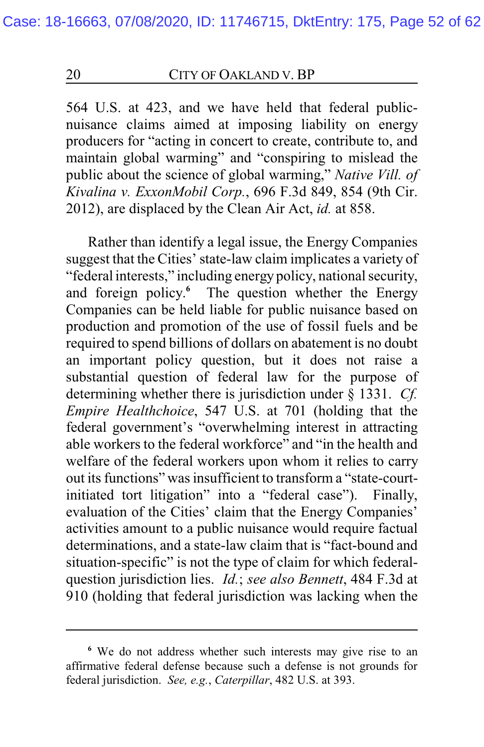564 U.S. at 423, and we have held that federal public-nuisance claims aimed at imposing liability on energy producers for "acting in concert to create, contribute to, and maintain global warming" and "conspiring to mislead the public about the science of global warming," *Native Vill. of Kivalina v. ExxonMobil Corp.*, 696 F.3d 849, 854 (9th Cir. 2012), are displaced by the Clean Air Act, *id.* at 858.

Rather than identify a legal issue, the Energy Companies suggest that the Cities' state-law claim implicates a variety of "federal interests," including energy policy, national security, and foreign policy.[6] The question whether the Energy Companies can be held liable for public nuisance based on production and promotion of the use of fossil fuels and be required to spend billions of dollars on abatement is no doubt an important policy question, but it does not raise a substantial question of federal law for the purpose of determining whether there is jurisdiction under § 1331. *Cf. Empire Healthchoice*, 547 U.S. at 701 (holding that the federal government's "overwhelming interest in attracting able workers to the federal workforce" and "in the health and welfare of the federal workers upon whom it relies to carry out its functions" was insufficient to transform a "state-court-initiated tort litigation" into a "federal case"). Finally, evaluation of the Cities' claim that the Energy Companies' activities amount to a public nuisance would require factual determinations, and a state-law claim that is "fact-bound and situation-specific" is not the type of claim for which federal-question jurisdiction lies. *Id.*; *see also Bennett*, 484 F.3d at 910 (holding that federal jurisdiction was lacking when the

---

[6] We do not address whether such interests may give rise to an affirmative federal defense because such a defense is not grounds for federal jurisdiction. *See, e.g.*, *Caterpillar*, 482 U.S. at 393.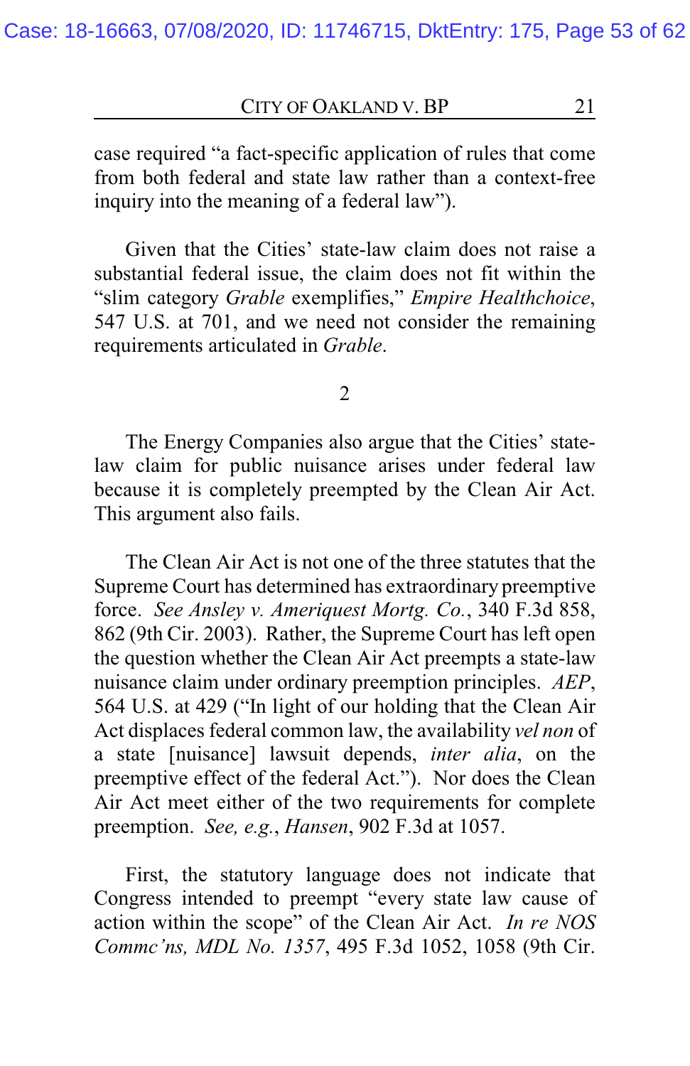case required "a fact-specific application of rules that come from both federal and state law rather than a context-free inquiry into the meaning of a federal law").

Given that the Cities' state-law claim does not raise a substantial federal issue, the claim does not fit within the "slim category *Grable* exemplifies," *Empire Healthchoice*, 547 U.S. at 701, and we need not consider the remaining requirements articulated in *Grable*.

2

The Energy Companies also argue that the Cities' state-law claim for public nuisance arises under federal law because it is completely preempted by the Clean Air Act. This argument also fails.

The Clean Air Act is not one of the three statutes that the Supreme Court has determined has extraordinary preemptive force. *See Ansley v. Ameriquest Mortg. Co.*, 340 F.3d 858, 862 (9th Cir. 2003). Rather, the Supreme Court has left open the question whether the Clean Air Act preempts a state-law nuisance claim under ordinary preemption principles. *AEP*, 564 U.S. at 429 ("In light of our holding that the Clean Air Act displaces federal common law, the availability *vel non* of a state [nuisance] lawsuit depends, *inter alia*, on the preemptive effect of the federal Act."). Nor does the Clean Air Act meet either of the two requirements for complete preemption. *See, e.g.*, *Hansen*, 902 F.3d at 1057.

First, the statutory language does not indicate that Congress intended to preempt "every state law cause of action within the scope" of the Clean Air Act. *In re NOS Commc'ns, MDL No. 1357*, 495 F.3d 1052, 1058 (9th Cir.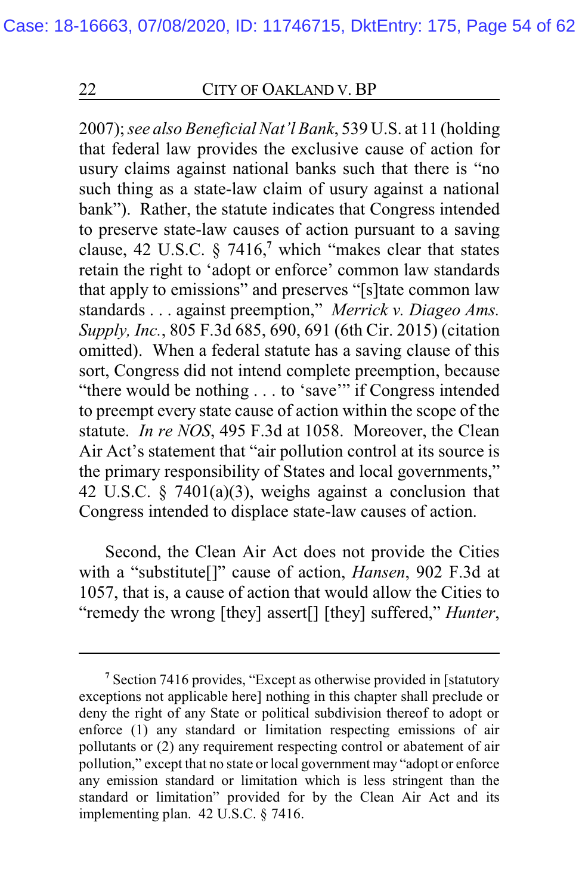2007); *see also Beneficial Nat'l Bank*, 539 U.S. at 11 (holding that federal law provides the exclusive cause of action for usury claims against national banks such that there is "no such thing as a state-law claim of usury against a national bank"). Rather, the statute indicates that Congress intended to preserve state-law causes of action pursuant to a saving clause, 42 U.S.C. § 7416,[7] which "makes clear that states retain the right to 'adopt or enforce' common law standards that apply to emissions" and preserves "[s]tate common law standards . . . against preemption," *Merrick v. Diageo Ams. Supply, Inc.*, 805 F.3d 685, 690, 691 (6th Cir. 2015) (citation omitted). When a federal statute has a saving clause of this sort, Congress did not intend complete preemption, because "there would be nothing . . . to 'save'" if Congress intended to preempt every state cause of action within the scope of the statute. *In re NOS*, 495 F.3d at 1058. Moreover, the Clean Air Act's statement that "air pollution control at its source is the primary responsibility of States and local governments," 42 U.S.C. § 7401(a)(3), weighs against a conclusion that Congress intended to displace state-law causes of action.

Second, the Clean Air Act does not provide the Cities with a "substitute[]" cause of action, *Hansen*, 902 F.3d at 1057, that is, a cause of action that would allow the Cities to "remedy the wrong [they] assert[] [they] suffered," *Hunter*,

---

[7] Section 7416 provides, "Except as otherwise provided in [statutory exceptions not applicable here] nothing in this chapter shall preclude or deny the right of any State or political subdivision thereof to adopt or enforce (1) any standard or limitation respecting emissions of air pollutants or (2) any requirement respecting control or abatement of air pollution," except that no state or local government may "adopt or enforce any emission standard or limitation which is less stringent than the standard or limitation" provided for by the Clean Air Act and its implementing plan. 42 U.S.C. § 7416.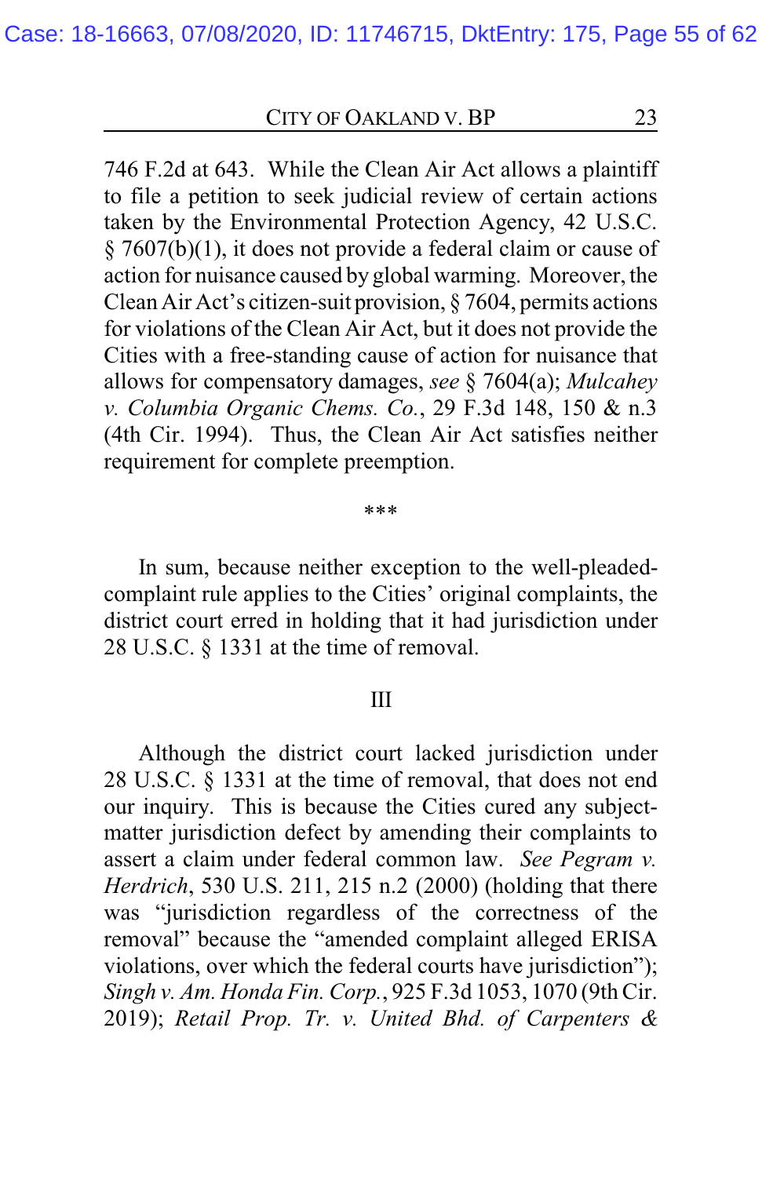746 F.2d at 643. While the Clean Air Act allows a plaintiff to file a petition to seek judicial review of certain actions taken by the Environmental Protection Agency, 42 U.S.C. § 7607(b)(1), it does not provide a federal claim or cause of action for nuisance caused by global warming. Moreover, the Clean Air Act's citizen-suit provision, § 7604, permits actions for violations of the Clean Air Act, but it does not provide the Cities with a free-standing cause of action for nuisance that allows for compensatory damages, *see* § 7604(a); *Mulcahey v. Columbia Organic Chems. Co.*, 29 F.3d 148, 150 & n.3 (4th Cir. 1994). Thus, the Clean Air Act satisfies neither requirement for complete preemption.

\*\*\*

In sum, because neither exception to the well-pleaded-complaint rule applies to the Cities' original complaints, the district court erred in holding that it had jurisdiction under 28 U.S.C. § 1331 at the time of removal.

III

Although the district court lacked jurisdiction under 28 U.S.C. § 1331 at the time of removal, that does not end our inquiry. This is because the Cities cured any subject-matter jurisdiction defect by amending their complaints to assert a claim under federal common law. *See Pegram v. Herdrich*, 530 U.S. 211, 215 n.2 (2000) (holding that there was "jurisdiction regardless of the correctness of the removal" because the "amended complaint alleged ERISA violations, over which the federal courts have jurisdiction"); *Singh v. Am. Honda Fin. Corp.*, 925 F.3d 1053, 1070 (9th Cir. 2019); *Retail Prop. Tr. v. United Bhd. of Carpenters &*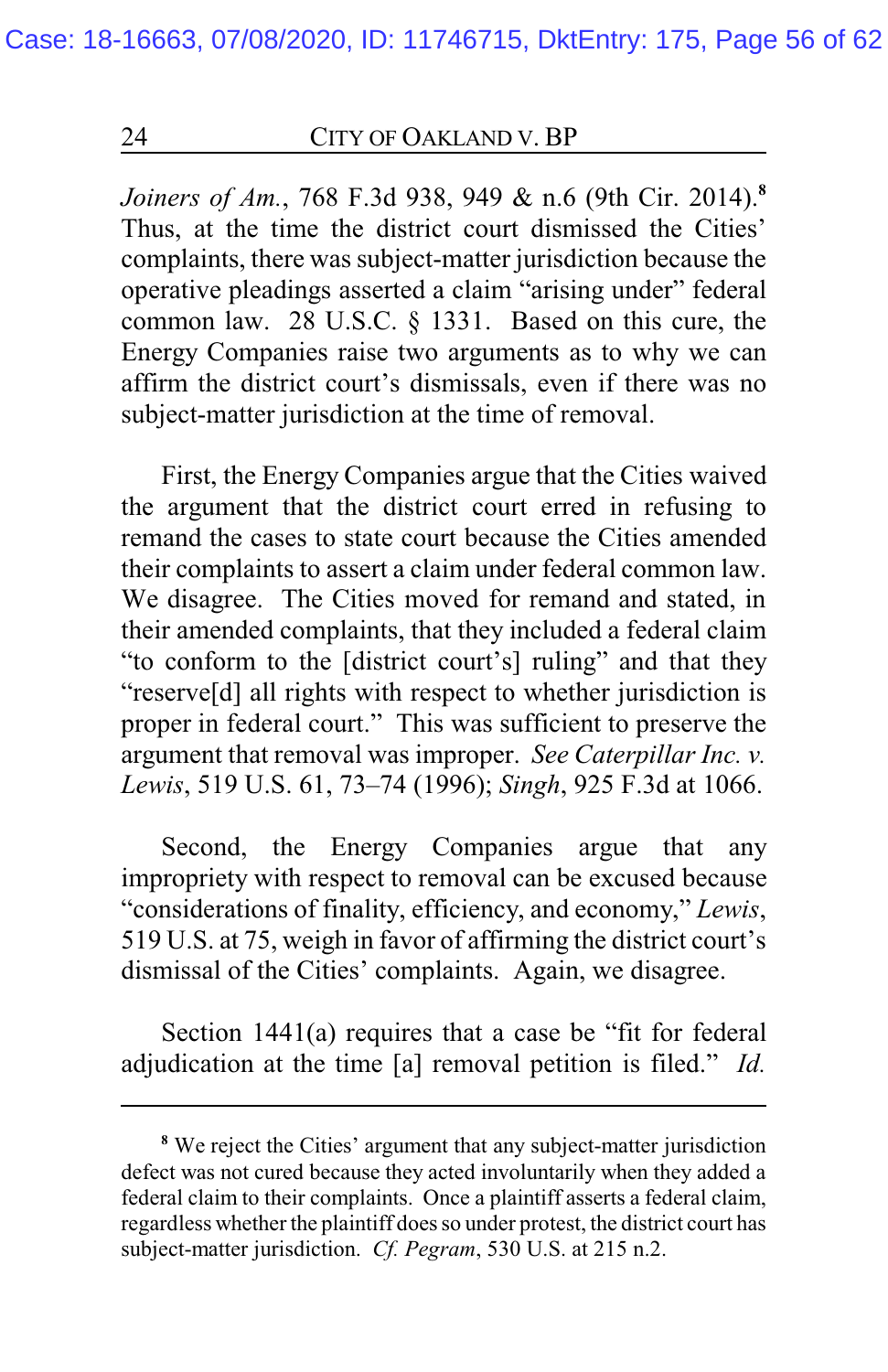*Joiners of Am.*, 768 F.3d 938, 949 & n.6 (9th Cir. 2014).[8] Thus, at the time the district court dismissed the Cities' complaints, there was subject-matter jurisdiction because the operative pleadings asserted a claim "arising under" federal common law. 28 U.S.C. § 1331. Based on this cure, the Energy Companies raise two arguments as to why we can affirm the district court's dismissals, even if there was no subject-matter jurisdiction at the time of removal.

First, the Energy Companies argue that the Cities waived the argument that the district court erred in refusing to remand the cases to state court because the Cities amended their complaints to assert a claim under federal common law. We disagree. The Cities moved for remand and stated, in their amended complaints, that they included a federal claim "to conform to the [district court's] ruling" and that they "reserve[d] all rights with respect to whether jurisdiction is proper in federal court." This was sufficient to preserve the argument that removal was improper. *See Caterpillar Inc. v. Lewis*, 519 U.S. 61, 73–74 (1996); *Singh*, 925 F.3d at 1066.

Second, the Energy Companies argue that any impropriety with respect to removal can be excused because "considerations of finality, efficiency, and economy," *Lewis*, 519 U.S. at 75, weigh in favor of affirming the district court's dismissal of the Cities' complaints. Again, we disagree.

Section 1441(a) requires that a case be "fit for federal adjudication at the time [a] removal petition is filed." *Id.*

---

[8] We reject the Cities' argument that any subject-matter jurisdiction defect was not cured because they acted involuntarily when they added a federal claim to their complaints. Once a plaintiff asserts a federal claim, regardless whether the plaintiff does so under protest, the district court has subject-matter jurisdiction. *Cf. Pegram*, 530 U.S. at 215 n.2.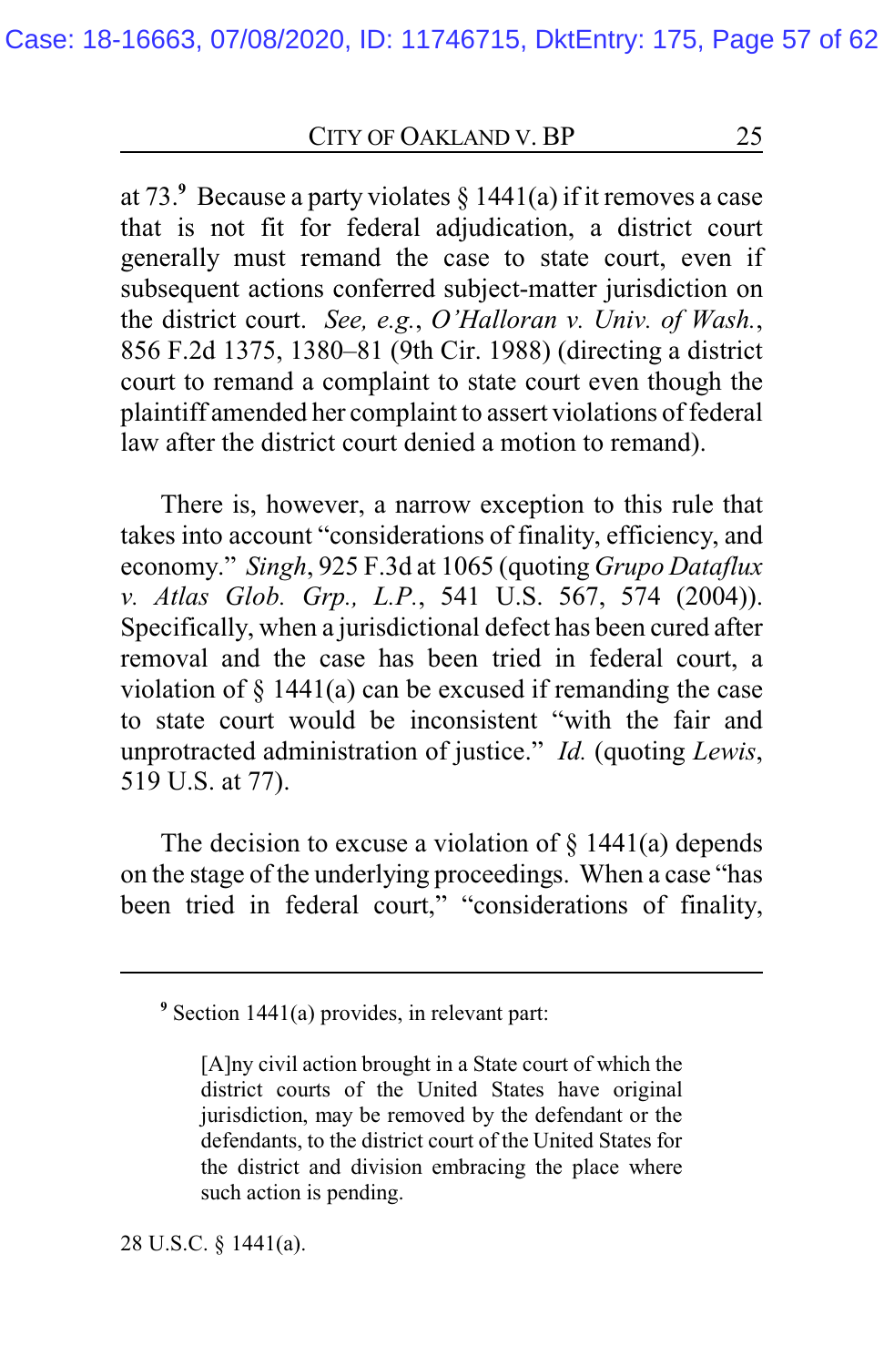at 73.[9] Because a party violates § 1441(a) if it removes a case that is not fit for federal adjudication, a district court generally must remand the case to state court, even if subsequent actions conferred subject-matter jurisdiction on the district court. *See, e.g.*, *O'Halloran v. Univ. of Wash.*, 856 F.2d 1375, 1380–81 (9th Cir. 1988) (directing a district court to remand a complaint to state court even though the plaintiff amended her complaint to assert violations of federal law after the district court denied a motion to remand).

There is, however, a narrow exception to this rule that takes into account "considerations of finality, efficiency, and economy." *Singh*, 925 F.3d at 1065 (quoting *Grupo Dataflux v. Atlas Glob. Grp., L.P.*, 541 U.S. 567, 574 (2004)). Specifically, when a jurisdictional defect has been cured after removal and the case has been tried in federal court, a violation of § 1441(a) can be excused if remanding the case to state court would be inconsistent "with the fair and unprotracted administration of justice." *Id.* (quoting *Lewis*, 519 U.S. at 77).

The decision to excuse a violation of § 1441(a) depends on the stage of the underlying proceedings. When a case "has been tried in federal court," "considerations of finality,

---

[9] Section 1441(a) provides, in relevant part:

> [A]ny civil action brought in a State court of which the district courts of the United States have original jurisdiction, may be removed by the defendant or the defendants, to the district court of the United States for the district and division embracing the place where such action is pending.

28 U.S.C. § 1441(a).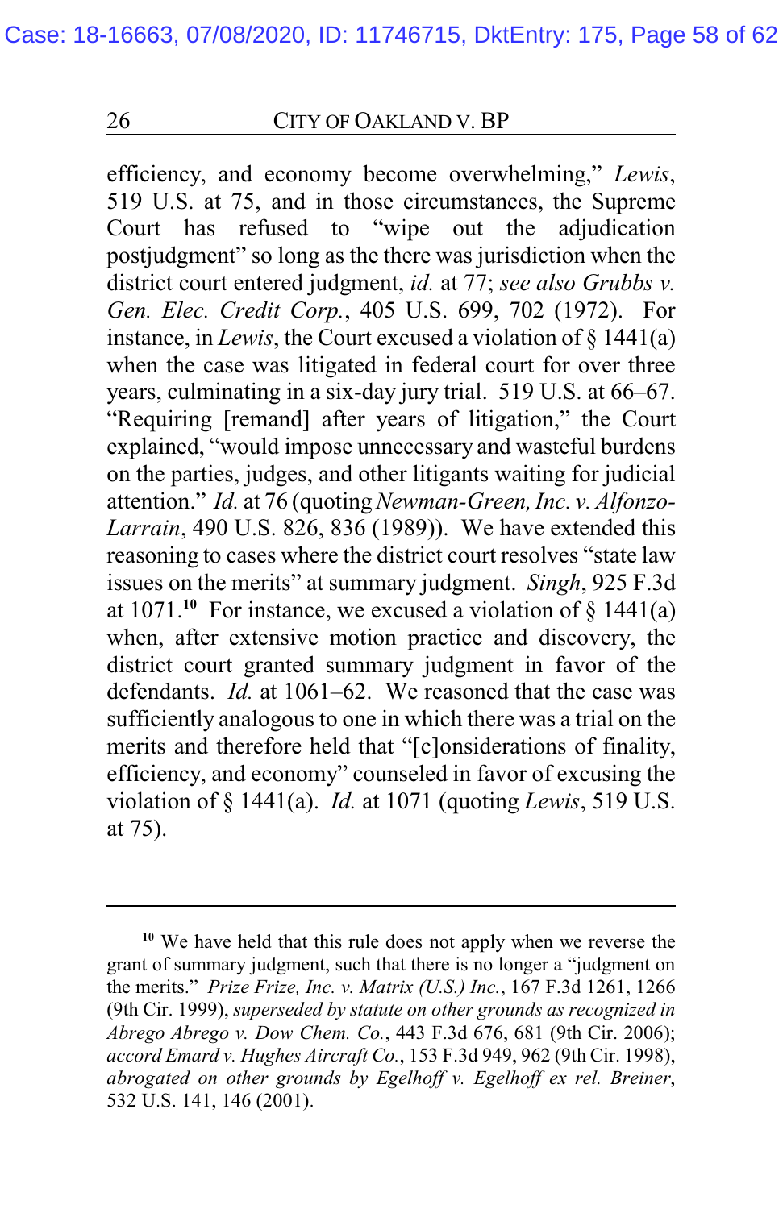efficiency, and economy become overwhelming," *Lewis*, 519 U.S. at 75, and in those circumstances, the Supreme Court has refused to "wipe out the adjudication postjudgment" so long as the there was jurisdiction when the district court entered judgment, *id.* at 77; *see also Grubbs v. Gen. Elec. Credit Corp.*, 405 U.S. 699, 702 (1972). For instance, in *Lewis*, the Court excused a violation of § 1441(a) when the case was litigated in federal court for over three years, culminating in a six-day jury trial. 519 U.S. at 66–67. "Requiring [remand] after years of litigation," the Court explained, "would impose unnecessary and wasteful burdens on the parties, judges, and other litigants waiting for judicial attention." *Id.* at 76 (quoting *Newman-Green, Inc. v. Alfonzo-Larrain*, 490 U.S. 826, 836 (1989)). We have extended this reasoning to cases where the district court resolves "state law issues on the merits" at summary judgment. *Singh*, 925 F.3d at 1071.[10] For instance, we excused a violation of § 1441(a) when, after extensive motion practice and discovery, the district court granted summary judgment in favor of the defendants. *Id.* at 1061–62. We reasoned that the case was sufficiently analogous to one in which there was a trial on the merits and therefore held that "[c]onsiderations of finality, efficiency, and economy" counseled in favor of excusing the violation of § 1441(a). *Id.* at 1071 (quoting *Lewis*, 519 U.S. at 75).

---

[10] We have held that this rule does not apply when we reverse the grant of summary judgment, such that there is no longer a "judgment on the merits." *Prize Frize, Inc. v. Matrix (U.S.) Inc.*, 167 F.3d 1261, 1266 (9th Cir. 1999), *superseded by statute on other grounds as recognized in Abrego Abrego v. Dow Chem. Co.*, 443 F.3d 676, 681 (9th Cir. 2006); *accord Emard v. Hughes Aircraft Co.*, 153 F.3d 949, 962 (9th Cir. 1998), *abrogated on other grounds by Egelhoff v. Egelhoff ex rel. Breiner*, 532 U.S. 141, 146 (2001).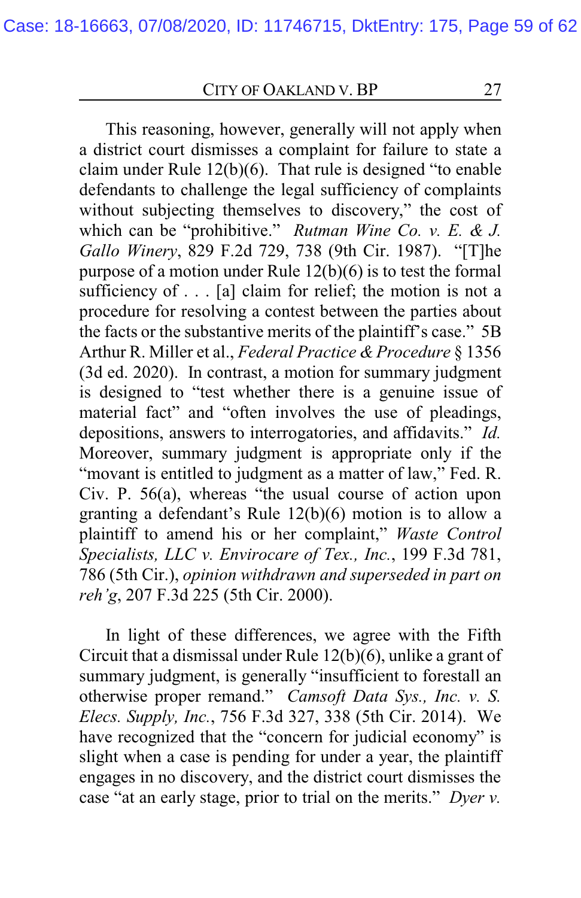This reasoning, however, generally will not apply when a district court dismisses a complaint for failure to state a claim under Rule 12(b)(6). That rule is designed "to enable defendants to challenge the legal sufficiency of complaints without subjecting themselves to discovery," the cost of which can be "prohibitive." *Rutman Wine Co. v. E. & J. Gallo Winery*, 829 F.2d 729, 738 (9th Cir. 1987). "[T]he purpose of a motion under Rule 12(b)(6) is to test the formal sufficiency of . . . [a] claim for relief; the motion is not a procedure for resolving a contest between the parties about the facts or the substantive merits of the plaintiff's case." 5B Arthur R. Miller et al., *Federal Practice & Procedure* § 1356 (3d ed. 2020). In contrast, a motion for summary judgment is designed to "test whether there is a genuine issue of material fact" and "often involves the use of pleadings, depositions, answers to interrogatories, and affidavits." *Id.* Moreover, summary judgment is appropriate only if the "movant is entitled to judgment as a matter of law," Fed. R. Civ. P. 56(a), whereas "the usual course of action upon granting a defendant's Rule 12(b)(6) motion is to allow a plaintiff to amend his or her complaint," *Waste Control Specialists, LLC v. Envirocare of Tex., Inc.*, 199 F.3d 781, 786 (5th Cir.), *opinion withdrawn and superseded in part on reh'g*, 207 F.3d 225 (5th Cir. 2000).

In light of these differences, we agree with the Fifth Circuit that a dismissal under Rule 12(b)(6), unlike a grant of summary judgment, is generally "insufficient to forestall an otherwise proper remand." *Camsoft Data Sys., Inc. v. S. Elecs. Supply, Inc.*, 756 F.3d 327, 338 (5th Cir. 2014). We have recognized that the "concern for judicial economy" is slight when a case is pending for under a year, the plaintiff engages in no discovery, and the district court dismisses the case "at an early stage, prior to trial on the merits." *Dyer v.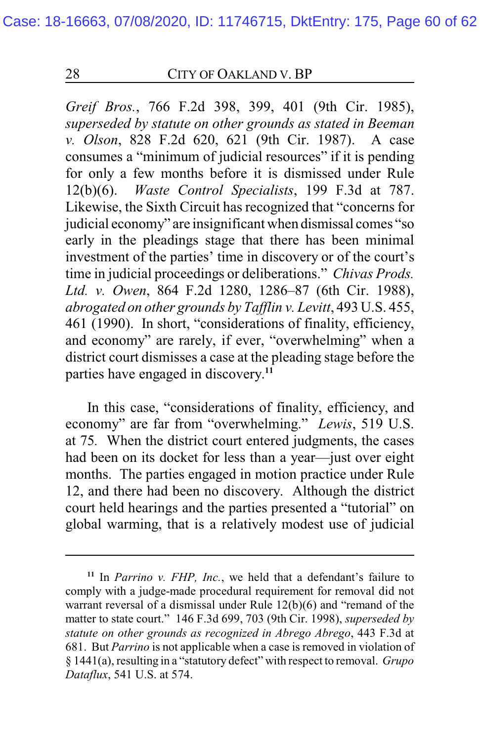*Greif Bros.*, 766 F.2d 398, 399, 401 (9th Cir. 1985), *superseded by statute on other grounds as stated in Beeman v. Olson*, 828 F.2d 620, 621 (9th Cir. 1987). A case consumes a "minimum of judicial resources" if it is pending for only a few months before it is dismissed under Rule 12(b)(6). *Waste Control Specialists*, 199 F.3d at 787. Likewise, the Sixth Circuit has recognized that "concerns for judicial economy" are insignificant when dismissal comes "so early in the pleadings stage that there has been minimal investment of the parties' time in discovery or of the court's time in judicial proceedings or deliberations." *Chivas Prods. Ltd. v. Owen*, 864 F.2d 1280, 1286–87 (6th Cir. 1988), *abrogated on other grounds by Tafflin v. Levitt*, 493 U.S. 455, 461 (1990). In short, "considerations of finality, efficiency, and economy" are rarely, if ever, "overwhelming" when a district court dismisses a case at the pleading stage before the parties have engaged in discovery.[11]

In this case, "considerations of finality, efficiency, and economy" are far from "overwhelming." *Lewis*, 519 U.S. at 75. When the district court entered judgments, the cases had been on its docket for less than a year—just over eight months. The parties engaged in motion practice under Rule 12, and there had been no discovery. Although the district court held hearings and the parties presented a "tutorial" on global warming, that is a relatively modest use of judicial

---

[11] In *Parrino v. FHP, Inc.*, we held that a defendant's failure to comply with a judge-made procedural requirement for removal did not warrant reversal of a dismissal under Rule 12(b)(6) and "remand of the matter to state court." 146 F.3d 699, 703 (9th Cir. 1998), *superseded by statute on other grounds as recognized in Abrego Abrego*, 443 F.3d at 681. But *Parrino* is not applicable when a case is removed in violation of § 1441(a), resulting in a "statutory defect" with respect to removal. *Grupo Dataflux*, 541 U.S. at 574.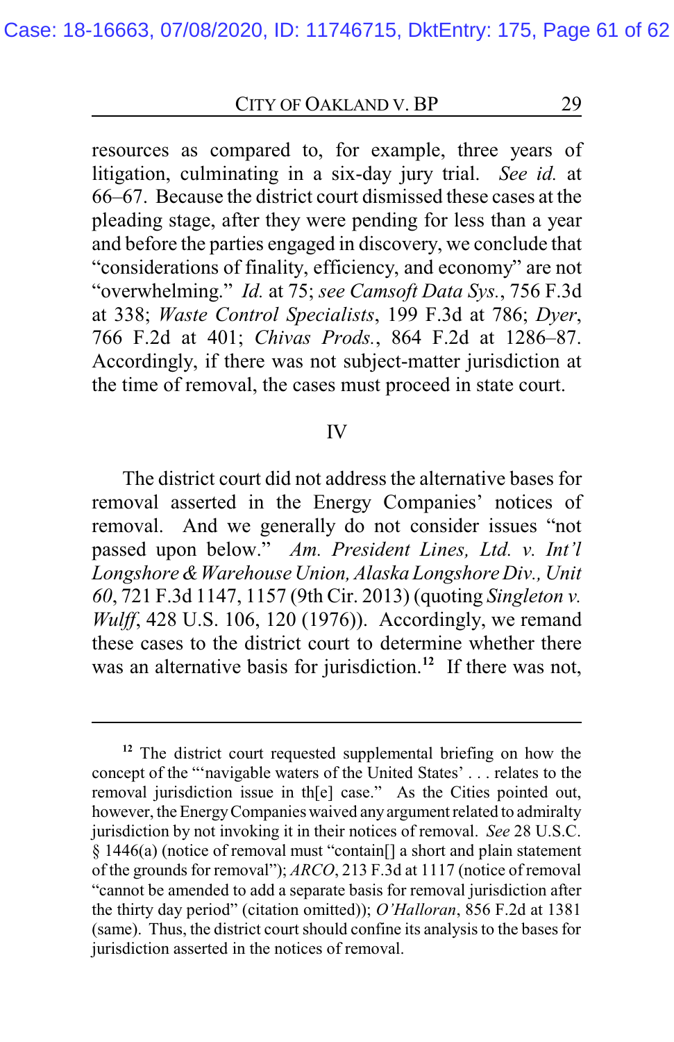resources as compared to, for example, three years of litigation, culminating in a six-day jury trial. *See id.* at 66–67. Because the district court dismissed these cases at the pleading stage, after they were pending for less than a year and before the parties engaged in discovery, we conclude that "considerations of finality, efficiency, and economy" are not "overwhelming." *Id.* at 75; *see Camsoft Data Sys.*, 756 F.3d at 338; *Waste Control Specialists*, 199 F.3d at 786; *Dyer*, 766 F.2d at 401; *Chivas Prods.*, 864 F.2d at 1286–87. Accordingly, if there was not subject-matter jurisdiction at the time of removal, the cases must proceed in state court.

## IV

The district court did not address the alternative bases for removal asserted in the Energy Companies' notices of removal. And we generally do not consider issues "not passed upon below." *Am. President Lines, Ltd. v. Int'l Longshore & Warehouse Union, Alaska Longshore Div., Unit 60*, 721 F.3d 1147, 1157 (9th Cir. 2013) (quoting *Singleton v. Wulff*, 428 U.S. 106, 120 (1976)). Accordingly, we remand these cases to the district court to determine whether there was an alternative basis for jurisdiction.[12] If there was not,

---

[12] The district court requested supplemental briefing on how the concept of the "'navigable waters of the United States' . . . relates to the removal jurisdiction issue in th[e] case." As the Cities pointed out, however, the Energy Companies waived any argument related to admiralty jurisdiction by not invoking it in their notices of removal. *See* 28 U.S.C. § 1446(a) (notice of removal must "contain[] a short and plain statement of the grounds for removal"); *ARCO*, 213 F.3d at 1117 (notice of removal "cannot be amended to add a separate basis for removal jurisdiction after the thirty day period" (citation omitted)); *O'Halloran*, 856 F.2d at 1381 (same). Thus, the district court should confine its analysis to the bases for jurisdiction asserted in the notices of removal.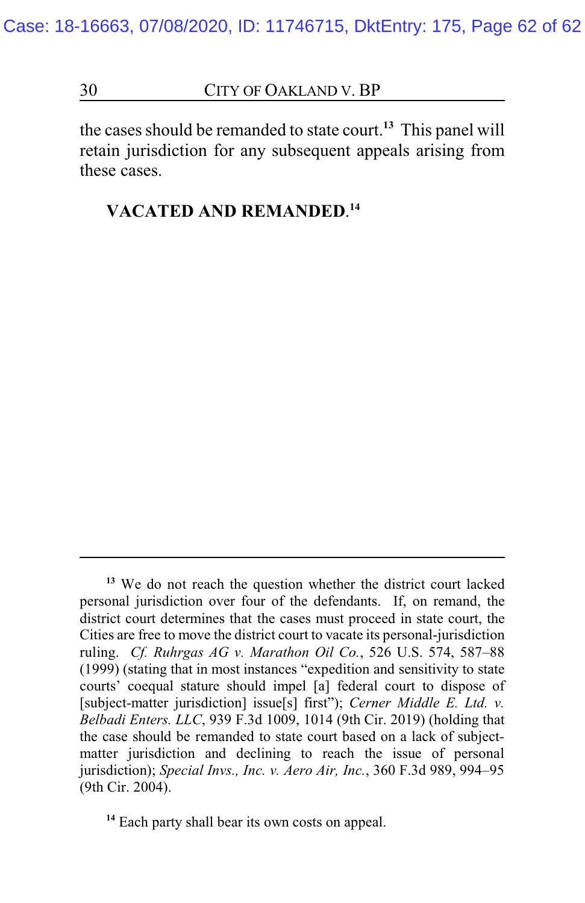the cases should be remanded to state court.[13] This panel will retain jurisdiction for any subsequent appeals arising from these cases.

**VACATED AND REMANDED.**[14]

---

[13] We do not reach the question whether the district court lacked personal jurisdiction over four of the defendants. If, on remand, the district court determines that the cases must proceed in state court, the Cities are free to move the district court to vacate its personal-jurisdiction ruling. *Cf. Ruhrgas AG v. Marathon Oil Co.*, 526 U.S. 574, 587–88 (1999) (stating that in most instances "expedition and sensitivity to state courts' coequal stature should impel [a] federal court to dispose of [subject-matter jurisdiction] issue[s] first"); *Cerner Middle E. Ltd. v. Belbadi Enters. LLC*, 939 F.3d 1009, 1014 (9th Cir. 2019) (holding that the case should be remanded to state court based on a lack of subject-matter jurisdiction and declining to reach the issue of personal jurisdiction); *Special Invs., Inc. v. Aero Air, Inc.*, 360 F.3d 989, 994–95 (9th Cir. 2004).

[14] Each party shall bear its own costs on appeal.